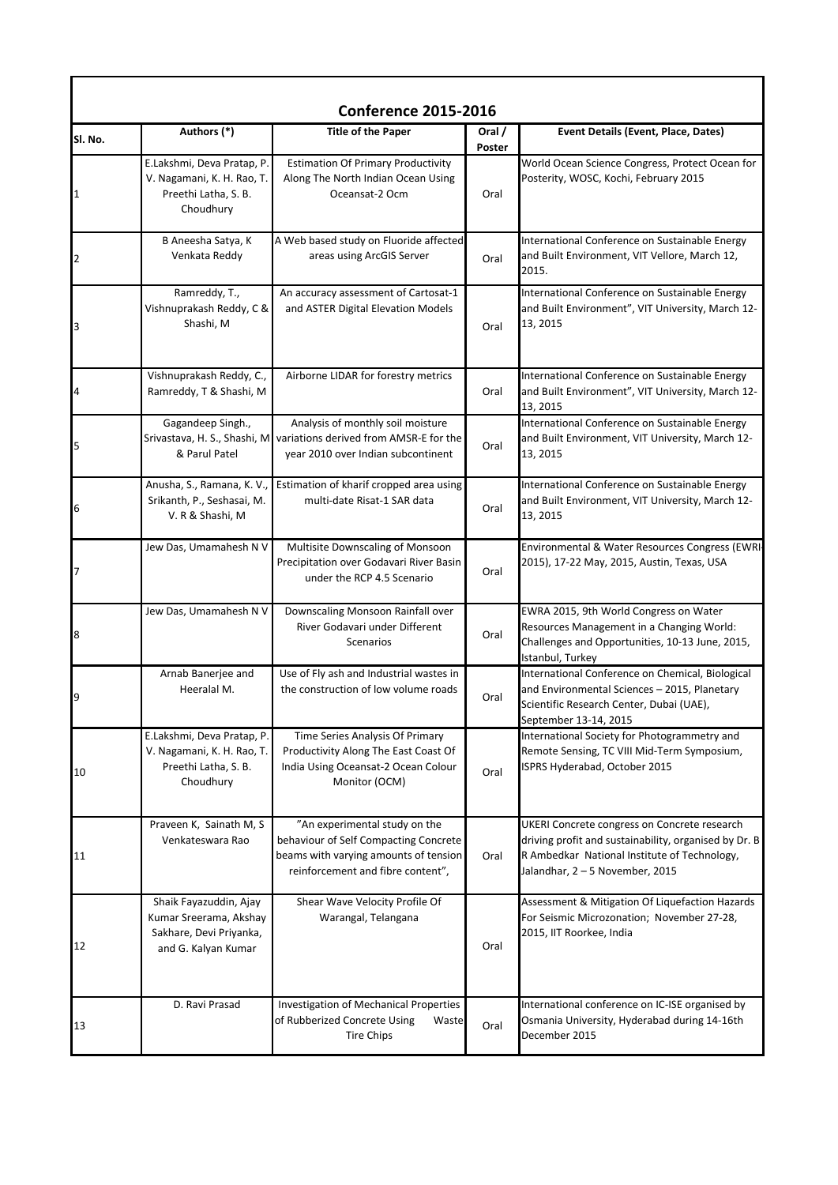## Conference 2015-2016

| Sl. No. | Authors (*) | Title of the Paper | Oral / Poster | Event Details (Event, Place, Dates) |
|---|---|---|---|---|
| 1 | E.Lakshmi, Deva Pratap, P. V. Nagamani, K. H. Rao, T. Preethi Latha, S. B. Choudhury | Estimation Of Primary Productivity Along The North Indian Ocean Using Oceansat-2 Ocm | Oral | World Ocean Science Congress, Protect Ocean for Posterity, WOSC, Kochi, February 2015 |
| 2 | B Aneesha Satya, K Venkata Reddy | A Web based study on Fluoride affected areas using ArcGIS Server | Oral | International Conference on Sustainable Energy and Built Environment, VIT Vellore, March 12, 2015. |
| 3 | Ramreddy, T., Vishnuprakash Reddy, C & Shashi, M | An accuracy assessment of Cartosat-1 and ASTER Digital Elevation Models | Oral | International Conference on Sustainable Energy and Built Environment", VIT University, March 12-13, 2015 |
| 4 | Vishnuprakash Reddy, C., Ramreddy, T & Shashi, M | Airborne LIDAR for forestry metrics | Oral | International Conference on Sustainable Energy and Built Environment", VIT University, March 12-13, 2015 |
| 5 | Gagandeep Singh., Srivastava, H. S., Shashi, M & Parul Patel | Analysis of monthly soil moisture variations derived from AMSR-E for the year 2010 over Indian subcontinent | Oral | International Conference on Sustainable Energy and Built Environment, VIT University, March 12-13, 2015 |
| 6 | Anusha, S., Ramana, K. V., Srikanth, P., Seshasai, M. V. R & Shashi, M | Estimation of kharif cropped area using multi-date Risat-1 SAR data | Oral | International Conference on Sustainable Energy and Built Environment, VIT University, March 12-13, 2015 |
| 7 | Jew Das, Umamahesh N V | Multisite Downscaling of Monsoon Precipitation over Godavari River Basin under the RCP 4.5 Scenario | Oral | Environmental & Water Resources Congress (EWRI-2015), 17-22 May, 2015, Austin, Texas, USA |
| 8 | Jew Das, Umamahesh N V | Downscaling Monsoon Rainfall over River Godavari under Different Scenarios | Oral | EWRA 2015, 9th World Congress on Water Resources Management in a Changing World: Challenges and Opportunities, 10-13 June, 2015, Istanbul, Turkey |
| 9 | Arnab Banerjee and Heeralal M. | Use of Fly ash and Industrial wastes in the construction of low volume roads | Oral | International Conference on Chemical, Biological and Environmental Sciences – 2015, Planetary Scientific Research Center, Dubai (UAE), September 13-14, 2015 |
| 10 | E.Lakshmi, Deva Pratap, P. V. Nagamani, K. H. Rao, T. Preethi Latha, S. B. Choudhury | Time Series Analysis Of Primary Productivity Along The East Coast Of India Using Oceansat-2 Ocean Colour Monitor (OCM) | Oral | International Society for Photogrammetry and Remote Sensing, TC VIII Mid-Term Symposium, ISPRS Hyderabad, October 2015 |
| 11 | Praveen K, Sainath M, S Venkateswara Rao | "An experimental study on the behaviour of Self Compacting Concrete beams with varying amounts of tension reinforcement and fibre content", | Oral | UKERI Concrete congress on Concrete research driving profit and sustainability, organised by Dr. B R Ambedkar National Institute of Technology, Jalandhar, 2 – 5 November, 2015 |
| 12 | Shaik Fayazuddin, Ajay Kumar Sreerama, Akshay Sakhare, Devi Priyanka, and G. Kalyan Kumar | Shear Wave Velocity Profile Of Warangal, Telangana | Oral | Assessment & Mitigation Of Liquefaction Hazards For Seismic Microzonation; November 27-28, 2015, IIT Roorkee, India |
| 13 | D. Ravi Prasad | Investigation of Mechanical Properties of Rubberized Concrete Using Waste Tire Chips | Oral | International conference on IC-ISE organised by Osmania University, Hyderabad during 14-16th December 2015 |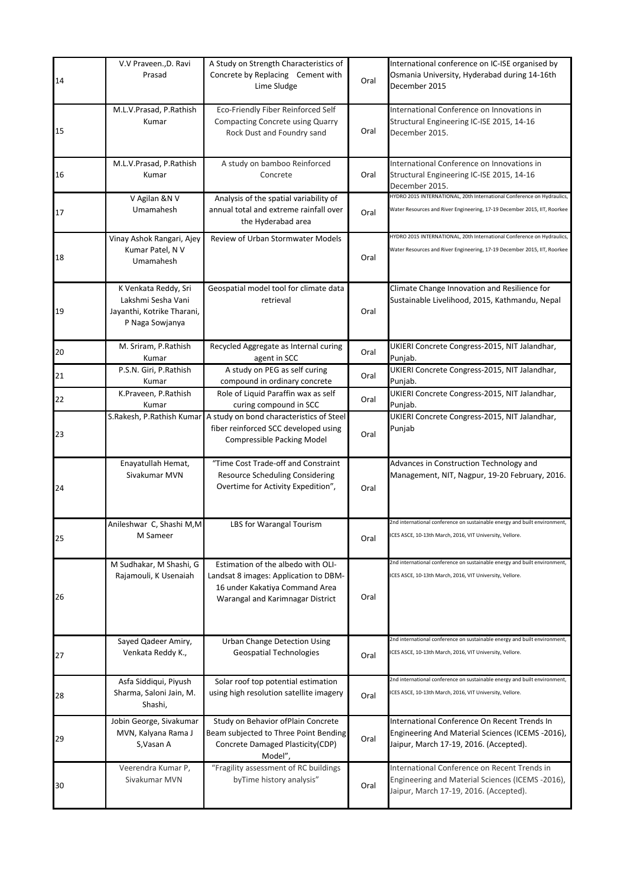| 14 | V.V Praveen.,D. Ravi Prasad | A Study on Strength Characteristics of Concrete by Replacing Cement with Lime Sludge | Oral | International conference on IC-ISE organised by Osmania University, Hyderabad during 14-16th December 2015 |
|---|---|---|---|---|
| 15 | M.L.V.Prasad, P.Rathish Kumar | Eco-Friendly Fiber Reinforced Self Compacting Concrete using Quarry Rock Dust and Foundry sand | Oral | International Conference on Innovations in Structural Engineering IC-ISE 2015, 14-16 December 2015. |
| 16 | M.L.V.Prasad, P.Rathish Kumar | A study on bamboo Reinforced Concrete | Oral | International Conference on Innovations in Structural Engineering IC-ISE 2015, 14-16 December 2015. |
| 17 | V Agilan &N V Umamahesh | Analysis of the spatial variability of annual total and extreme rainfall over the Hyderabad area | Oral | HYDRO 2015 INTERNATIONAL, 20th International Conference on Hydraulics, Water Resources and River Engineering, 17-19 December 2015, IIT, Roorkee |
| 18 | Vinay Ashok Rangari, Ajey Kumar Patel, N V Umamahesh | Review of Urban Stormwater Models | Oral | HYDRO 2015 INTERNATIONAL, 20th International Conference on Hydraulics, Water Resources and River Engineering, 17-19 December 2015, IIT, Roorkee |
| 19 | K Venkata Reddy, Sri Lakshmi Sesha Vani Jayanthi, Kotrike Tharani, P Naga Sowjanya | Geospatial model tool for climate data retrieval | Oral | Climate Change Innovation and Resilience for Sustainable Livelihood, 2015, Kathmandu, Nepal |
| 20 | M. Sriram, P.Rathish Kumar | Recycled Aggregate as Internal curing agent in SCC | Oral | UKIERI Concrete Congress-2015, NIT Jalandhar, Punjab. |
| 21 | P.S.N. Giri, P.Rathish Kumar | A study on PEG as self curing compound in ordinary concrete | Oral | UKIERI Concrete Congress-2015, NIT Jalandhar, Punjab. |
| 22 | K.Praveen, P.Rathish Kumar | Role of Liquid Paraffin wax as self curing compound in SCC | Oral | UKIERI Concrete Congress-2015, NIT Jalandhar, Punjab. |
| 23 | S.Rakesh, P.Rathish Kumar | A study on bond characteristics of Steel fiber reinforced SCC developed using Compressible Packing Model | Oral | UKIERI Concrete Congress-2015, NIT Jalandhar, Punjab |
| 24 | Enayatullah Hemat, Sivakumar MVN | "Time Cost Trade-off and Constraint Resource Scheduling Considering Overtime for Activity Expedition", | Oral | Advances in Construction Technology and Management, NIT, Nagpur, 19-20 February, 2016. |
| 25 | Anileshwar C, Shashi M,M M Sameer | LBS for Warangal Tourism | Oral | 2nd international conference on sustainable energy and built environment, ICES ASCE, 10-13th March, 2016, VIT University, Vellore. |
| 26 | M Sudhakar, M Shashi, G Rajamouli, K Usenaiah | Estimation of the albedo with OLI-Landsat 8 images: Application to DBM-16 under Kakatiya Command Area Warangal and Karimnagar District | Oral | 2nd international conference on sustainable energy and built environment, ICES ASCE, 10-13th March, 2016, VIT University, Vellore. |
| 27 | Sayed Qadeer Amiry, Venkata Reddy K., | Urban Change Detection Using Geospatial Technologies | Oral | 2nd international conference on sustainable energy and built environment, ICES ASCE, 10-13th March, 2016, VIT University, Vellore. |
| 28 | Asfa Siddiqui, Piyush Sharma, Saloni Jain, M. Shashi, | Solar roof top potential estimation using high resolution satellite imagery | Oral | 2nd international conference on sustainable energy and built environment, ICES ASCE, 10-13th March, 2016, VIT University, Vellore. |
| 29 | Jobin George, Sivakumar MVN, Kalyana Rama J S,Vasan A | Study on Behavior ofPlain Concrete Beam subjected to Three Point Bending Concrete Damaged Plasticity(CDP) Model", | Oral | International Conference On Recent Trends In Engineering And Material Sciences (ICEMS -2016), Jaipur, March 17-19, 2016. (Accepted). |
| 30 | Veerendra Kumar P, Sivakumar MVN | "Fragility assessment of RC buildings byTime history analysis" | Oral | International Conference on Recent Trends in Engineering and Material Sciences (ICEMS -2016), Jaipur, March 17-19, 2016. (Accepted). |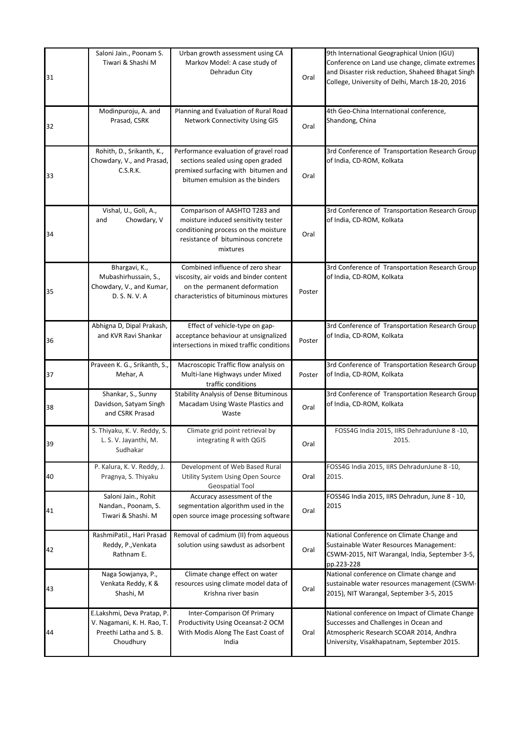| | | | | |
|---|---|---|---|---|
| 31 | Saloni Jain., Poonam S. Tiwari & Shashi M | Urban growth assessment using CA Markov Model: A case study of Dehradun City | Oral | 9th International Geographical Union (IGU) Conference on Land use change, climate extremes and Disaster risk reduction, Shaheed Bhagat Singh College, University of Delhi, March 18-20, 2016 |
| 32 | Modinpuroju, A. and Prasad, CSRK | Planning and Evaluation of Rural Road Network Connectivity Using GIS | Oral | 4th Geo-China International conference, Shandong, China |
| 33 | Rohith, D., Srikanth, K., Chowdary, V., and Prasad, C.S.R.K. | Performance evaluation of gravel road sections sealed using open graded premixed surfacing with bitumen and bitumen emulsion as the binders | Oral | 3rd Conference of Transportation Research Group of India, CD-ROM, Kolkata |
| 34 | Vishal, U., Goli, A., and Chowdary, V | Comparison of AASHTO T283 and moisture induced sensitivity tester conditioning process on the moisture resistance of bituminous concrete mixtures | Oral | 3rd Conference of Transportation Research Group of India, CD-ROM, Kolkata |
| 35 | Bhargavi, K., Mubashirhussain, S., Chowdary, V., and Kumar, D. S. N. V. A | Combined influence of zero shear viscosity, air voids and binder content on the permanent deformation characteristics of bituminous mixtures | Poster | 3rd Conference of Transportation Research Group of India, CD-ROM, Kolkata |
| 36 | Abhigna D, Dipal Prakash, and KVR Ravi Shankar | Effect of vehicle-type on gap-acceptance behaviour at unsignalized intersections in mixed traffic conditions | Poster | 3rd Conference of Transportation Research Group of India, CD-ROM, Kolkata |
| 37 | Praveen K. G., Srikanth, S., Mehar, A | Macroscopic Traffic flow analysis on Multi-lane Highways under Mixed traffic conditions | Poster | 3rd Conference of Transportation Research Group of India, CD-ROM, Kolkata |
| 38 | Shankar, S., Sunny Davidson, Satyam Singh and CSRK Prasad | Stability Analysis of Dense Bituminous Macadam Using Waste Plastics and Waste | Oral | 3rd Conference of Transportation Research Group of India, CD-ROM, Kolkata |
| 39 | S. Thiyaku, K. V. Reddy, S. L. S. V. Jayanthi, M. Sudhakar | Climate grid point retrieval by integrating R with QGIS | Oral | FOSS4G India 2015, IIRS DehradunJune 8 -10, 2015. |
| 40 | P. Kalura, K. V. Reddy, J. Pragnya, S. Thiyaku | Development of Web Based Rural Utility System Using Open Source Geospatial Tool | Oral | FOSS4G India 2015, IIRS DehradunJune 8 -10, 2015. |
| 41 | Saloni Jain., Rohit Nandan., Poonam, S. Tiwari & Shashi. M | Accuracy assessment of the segmentation algorithm used in the open source image processing software | Oral | FOSS4G India 2015, IIRS Dehradun, June 8 - 10, 2015 |
| 42 | RashmiPatil., Hari Prasad Reddy, P.,Venkata Rathnam E. | Removal of cadmium (II) from aqueous solution using sawdust as adsorbent | Oral | National Conference on Climate Change and Sustainable Water Resources Management: CSWM-2015, NIT Warangal, India, September 3-5, pp.223-228 |
| 43 | Naga Sowjanya, P., Venkata Reddy, K & Shashi, M | Climate change effect on water resources using climate model data of Krishna river basin | Oral | National conference on Climate change and sustainable water resources management (CSWM-2015), NIT Warangal, September 3-5, 2015 |
| 44 | E.Lakshmi, Deva Pratap, P. V. Nagamani, K. H. Rao, T. Preethi Latha and S. B. Choudhury | Inter-Comparison Of Primary Productivity Using Oceansat-2 OCM With Modis Along The East Coast of India | Oral | National conference on Impact of Climate Change Successes and Challenges in Ocean and Atmospheric Research SCOAR 2014, Andhra University, Visakhapatnam, September 2015. |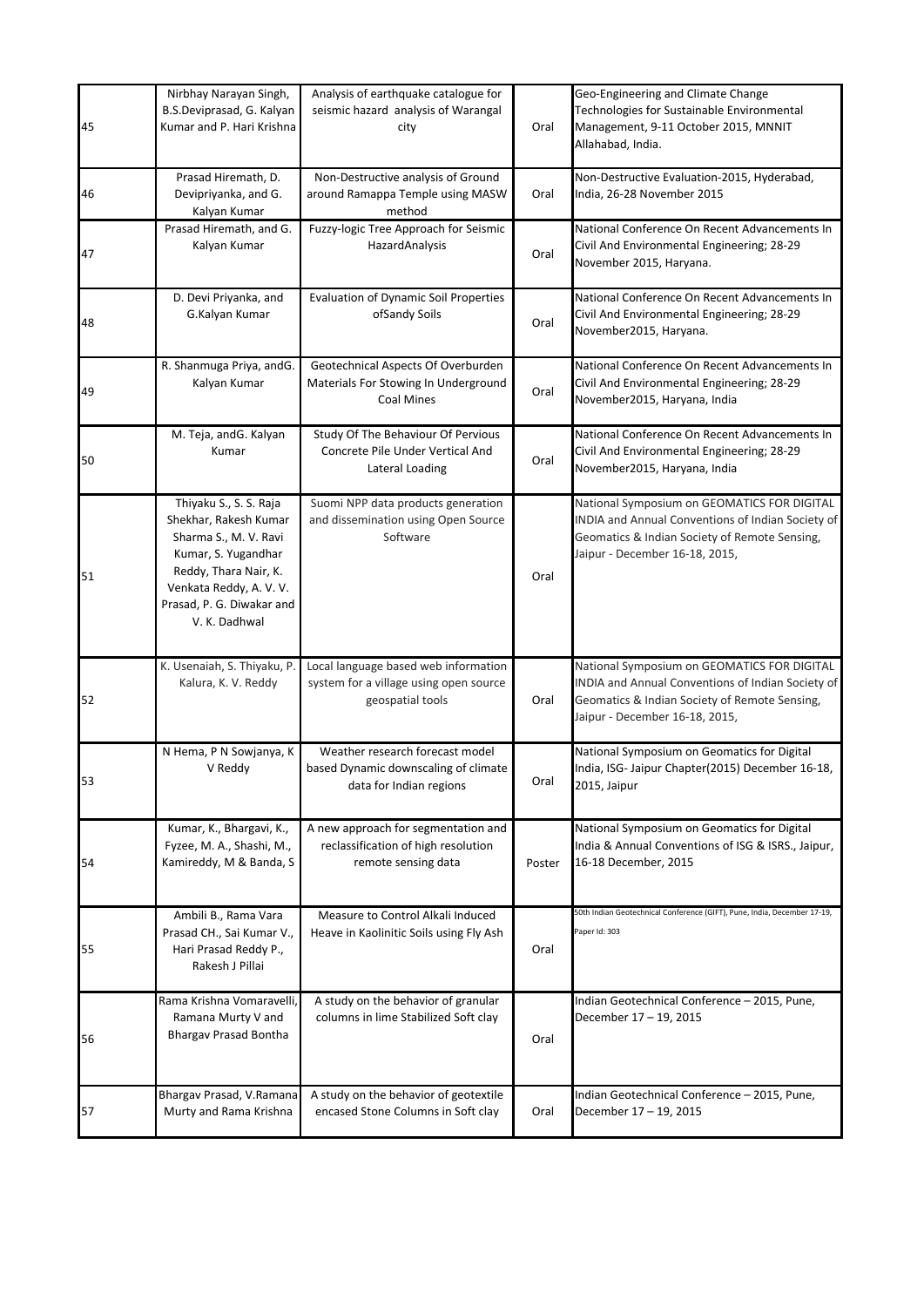| | | | | |
|---|---|---|---|---|
| 45 | Nirbhay Narayan Singh, B.S.Deviprasad, G. Kalyan Kumar and P. Hari Krishna | Analysis of earthquake catalogue for seismic hazard analysis of Warangal city | Oral | Geo-Engineering and Climate Change Technologies for Sustainable Environmental Management, 9-11 October 2015, MNNIT Allahabad, India. |
| 46 | Prasad Hiremath, D. Devipriyanka, and G. Kalyan Kumar | Non-Destructive analysis of Ground around Ramappa Temple using MASW method | Oral | Non-Destructive Evaluation-2015, Hyderabad, India, 26-28 November 2015 |
| 47 | Prasad Hiremath, and G. Kalyan Kumar | Fuzzy-logic Tree Approach for Seismic HazardAnalysis | Oral | National Conference On Recent Advancements In Civil And Environmental Engineering; 28-29 November 2015, Haryana. |
| 48 | D. Devi Priyanka, and G.Kalyan Kumar | Evaluation of Dynamic Soil Properties ofSandy Soils | Oral | National Conference On Recent Advancements In Civil And Environmental Engineering; 28-29 November2015, Haryana. |
| 49 | R. Shanmuga Priya, andG. Kalyan Kumar | Geotechnical Aspects Of Overburden Materials For Stowing In Underground Coal Mines | Oral | National Conference On Recent Advancements In Civil And Environmental Engineering; 28-29 November2015, Haryana, India |
| 50 | M. Teja, andG. Kalyan Kumar | Study Of The Behaviour Of Pervious Concrete Pile Under Vertical And Lateral Loading | Oral | National Conference On Recent Advancements In Civil And Environmental Engineering; 28-29 November2015, Haryana, India |
| 51 | Thiyaku S., S. S. Raja Shekhar, Rakesh Kumar Sharma S., M. V. Ravi Kumar, S. Yugandhar Reddy, Thara Nair, K. Venkata Reddy, A. V. V. Prasad, P. G. Diwakar and V. K. Dadhwal | Suomi NPP data products generation and dissemination using Open Source Software | Oral | National Symposium on GEOMATICS FOR DIGITAL INDIA and Annual Conventions of Indian Society of Geomatics & Indian Society of Remote Sensing, Jaipur - December 16-18, 2015, |
| 52 | K. Usenaiah, S. Thiyaku, P. Kalura, K. V. Reddy | Local language based web information system for a village using open source geospatial tools | Oral | National Symposium on GEOMATICS FOR DIGITAL INDIA and Annual Conventions of Indian Society of Geomatics & Indian Society of Remote Sensing, Jaipur - December 16-18, 2015, |
| 53 | N Hema, P N Sowjanya, K V Reddy | Weather research forecast model based Dynamic downscaling of climate data for Indian regions | Oral | National Symposium on Geomatics for Digital India, ISG- Jaipur Chapter(2015) December 16-18, 2015, Jaipur |
| 54 | Kumar, K., Bhargavi, K., Fyzee, M. A., Shashi, M., Kamireddy, M & Banda, S | A new approach for segmentation and reclassification of high resolution remote sensing data | Poster | National Symposium on Geomatics for Digital India & Annual Conventions of ISG & ISRS., Jaipur, 16-18 December, 2015 |
| 55 | Ambili B., Rama Vara Prasad CH., Sai Kumar V., Hari Prasad Reddy P., Rakesh J Pillai | Measure to Control Alkali Induced Heave in Kaolinitic Soils using Fly Ash | Oral | 50th Indian Geotechnical Conference (GIFT), Pune, India, December 17-19, Paper Id: 303 |
| 56 | Rama Krishna Vomaravelli, Ramana Murty V and Bhargav Prasad Bontha | A study on the behavior of granular columns in lime Stabilized Soft clay | Oral | Indian Geotechnical Conference – 2015, Pune, December 17 – 19, 2015 |
| 57 | Bhargav Prasad, V.Ramana Murty and Rama Krishna | A study on the behavior of geotextile encased Stone Columns in Soft clay | Oral | Indian Geotechnical Conference – 2015, Pune, December 17 – 19, 2015 |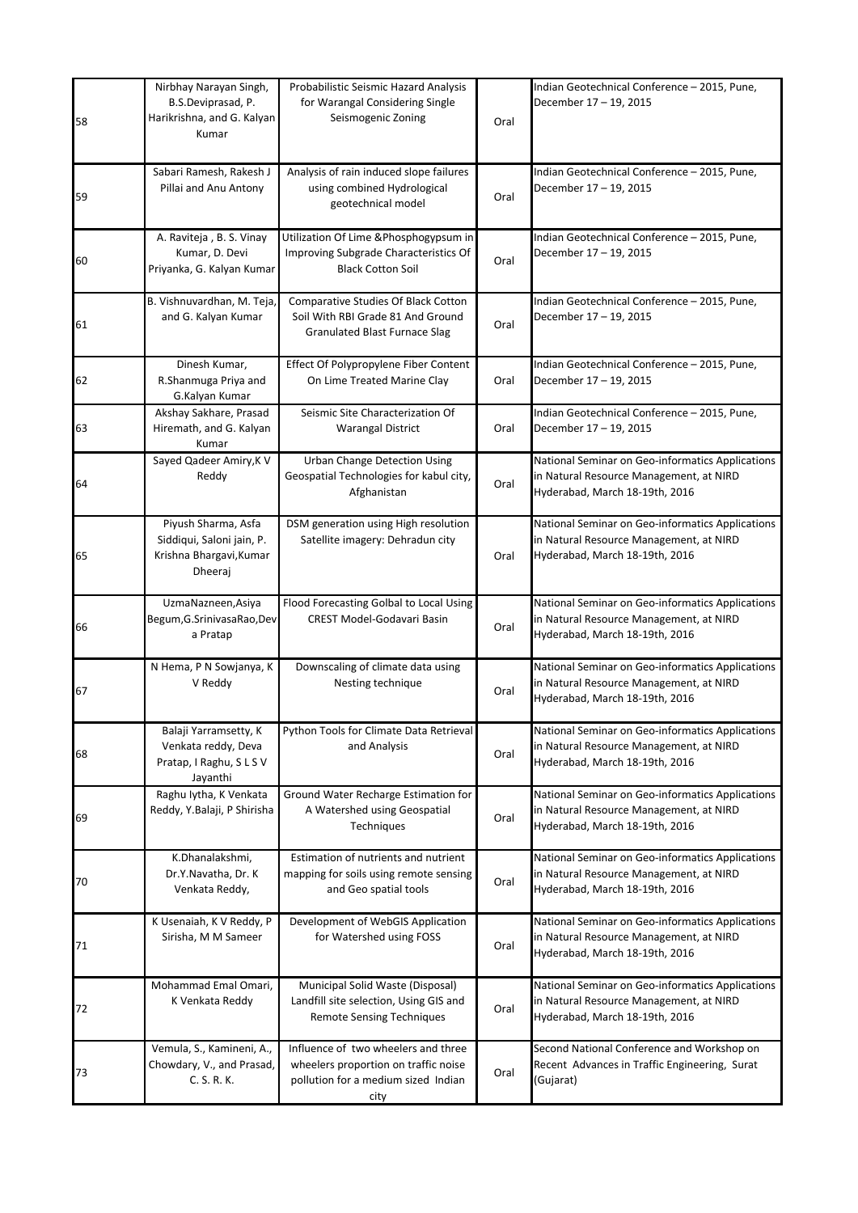| | | | | |
|---|---|---|---|---|
| 58 | Nirbhay Narayan Singh, B.S.Deviprasad, P. Harikrishna, and G. Kalyan Kumar | Probabilistic Seismic Hazard Analysis for Warangal Considering Single Seismogenic Zoning | Oral | Indian Geotechnical Conference – 2015, Pune, December 17 – 19, 2015 |
| 59 | Sabari Ramesh, Rakesh J Pillai and Anu Antony | Analysis of rain induced slope failures using combined Hydrological geotechnical model | Oral | Indian Geotechnical Conference – 2015, Pune, December 17 – 19, 2015 |
| 60 | A. Raviteja , B. S. Vinay Kumar, D. Devi Priyanka, G. Kalyan Kumar | Utilization Of Lime &Phosphogypsum in Improving Subgrade Characteristics Of Black Cotton Soil | Oral | Indian Geotechnical Conference – 2015, Pune, December 17 – 19, 2015 |
| 61 | B. Vishnuvardhan, M. Teja, and G. Kalyan Kumar | Comparative Studies Of Black Cotton Soil With RBI Grade 81 And Ground Granulated Blast Furnace Slag | Oral | Indian Geotechnical Conference – 2015, Pune, December 17 – 19, 2015 |
| 62 | Dinesh Kumar, R.Shanmuga Priya and G.Kalyan Kumar | Effect Of Polypropylene Fiber Content On Lime Treated Marine Clay | Oral | Indian Geotechnical Conference – 2015, Pune, December 17 – 19, 2015 |
| 63 | Akshay Sakhare, Prasad Hiremath, and G. Kalyan Kumar | Seismic Site Characterization Of Warangal District | Oral | Indian Geotechnical Conference – 2015, Pune, December 17 – 19, 2015 |
| 64 | Sayed Qadeer Amiry,K V Reddy | Urban Change Detection Using Geospatial Technologies for kabul city, Afghanistan | Oral | National Seminar on Geo-informatics Applications in Natural Resource Management, at NIRD Hyderabad, March 18-19th, 2016 |
| 65 | Piyush Sharma, Asfa Siddiqui, Saloni jain, P. Krishna Bhargavi,Kumar Dheeraj | DSM generation using High resolution Satellite imagery: Dehradun city | Oral | National Seminar on Geo-informatics Applications in Natural Resource Management, at NIRD Hyderabad, March 18-19th, 2016 |
| 66 | UzmaNazneen,Asiya Begum,G.SrinivasaRao,Deva Pratap | Flood Forecasting Golbal to Local Using CREST Model-Godavari Basin | Oral | National Seminar on Geo-informatics Applications in Natural Resource Management, at NIRD Hyderabad, March 18-19th, 2016 |
| 67 | N Hema, P N Sowjanya, K V Reddy | Downscaling of climate data using Nesting technique | Oral | National Seminar on Geo-informatics Applications in Natural Resource Management, at NIRD Hyderabad, March 18-19th, 2016 |
| 68 | Balaji Yarramsetty, K Venkata reddy, Deva Pratap, I Raghu, S L S V Jayanthi | Python Tools for Climate Data Retrieval and Analysis | Oral | National Seminar on Geo-informatics Applications in Natural Resource Management, at NIRD Hyderabad, March 18-19th, 2016 |
| 69 | Raghu Iytha, K Venkata Reddy, Y.Balaji, P Shirisha | Ground Water Recharge Estimation for A Watershed using Geospatial Techniques | Oral | National Seminar on Geo-informatics Applications in Natural Resource Management, at NIRD Hyderabad, March 18-19th, 2016 |
| 70 | K.Dhanalakshmi, Dr.Y.Navatha, Dr. K Venkata Reddy, | Estimation of nutrients and nutrient mapping for soils using remote sensing and Geo spatial tools | Oral | National Seminar on Geo-informatics Applications in Natural Resource Management, at NIRD Hyderabad, March 18-19th, 2016 |
| 71 | K Usenaiah, K V Reddy, P Sirisha, M M Sameer | Development of WebGIS Application for Watershed using FOSS | Oral | National Seminar on Geo-informatics Applications in Natural Resource Management, at NIRD Hyderabad, March 18-19th, 2016 |
| 72 | Mohammad Emal Omari, K Venkata Reddy | Municipal Solid Waste (Disposal) Landfill site selection, Using GIS and Remote Sensing Techniques | Oral | National Seminar on Geo-informatics Applications in Natural Resource Management, at NIRD Hyderabad, March 18-19th, 2016 |
| 73 | Vemula, S., Kamineni, A., Chowdary, V., and Prasad, C. S. R. K. | Influence of two wheelers and three wheelers proportion on traffic noise pollution for a medium sized Indian city | Oral | Second National Conference and Workshop on Recent Advances in Traffic Engineering, Surat (Gujarat) |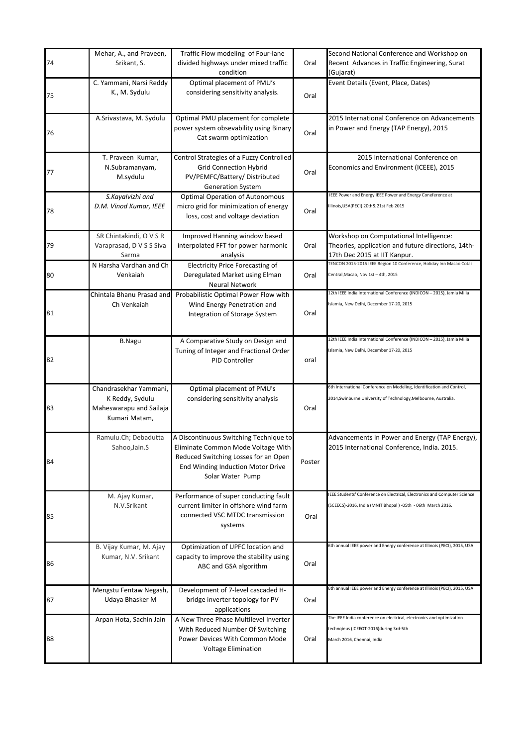| 74 | Mehar, A., and Praveen, Srikant, S. | Traffic Flow modeling of Four-lane divided highways under mixed traffic condition | Oral | Second National Conference and Workshop on Recent Advances in Traffic Engineering, Surat (Gujarat) |
|---|---|---|---|---|
| 75 | C. Yammani, Narsi Reddy K., M. Sydulu | Optimal placement of PMU's considering sensitivity analysis. | Oral | Event Details (Event, Place, Dates) |
| 76 | A.Srivastava, M. Sydulu | Optimal PMU placement for complete power system obsevability using Binary Cat swarm optimization | Oral | 2015 International Conference on Advancements in Power and Energy (TAP Energy), 2015 |
| 77 | T. Praveen Kumar, N.Subramanyam, M.sydulu | Control Strategies of a Fuzzy Controlled Grid Connection Hybrid PV/PEMFC/Battery/ Distributed Generation System | Oral | 2015 International Conference on Economics and Environment (ICEEE), 2015 |
| 78 | *S.Kayalvizhi and D.M. Vinod Kumar, IEEE* | Optimal Operation of Autonomous micro grid for minimization of energy loss, cost and voltage deviation | Oral | IEEE Power and Energy IEEE Power and Energy Coneference at Illinois,USA(PECI) 20th& 21st Feb 2015 |
| 79 | SR Chintakindi, O V S R Varaprasad, D V S S Siva Sarma | Improved Hanning window based interpolated FFT for power harmonic analysis | Oral | Workshop on Computational Intelligence: Theories, application and future directions, 14th-17th Dec 2015 at IIT Kanpur. |
| 80 | N Harsha Vardhan and Ch Venkaiah | Electricity Price Forecasting of Deregulated Market using Elman Neural Network | Oral | TENCON 2015-2015 IEEE Region 10 Conference, Holiday Inn Macao Cotai Central,Macao, Nov 1st – 4th, 2015 |
| 81 | Chintala Bhanu Prasad and Ch Venkaiah | Probabilistic Optimal Power Flow with Wind Energy Penetration and Integration of Storage System | Oral | 12th IEEE India International Conference (INDICON – 2015), Jamia Milia Islamia, New Delhi, December 17-20, 2015 |
| 82 | B.Nagu | A Comparative Study on Design and Tuning of Integer and Fractional Order PID Controller | oral | 12th IEEE India International Conference (INDICON – 2015), Jamia Milia Islamia, New Delhi, December 17-20, 2015 |
| 83 | Chandrasekhar Yammani, K Reddy, Sydulu Maheswarapu and Sailaja Kumari Matam, | Optimal placement of PMU's considering sensitivity analysis | Oral | 6th International Conference on Modeling, Identification and Control, 2014,Swinburne University of Technology,Melbourne, Australia. |
| 84 | Ramulu.Ch; Debadutta Sahoo,Jain.S | A Discontinuous Switching Technique to Eliminate Common Mode Voltage With Reduced Switching Losses for an Open End Winding Induction Motor Drive Solar Water Pump | Poster | Advancements in Power and Energy (TAP Energy), 2015 International Conference, India. 2015. |
| 85 | M. Ajay Kumar, N.V.Srikant | Performance of super conducting fault current limiter in offshore wind farm connected VSC MTDC transmission systems | Oral | IEEE Students' Conference on Electrical, Electronics and Computer Science (SCEECS)-2016, India (MNIT Bhopal ) -05th - 06th March 2016. |
| 86 | B. Vijay Kumar, M. Ajay Kumar, N.V. Srikant | Optimization of UPFC location and capacity to improve the stability using ABC and GSA algorithm | Oral | 6th annual IEEE power and Energy conference at Illinois (PECI), 2015, USA |
| 87 | Mengstu Fentaw Negash, Udaya Bhasker M | Development of 7-level cascaded H-bridge inverter topology for PV applications | Oral | 6th annual IEEE power and Energy conference at Illinois (PECI), 2015, USA |
| 88 | Arpan Hota, Sachin Jain | A New Three Phase Multilevel Inverter With Reduced Number Of Switching Power Devices With Common Mode Voltage Elimination | Oral | The IEEE India conference on electrical, electronics and optimization technqieus (ICEEOT-2016)during 3rd-5th March 2016, Chennai, India. |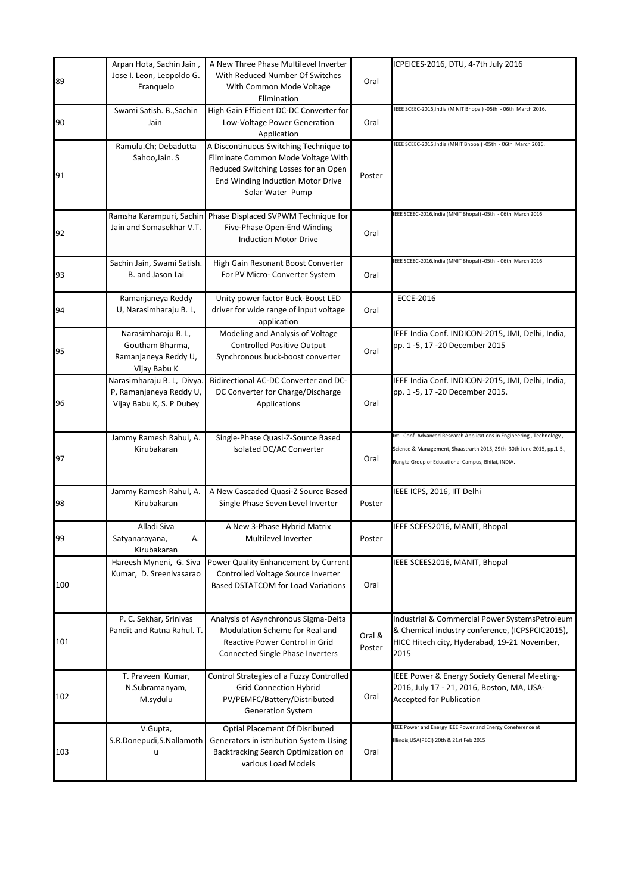| | | | | |
|---|---|---|---|---|
| 89 | Arpan Hota, Sachin Jain , Jose I. Leon, Leopoldo G. Franquelo | A New Three Phase Multilevel Inverter With Reduced Number Of Switches With Common Mode Voltage Elimination | Oral | ICPEICES-2016, DTU, 4-7th July 2016 |
| 90 | Swami Satish. B.,Sachin Jain | High Gain Efficient DC-DC Converter for Low-Voltage Power Generation Application | Oral | IEEE SCEEC-2016,India (M NIT Bhopal) -05th - 06th March 2016. |
| 91 | Ramulu.Ch; Debadutta Sahoo,Jain. S | A Discontinuous Switching Technique to Eliminate Common Mode Voltage With Reduced Switching Losses for an Open End Winding Induction Motor Drive Solar Water Pump | Poster | IEEE SCEEC-2016,India (MNIT Bhopal) -05th - 06th March 2016. |
| 92 | Ramsha Karampuri, Sachin Jain and Somasekhar V.T. | Phase Displaced SVPWM Technique for Five-Phase Open-End Winding Induction Motor Drive | Oral | IEEE SCEEC-2016,India (MNIT Bhopal) -05th - 06th March 2016. |
| 93 | Sachin Jain, Swami Satish. B. and Jason Lai | High Gain Resonant Boost Converter For PV Micro- Converter System | Oral | IEEE SCEEC-2016,India (MNIT Bhopal) -05th - 06th March 2016. |
| 94 | Ramanjaneya Reddy U, Narasimharaju B. L, | Unity power factor Buck-Boost LED driver for wide range of input voltage application | Oral | ECCE-2016 |
| 95 | Narasimharaju B. L, Goutham Bharma, Ramanjaneya Reddy U, Vijay Babu K | Modeling and Analysis of Voltage Controlled Positive Output Synchronous buck-boost converter | Oral | IEEE India Conf. INDICON-2015, JMI, Delhi, India, pp. 1 -5, 17 -20 December 2015 |
| 96 | Narasimharaju B. L, Divya. P, Ramanjaneya Reddy U, Vijay Babu K, S. P Dubey | Bidirectional AC-DC Converter and DC-DC Converter for Charge/Discharge Applications | Oral | IEEE India Conf. INDICON-2015, JMI, Delhi, India, pp. 1 -5, 17 -20 December 2015. |
| 97 | Jammy Ramesh Rahul, A. Kirubakaran | Single-Phase Quasi-Z-Source Based Isolated DC/AC Converter | Oral | Intl. Conf. Advanced Research Applications in Engineering , Technology , Science & Management, Shaastrarth 2015, 29th -30th June 2015, pp.1-5., Rungta Group of Educational Campus, Bhilai, INDIA. |
| 98 | Jammy Ramesh Rahul, A. Kirubakaran | A New Cascaded Quasi-Z Source Based Single Phase Seven Level Inverter | Poster | IEEE ICPS, 2016, IIT Delhi |
| 99 | Alladi Siva Satyanarayana, A. Kirubakaran | A New 3-Phase Hybrid Matrix Multilevel Inverter | Poster | IEEE SCEES2016, MANIT, Bhopal |
| 100 | Hareesh Myneni, G. Siva Kumar, D. Sreenivasarao | Power Quality Enhancement by Current Controlled Voltage Source Inverter Based DSTATCOM for Load Variations | Oral | IEEE SCEES2016, MANIT, Bhopal |
| 101 | P. C. Sekhar, Srinivas Pandit and Ratna Rahul. T. | Analysis of Asynchronous Sigma-Delta Modulation Scheme for Real and Reactive Power Control in Grid Connected Single Phase Inverters | Oral & Poster | Industrial & Commercial Power SystemsPetroleum & Chemical industry conference, (ICPSPCIC2015), HICC Hitech city, Hyderabad, 19-21 November, 2015 |
| 102 | T. Praveen Kumar, N.Subramanyam, M.sydulu | Control Strategies of a Fuzzy Controlled Grid Connection Hybrid PV/PEMFC/Battery/Distributed Generation System | Oral | IEEE Power & Energy Society General Meeting-2016, July 17 - 21, 2016, Boston, MA, USA-Accepted for Publication |
| 103 | V.Gupta, S.R.Donepudi,S.Nallamoth u | Optial Placement Of Disributed Generators in istribution System Using Backtracking Search Optimization on various Load Models | Oral | IEEE Power and Energy IEEE Power and Energy Coneference at Illinois,USA(PECI) 20th & 21st Feb 2015 |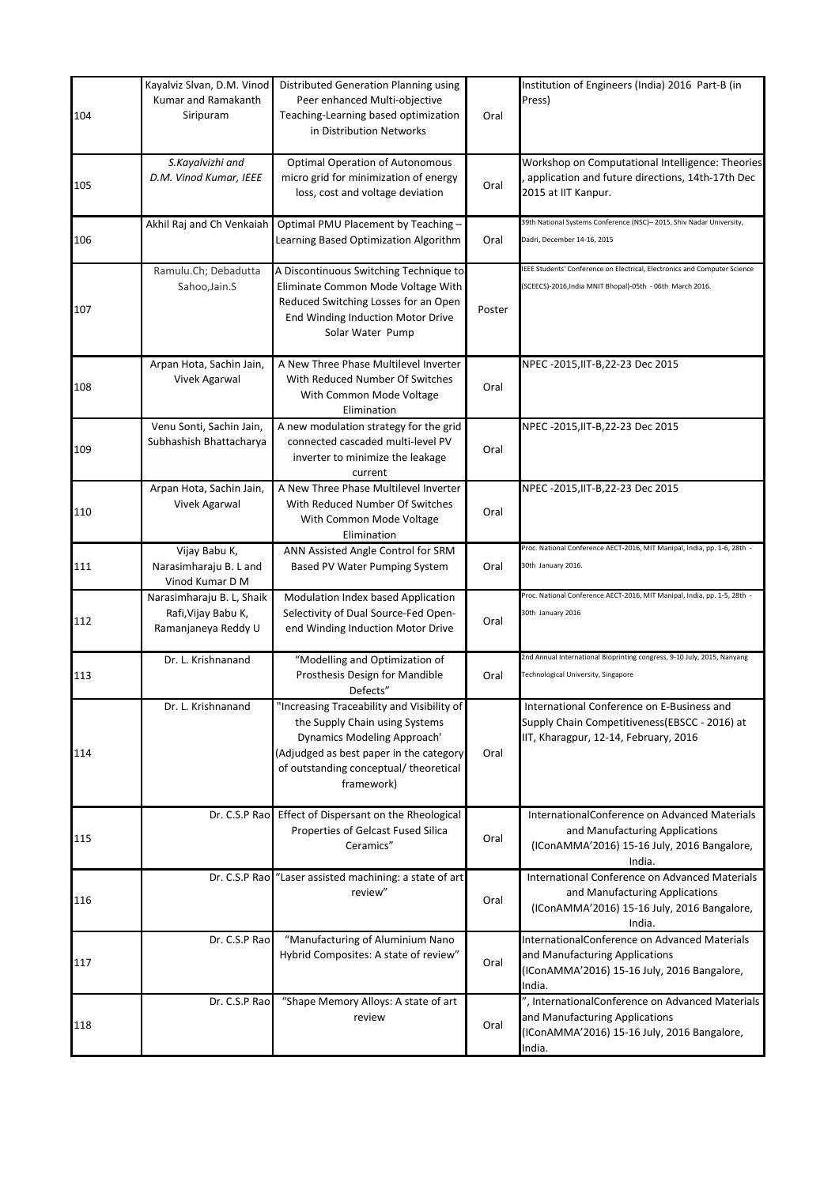| | | | | |
|---|---|---|---|---|
| 104 | Kayalviz Slvan, D.M. Vinod Kumar and Ramakanth Siripuram | Distributed Generation Planning using Peer enhanced Multi-objective Teaching-Learning based optimization in Distribution Networks | Oral | Institution of Engineers (India) 2016 Part-B (in Press) |
| 105 | *S.Kayalvizhi and D.M. Vinod Kumar, IEEE* | Optimal Operation of Autonomous micro grid for minimization of energy loss, cost and voltage deviation | Oral | Workshop on Computational Intelligence: Theories , application and future directions, 14th-17th Dec 2015 at IIT Kanpur. |
| 106 | Akhil Raj and Ch Venkaiah | Optimal PMU Placement by Teaching – Learning Based Optimization Algorithm | Oral | 39th National Systems Conference (NSC)– 2015, Shiv Nadar University, Dadri, December 14-16, 2015 |
| 107 | Ramulu.Ch; Debadutta Sahoo,Jain.S | A Discontinuous Switching Technique to Eliminate Common Mode Voltage With Reduced Switching Losses for an Open End Winding Induction Motor Drive Solar Water Pump | Poster | IEEE Students' Conference on Electrical, Electronics and Computer Science (SCEECS)-2016,India MNIT Bhopal)-05th - 06th March 2016. |
| 108 | Arpan Hota, Sachin Jain, Vivek Agarwal | A New Three Phase Multilevel Inverter With Reduced Number Of Switches With Common Mode Voltage Elimination | Oral | NPEC -2015,IIT-B,22-23 Dec 2015 |
| 109 | Venu Sonti, Sachin Jain, Subhashish Bhattacharya | A new modulation strategy for the grid connected cascaded multi-level PV inverter to minimize the leakage current | Oral | NPEC -2015,IIT-B,22-23 Dec 2015 |
| 110 | Arpan Hota, Sachin Jain, Vivek Agarwal | A New Three Phase Multilevel Inverter With Reduced Number Of Switches With Common Mode Voltage Elimination | Oral | NPEC -2015,IIT-B,22-23 Dec 2015 |
| 111 | Vijay Babu K, Narasimharaju B. L and Vinod Kumar D M | ANN Assisted Angle Control for SRM Based PV Water Pumping System | Oral | Proc. National Conference AECT-2016, MIT Manipal, India, pp. 1-6, 28th - 30th January 2016. |
| 112 | Narasimharaju B. L, Shaik Rafi,Vijay Babu K, Ramanjaneya Reddy U | Modulation Index based Application Selectivity of Dual Source-Fed Open-end Winding Induction Motor Drive | Oral | Proc. National Conference AECT-2016, MIT Manipal, India, pp. 1-5, 28th - 30th January 2016 |
| 113 | Dr. L. Krishnanand | "Modelling and Optimization of Prosthesis Design for Mandible Defects" | Oral | 2nd Annual International Bioprinting congress, 9-10 July, 2015, Nanyang Technological University, Singapore |
| 114 | Dr. L. Krishnanand | "Increasing Traceability and Visibility of the Supply Chain using Systems Dynamics Modeling Approach' (Adjudged as best paper in the category of outstanding conceptual/ theoretical framework) | Oral | International Conference on E-Business and Supply Chain Competitiveness(EBSCC - 2016) at IIT, Kharagpur, 12-14, February, 2016 |
| 115 | Dr. C.S.P Rao | Effect of Dispersant on the Rheological Properties of Gelcast Fused Silica Ceramics" | Oral | InternationalConference on Advanced Materials and Manufacturing Applications (IConAMMA'2016) 15-16 July, 2016 Bangalore, India. |
| 116 | Dr. C.S.P Rao | "Laser assisted machining: a state of art review" | Oral | International Conference on Advanced Materials and Manufacturing Applications (IConAMMA'2016) 15-16 July, 2016 Bangalore, India. |
| 117 | Dr. C.S.P Rao | "Manufacturing of Aluminium Nano Hybrid Composites: A state of review" | Oral | InternationalConference on Advanced Materials and Manufacturing Applications (IConAMMA'2016) 15-16 July, 2016 Bangalore, India. |
| 118 | Dr. C.S.P Rao | "Shape Memory Alloys: A state of art review | Oral | ", InternationalConference on Advanced Materials and Manufacturing Applications (IConAMMA'2016) 15-16 July, 2016 Bangalore, India. |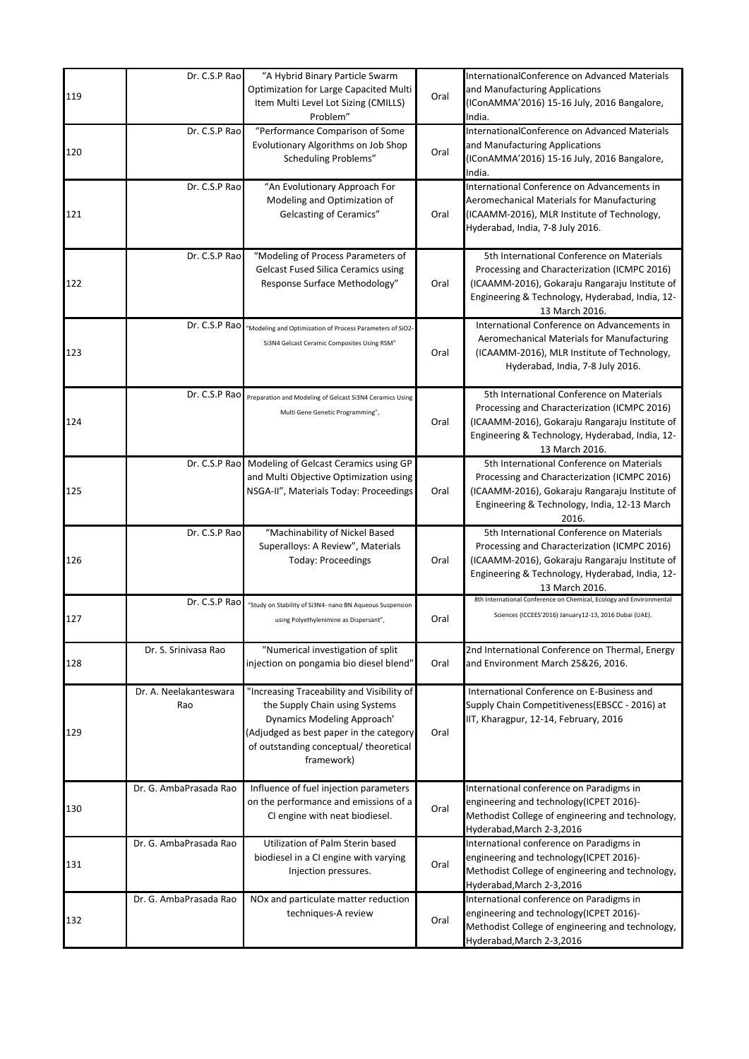| | | | | |
|---|---|---|---|---|
| 119 | Dr. C.S.P Rao | "A Hybrid Binary Particle Swarm Optimization for Large Capacited Multi Item Multi Level Lot Sizing (CMILLS) Problem" | Oral | InternationalConference on Advanced Materials and Manufacturing Applications (IConAMMA'2016) 15-16 July, 2016 Bangalore, India. |
| 120 | Dr. C.S.P Rao | "Performance Comparison of Some Evolutionary Algorithms on Job Shop Scheduling Problems" | Oral | InternationalConference on Advanced Materials and Manufacturing Applications (IConAMMA'2016) 15-16 July, 2016 Bangalore, India. |
| 121 | Dr. C.S.P Rao | "An Evolutionary Approach For Modeling and Optimization of Gelcasting of Ceramics" | Oral | International Conference on Advancements in Aeromechanical Materials for Manufacturing (ICAAMM-2016), MLR Institute of Technology, Hyderabad, India, 7-8 July 2016. |
| 122 | Dr. C.S.P Rao | "Modeling of Process Parameters of Gelcast Fused Silica Ceramics using Response Surface Methodology" | Oral | 5th International Conference on Materials Processing and Characterization (ICMPC 2016) (ICAAMM-2016), Gokaraju Rangaraju Institute of Engineering & Technology, Hyderabad, India, 12-13 March 2016. |
| 123 | Dr. C.S.P Rao | "Modeling and Optimization of Process Parameters of SiO2-Si3N4 Gelcast Ceramic Composites Using RSM" | Oral | International Conference on Advancements in Aeromechanical Materials for Manufacturing (ICAAMM-2016), MLR Institute of Technology, Hyderabad, India, 7-8 July 2016. |
| 124 | Dr. C.S.P Rao | Preparation and Modeling of Gelcast Si3N4 Ceramics Using Multi Gene Genetic Programming", | Oral | 5th International Conference on Materials Processing and Characterization (ICMPC 2016) (ICAAMM-2016), Gokaraju Rangaraju Institute of Engineering & Technology, Hyderabad, India, 12-13 March 2016. |
| 125 | Dr. C.S.P Rao | Modeling of Gelcast Ceramics using GP and Multi Objective Optimization using NSGA-II", Materials Today: Proceedings | Oral | 5th International Conference on Materials Processing and Characterization (ICMPC 2016) (ICAAMM-2016), Gokaraju Rangaraju Institute of Engineering & Technology, India, 12-13 March 2016. |
| 126 | Dr. C.S.P Rao | "Machinability of Nickel Based Superalloys: A Review", Materials Today: Proceedings | Oral | 5th International Conference on Materials Processing and Characterization (ICMPC 2016) (ICAAMM-2016), Gokaraju Rangaraju Institute of Engineering & Technology, Hyderabad, India, 12-13 March 2016. |
| 127 | Dr. C.S.P Rao | "Study on Stability of Si3N4- nano BN Aqueous Suspension using Polyethylenimine as Dispersant", | Oral | 8th International Conference on Chemical, Ecology and Environmental Sciences (ICCEES'2016) January12-13, 2016 Dubai (UAE). |
| 128 | Dr. S. Srinivasa Rao | "Numerical investigation of split injection on pongamia bio diesel blend" | Oral | 2nd International Conference on Thermal, Energy and Environment March 25&26, 2016. |
| 129 | Dr. A. Neelakanteswara Rao | "Increasing Traceability and Visibility of the Supply Chain using Systems Dynamics Modeling Approach' (Adjudged as best paper in the category of outstanding conceptual/ theoretical framework) | Oral | International Conference on E-Business and Supply Chain Competitiveness(EBSCC - 2016) at IIT, Kharagpur, 12-14, February, 2016 |
| 130 | Dr. G. AmbaPrasada Rao | Influence of fuel injection parameters on the performance and emissions of a CI engine with neat biodiesel. | Oral | International conference on Paradigms in engineering and technology(ICPET 2016)-Methodist College of engineering and technology, Hyderabad,March 2-3,2016 |
| 131 | Dr. G. AmbaPrasada Rao | Utilization of Palm Sterin based biodiesel in a CI engine with varying Injection pressures. | Oral | International conference on Paradigms in engineering and technology(ICPET 2016)-Methodist College of engineering and technology, Hyderabad,March 2-3,2016 |
| 132 | Dr. G. AmbaPrasada Rao | NOx and particulate matter reduction techniques-A review | Oral | International conference on Paradigms in engineering and technology(ICPET 2016)-Methodist College of engineering and technology, Hyderabad,March 2-3,2016 |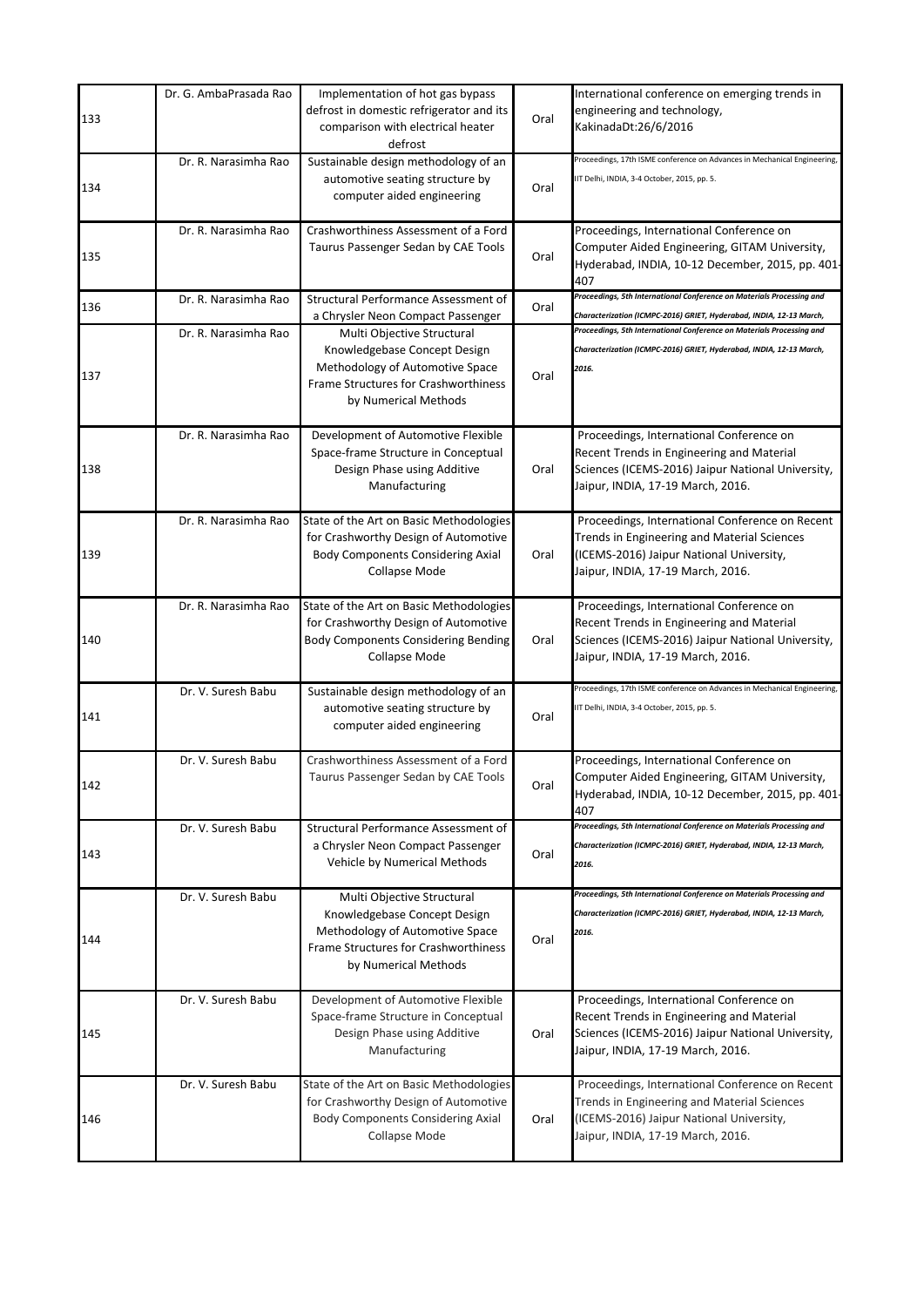| | | | | |
|---|---|---|---|---|
| 133 | Dr. G. AmbaPrasada Rao | Implementation of hot gas bypass defrost in domestic refrigerator and its comparison with electrical heater defrost | Oral | International conference on emerging trends in engineering and technology, KakinadaDt:26/6/2016 |
| 134 | Dr. R. Narasimha Rao | Sustainable design methodology of an automotive seating structure by computer aided engineering | Oral | Proceedings, 17th ISME conference on Advances in Mechanical Engineering, IIT Delhi, INDIA, 3-4 October, 2015, pp. 5. |
| 135 | Dr. R. Narasimha Rao | Crashworthiness Assessment of a Ford Taurus Passenger Sedan by CAE Tools | Oral | Proceedings, International Conference on Computer Aided Engineering, GITAM University, Hyderabad, INDIA, 10-12 December, 2015, pp. 401-407 |
| 136 | Dr. R. Narasimha Rao | Structural Performance Assessment of a Chrysler Neon Compact Passenger | Oral | *Proceedings, 5th International Conference on Materials Processing and Characterization (ICMPC-2016) GRIET, Hyderabad, INDIA, 12-13 March,* |
| 137 | Dr. R. Narasimha Rao | Multi Objective Structural Knowledgebase Concept Design Methodology of Automotive Space Frame Structures for Crashworthiness by Numerical Methods | Oral | *Proceedings, 5th International Conference on Materials Processing and Characterization (ICMPC-2016) GRIET, Hyderabad, INDIA, 12-13 March, 2016.* |
| 138 | Dr. R. Narasimha Rao | Development of Automotive Flexible Space-frame Structure in Conceptual Design Phase using Additive Manufacturing | Oral | Proceedings, International Conference on Recent Trends in Engineering and Material Sciences (ICEMS-2016) Jaipur National University, Jaipur, INDIA, 17-19 March, 2016. |
| 139 | Dr. R. Narasimha Rao | State of the Art on Basic Methodologies for Crashworthy Design of Automotive Body Components Considering Axial Collapse Mode | Oral | Proceedings, International Conference on Recent Trends in Engineering and Material Sciences (ICEMS-2016) Jaipur National University, Jaipur, INDIA, 17-19 March, 2016. |
| 140 | Dr. R. Narasimha Rao | State of the Art on Basic Methodologies for Crashworthy Design of Automotive Body Components Considering Bending Collapse Mode | Oral | Proceedings, International Conference on Recent Trends in Engineering and Material Sciences (ICEMS-2016) Jaipur National University, Jaipur, INDIA, 17-19 March, 2016. |
| 141 | Dr. V. Suresh Babu | Sustainable design methodology of an automotive seating structure by computer aided engineering | Oral | Proceedings, 17th ISME conference on Advances in Mechanical Engineering, IIT Delhi, INDIA, 3-4 October, 2015, pp. 5. |
| 142 | Dr. V. Suresh Babu | Crashworthiness Assessment of a Ford Taurus Passenger Sedan by CAE Tools | Oral | Proceedings, International Conference on Computer Aided Engineering, GITAM University, Hyderabad, INDIA, 10-12 December, 2015, pp. 401-407 |
| 143 | Dr. V. Suresh Babu | Structural Performance Assessment of a Chrysler Neon Compact Passenger Vehicle by Numerical Methods | Oral | *Proceedings, 5th International Conference on Materials Processing and Characterization (ICMPC-2016) GRIET, Hyderabad, INDIA, 12-13 March, 2016.* |
| 144 | Dr. V. Suresh Babu | Multi Objective Structural Knowledgebase Concept Design Methodology of Automotive Space Frame Structures for Crashworthiness by Numerical Methods | Oral | *Proceedings, 5th International Conference on Materials Processing and Characterization (ICMPC-2016) GRIET, Hyderabad, INDIA, 12-13 March, 2016.* |
| 145 | Dr. V. Suresh Babu | Development of Automotive Flexible Space-frame Structure in Conceptual Design Phase using Additive Manufacturing | Oral | Proceedings, International Conference on Recent Trends in Engineering and Material Sciences (ICEMS-2016) Jaipur National University, Jaipur, INDIA, 17-19 March, 2016. |
| 146 | Dr. V. Suresh Babu | State of the Art on Basic Methodologies for Crashworthy Design of Automotive Body Components Considering Axial Collapse Mode | Oral | Proceedings, International Conference on Recent Trends in Engineering and Material Sciences (ICEMS-2016) Jaipur National University, Jaipur, INDIA, 17-19 March, 2016. |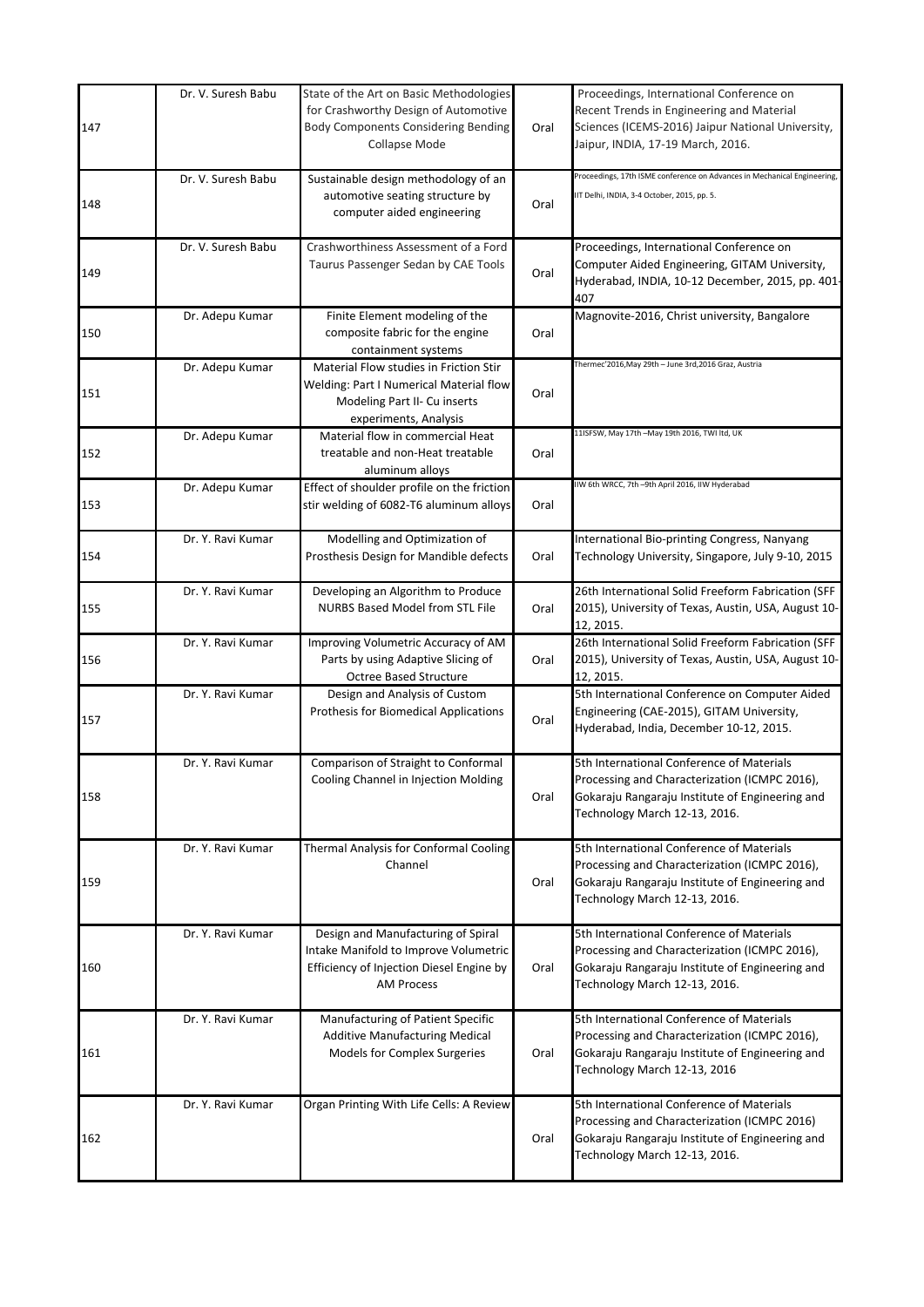| | | | | |
|---|---|---|---|---|
| 147 | Dr. V. Suresh Babu | State of the Art on Basic Methodologies for Crashworthy Design of Automotive Body Components Considering Bending Collapse Mode | Oral | Proceedings, International Conference on Recent Trends in Engineering and Material Sciences (ICEMS-2016) Jaipur National University, Jaipur, INDIA, 17-19 March, 2016. |
| 148 | Dr. V. Suresh Babu | Sustainable design methodology of an automotive seating structure by computer aided engineering | Oral | Proceedings, 17th ISME conference on Advances in Mechanical Engineering, IIT Delhi, INDIA, 3-4 October, 2015, pp. 5. |
| 149 | Dr. V. Suresh Babu | Crashworthiness Assessment of a Ford Taurus Passenger Sedan by CAE Tools | Oral | Proceedings, International Conference on Computer Aided Engineering, GITAM University, Hyderabad, INDIA, 10-12 December, 2015, pp. 401-407 |
| 150 | Dr. Adepu Kumar | Finite Element modeling of the composite fabric for the engine containment systems | Oral | Magnovite-2016, Christ university, Bangalore |
| 151 | Dr. Adepu Kumar | Material Flow studies in Friction Stir Welding: Part I Numerical Material flow Modeling Part II- Cu inserts experiments, Analysis | Oral | Thermec'2016,May 29th – June 3rd,2016 Graz, Austria |
| 152 | Dr. Adepu Kumar | Material flow in commercial Heat treatable and non-Heat treatable aluminum alloys | Oral | 11ISFSW, May 17th –May 19th 2016, TWI ltd, UK |
| 153 | Dr. Adepu Kumar | Effect of shoulder profile on the friction stir welding of 6082-T6 aluminum alloys | Oral | IIW 6th WRCC, 7th –9th April 2016, IIW Hyderabad |
| 154 | Dr. Y. Ravi Kumar | Modelling and Optimization of Prosthesis Design for Mandible defects | Oral | International Bio-printing Congress, Nanyang Technology University, Singapore, July 9-10, 2015 |
| 155 | Dr. Y. Ravi Kumar | Developing an Algorithm to Produce NURBS Based Model from STL File | Oral | 26th International Solid Freeform Fabrication (SFF 2015), University of Texas, Austin, USA, August 10-12, 2015. |
| 156 | Dr. Y. Ravi Kumar | Improving Volumetric Accuracy of AM Parts by using Adaptive Slicing of Octree Based Structure | Oral | 26th International Solid Freeform Fabrication (SFF 2015), University of Texas, Austin, USA, August 10-12, 2015. |
| 157 | Dr. Y. Ravi Kumar | Design and Analysis of Custom Prothesis for Biomedical Applications | Oral | 5th International Conference on Computer Aided Engineering (CAE-2015), GITAM University, Hyderabad, India, December 10-12, 2015. |
| 158 | Dr. Y. Ravi Kumar | Comparison of Straight to Conformal Cooling Channel in Injection Molding | Oral | 5th International Conference of Materials Processing and Characterization (ICMPC 2016), Gokaraju Rangaraju Institute of Engineering and Technology March 12-13, 2016. |
| 159 | Dr. Y. Ravi Kumar | Thermal Analysis for Conformal Cooling Channel | Oral | 5th International Conference of Materials Processing and Characterization (ICMPC 2016), Gokaraju Rangaraju Institute of Engineering and Technology March 12-13, 2016. |
| 160 | Dr. Y. Ravi Kumar | Design and Manufacturing of Spiral Intake Manifold to Improve Volumetric Efficiency of Injection Diesel Engine by AM Process | Oral | 5th International Conference of Materials Processing and Characterization (ICMPC 2016), Gokaraju Rangaraju Institute of Engineering and Technology March 12-13, 2016. |
| 161 | Dr. Y. Ravi Kumar | Manufacturing of Patient Specific Additive Manufacturing Medical Models for Complex Surgeries | Oral | 5th International Conference of Materials Processing and Characterization (ICMPC 2016), Gokaraju Rangaraju Institute of Engineering and Technology March 12-13, 2016 |
| 162 | Dr. Y. Ravi Kumar | Organ Printing With Life Cells: A Review | Oral | 5th International Conference of Materials Processing and Characterization (ICMPC 2016) Gokaraju Rangaraju Institute of Engineering and Technology March 12-13, 2016. |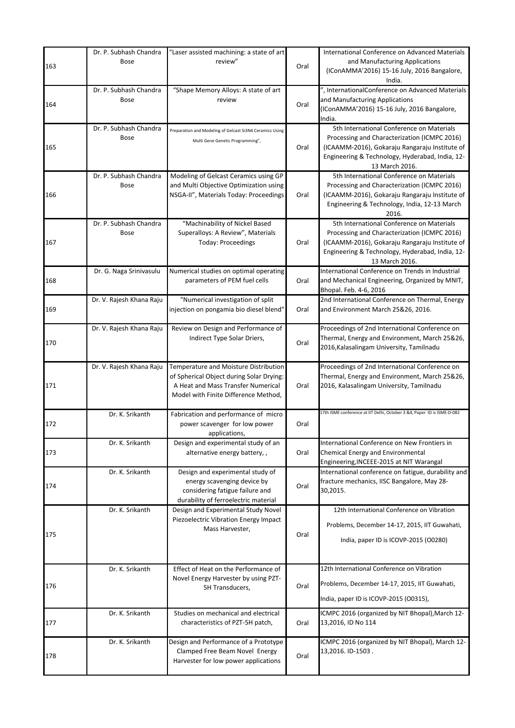| | | | | |
|---|---|---|---|---|
| 163 | Dr. P. Subhash Chandra Bose | “Laser assisted machining: a state of art review” | Oral | International Conference on Advanced Materials and Manufacturing Applications (IConAMMA’2016) 15-16 July, 2016 Bangalore, India. |
| 164 | Dr. P. Subhash Chandra Bose | “Shape Memory Alloys: A state of art review | Oral | ”, InternationalConference on Advanced Materials and Manufacturing Applications (IConAMMA’2016) 15-16 July, 2016 Bangalore, India. |
| 165 | Dr. P. Subhash Chandra Bose | Preparation and Modeling of Gelcast Si3N4 Ceramics Using Multi Gene Genetic Programming”, | Oral | 5th International Conference on Materials Processing and Characterization (ICMPC 2016) (ICAAMM-2016), Gokaraju Rangaraju Institute of Engineering & Technology, Hyderabad, India, 12-13 March 2016. |
| 166 | Dr. P. Subhash Chandra Bose | Modeling of Gelcast Ceramics using GP and Multi Objective Optimization using NSGA-II”, Materials Today: Proceedings | Oral | 5th International Conference on Materials Processing and Characterization (ICMPC 2016) (ICAAMM-2016), Gokaraju Rangaraju Institute of Engineering & Technology, India, 12-13 March 2016. |
| 167 | Dr. P. Subhash Chandra Bose | “Machinability of Nickel Based Superalloys: A Review”, Materials Today: Proceedings | Oral | 5th International Conference on Materials Processing and Characterization (ICMPC 2016) (ICAAMM-2016), Gokaraju Rangaraju Institute of Engineering & Technology, Hyderabad, India, 12-13 March 2016. |
| 168 | Dr. G. Naga Srinivasulu | Numerical studies on optimal operating parameters of PEM fuel cells | Oral | International Conference on Trends in Industrial and Mechanical Engineering, Organized by MNIT, Bhopal. Feb. 4-6, 2016 |
| 169 | Dr. V. Rajesh Khana Raju | "Numerical investigation of split injection on pongamia bio diesel blend" | Oral | 2nd International Conference on Thermal, Energy and Environment March 25&26, 2016. |
| 170 | Dr. V. Rajesh Khana Raju | Review on Design and Performance of Indirect Type Solar Driers, | Oral | Proceedings of 2nd International Conference on Thermal, Energy and Environment, March 25&26, 2016,Kalasalingam University, Tamilnadu |
| 171 | Dr. V. Rajesh Khana Raju | Temperature and Moisture Distribution of Spherical Object during Solar Drying: A Heat and Mass Transfer Numerical Model with Finite Difference Method, | Oral | Proceedings of 2nd International Conference on Thermal, Energy and Environment, March 25&26, 2016, Kalasalingam University, Tamilnadu |
| 172 | Dr. K. Srikanth | Fabrication and performance of micro power scavenger for low power applications, | Oral | 17th ISME conference at IIT Delhi, October 3 &4, Paper ID is ISME-D-082 |
| 173 | Dr. K. Srikanth | Design and experimental study of an alternative energy battery, , | Oral | International Conference on New Frontiers in Chemical Energy and Environmental Engineering,INCEEE-2015 at NIT Warangal |
| 174 | Dr. K. Srikanth | Design and experimental study of energy scavenging device by considering fatigue failure and durability of ferroelectric material | Oral | International conference on fatigue, durability and fracture mechanics, IISC Bangalore, May 28-30,2015. |
| 175 | Dr. K. Srikanth | Design and Experimental Study Novel Piezoelectric Vibration Energy Impact Mass Harvester, | Oral | 12th International Conference on Vibration Problems, December 14-17, 2015, IIT Guwahati, India, paper ID is ICOVP-2015 (O0280) |
| 176 | Dr. K. Srikanth | Effect of Heat on the Performance of Novel Energy Harvester by using PZT-5H Transducers, | Oral | 12th International Conference on Vibration Problems, December 14-17, 2015, IIT Guwahati, India, paper ID is ICOVP-2015 (O0315), |
| 177 | Dr. K. Srikanth | Studies on mechanical and electrical characteristics of PZT-5H patch, | Oral | ICMPC 2016 (organized by NIT Bhopal),March 12-13,2016, ID No 114 |
| 178 | Dr. K. Srikanth | Design and Performance of a Prototype Clamped Free Beam Novel Energy Harvester for low power applications | Oral | ICMPC 2016 (organized by NIT Bhopal), March 12-13,2016. ID-1503 . |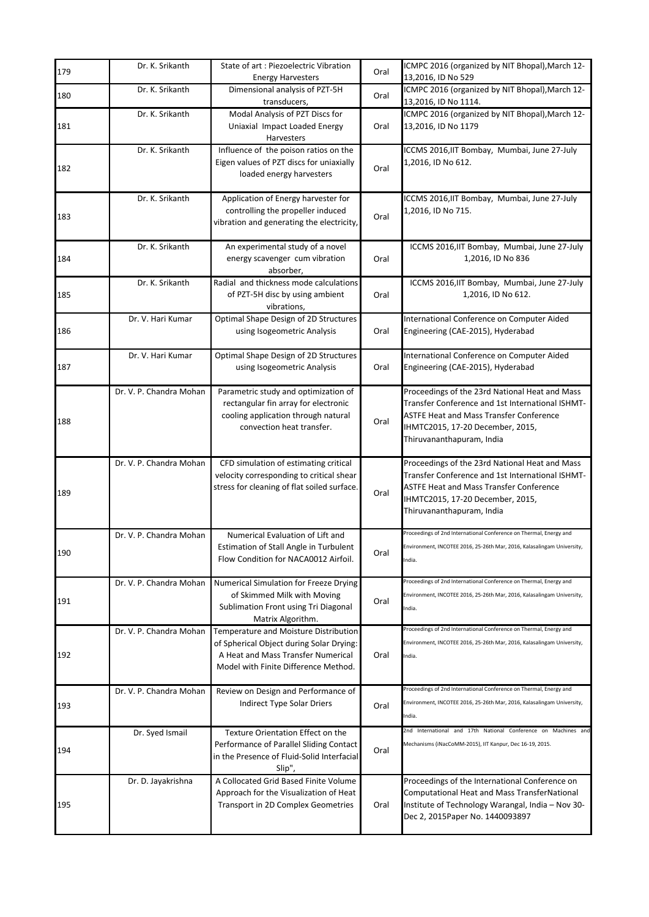| | | | | |
|---|---|---|---|---|
| 179 | Dr. K. Srikanth | State of art : Piezoelectric Vibration Energy Harvesters | Oral | ICMPC 2016 (organized by NIT Bhopal),March 12-13,2016, ID No 529 |
| 180 | Dr. K. Srikanth | Dimensional analysis of PZT-5H transducers, | Oral | ICMPC 2016 (organized by NIT Bhopal),March 12-13,2016, ID No 1114. |
| 181 | Dr. K. Srikanth | Modal Analysis of PZT Discs for Uniaxial Impact Loaded Energy Harvesters | Oral | ICMPC 2016 (organized by NIT Bhopal),March 12-13,2016, ID No 1179 |
| 182 | Dr. K. Srikanth | Influence of the poison ratios on the Eigen values of PZT discs for uniaxially loaded energy harvesters | Oral | ICCMS 2016,IIT Bombay, Mumbai, June 27-July 1,2016, ID No 612. |
| 183 | Dr. K. Srikanth | Application of Energy harvester for controlling the propeller induced vibration and generating the electricity, | Oral | ICCMS 2016,IIT Bombay, Mumbai, June 27-July 1,2016, ID No 715. |
| 184 | Dr. K. Srikanth | An experimental study of a novel energy scavenger cum vibration absorber, | Oral | ICCMS 2016,IIT Bombay, Mumbai, June 27-July 1,2016, ID No 836 |
| 185 | Dr. K. Srikanth | Radial and thickness mode calculations of PZT-5H disc by using ambient vibrations, | Oral | ICCMS 2016,IIT Bombay, Mumbai, June 27-July 1,2016, ID No 612. |
| 186 | Dr. V. Hari Kumar | Optimal Shape Design of 2D Structures using Isogeometric Analysis | Oral | International Conference on Computer Aided Engineering (CAE-2015), Hyderabad |
| 187 | Dr. V. Hari Kumar | Optimal Shape Design of 2D Structures using Isogeometric Analysis | Oral | International Conference on Computer Aided Engineering (CAE-2015), Hyderabad |
| 188 | Dr. V. P. Chandra Mohan | Parametric study and optimization of rectangular fin array for electronic cooling application through natural convection heat transfer. | Oral | Proceedings of the 23rd National Heat and Mass Transfer Conference and 1st International ISHMT-ASTFE Heat and Mass Transfer Conference IHMTC2015, 17-20 December, 2015, Thiruvananthapuram, India |
| 189 | Dr. V. P. Chandra Mohan | CFD simulation of estimating critical velocity corresponding to critical shear stress for cleaning of flat soiled surface. | Oral | Proceedings of the 23rd National Heat and Mass Transfer Conference and 1st International ISHMT-ASTFE Heat and Mass Transfer Conference IHMTC2015, 17-20 December, 2015, Thiruvananthapuram, India |
| 190 | Dr. V. P. Chandra Mohan | Numerical Evaluation of Lift and Estimation of Stall Angle in Turbulent Flow Condition for NACA0012 Airfoil. | Oral | Proceedings of 2nd International Conference on Thermal, Energy and Environment, INCOTEE 2016, 25-26th Mar, 2016, Kalasalingam University, India. |
| 191 | Dr. V. P. Chandra Mohan | Numerical Simulation for Freeze Drying of Skimmed Milk with Moving Sublimation Front using Tri Diagonal Matrix Algorithm. | Oral | Proceedings of 2nd International Conference on Thermal, Energy and Environment, INCOTEE 2016, 25-26th Mar, 2016, Kalasalingam University, India. |
| 192 | Dr. V. P. Chandra Mohan | Temperature and Moisture Distribution of Spherical Object during Solar Drying: A Heat and Mass Transfer Numerical Model with Finite Difference Method. | Oral | Proceedings of 2nd International Conference on Thermal, Energy and Environment, INCOTEE 2016, 25-26th Mar, 2016, Kalasalingam University, India. |
| 193 | Dr. V. P. Chandra Mohan | Review on Design and Performance of Indirect Type Solar Driers | Oral | Proceedings of 2nd International Conference on Thermal, Energy and Environment, INCOTEE 2016, 25-26th Mar, 2016, Kalasalingam University, India. |
| 194 | Dr. Syed Ismail | Texture Orientation Effect on the Performance of Parallel Sliding Contact in the Presence of Fluid-Solid Interfacial Slip", | Oral | 2nd International and 17th National Conference on Machines and Mechanisms (iNaCoMM-2015), IIT Kanpur, Dec 16-19, 2015. |
| 195 | Dr. D. Jayakrishna | A Collocated Grid Based Finite Volume Approach for the Visualization of Heat Transport in 2D Complex Geometries | Oral | Proceedings of the International Conference on Computational Heat and Mass TransferNational Institute of Technology Warangal, India – Nov 30-Dec 2, 2015Paper No. 1440093897 |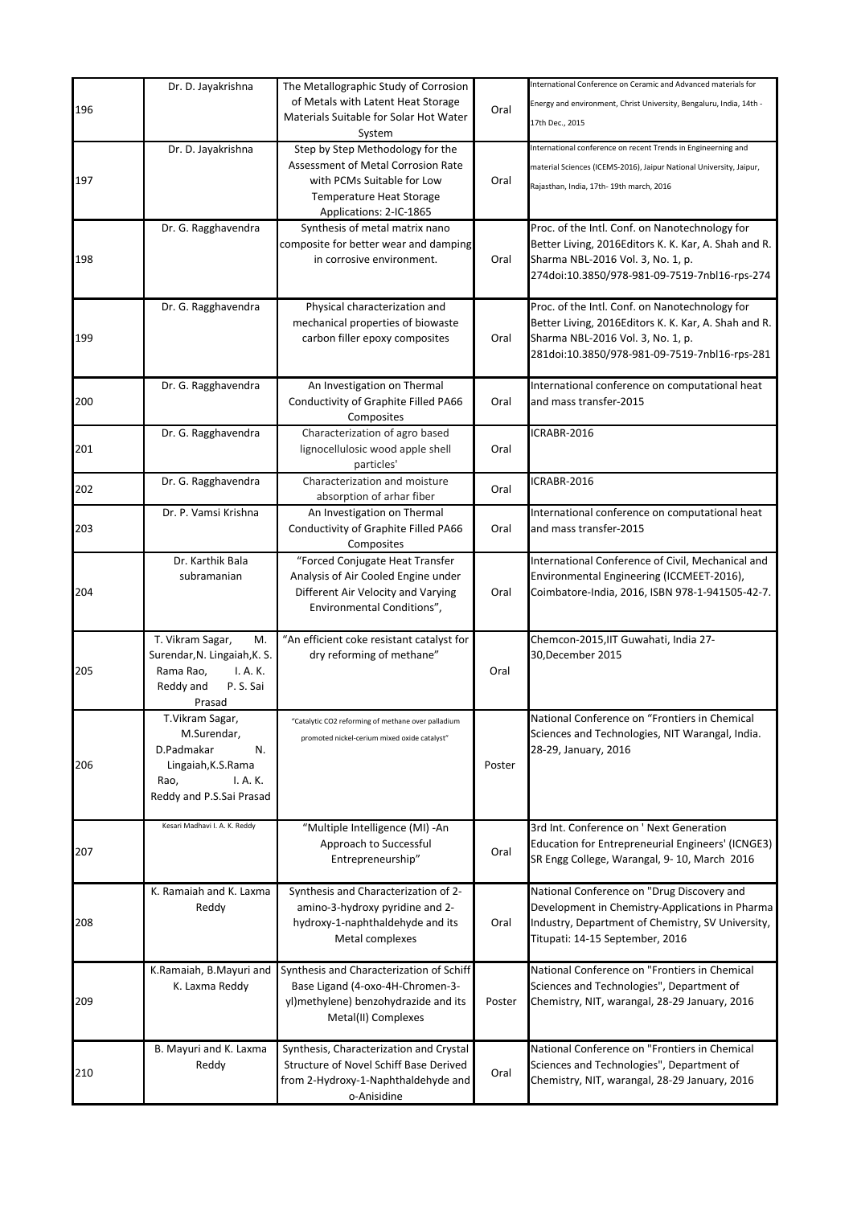| | | | | |
|---|---|---|---|---|
| 196 | Dr. D. Jayakrishna | The Metallographic Study of Corrosion of Metals with Latent Heat Storage Materials Suitable for Solar Hot Water System | Oral | International Conference on Ceramic and Advanced materials for Energy and environment, Christ University, Bengaluru, India, 14th - 17th Dec., 2015 |
| 197 | Dr. D. Jayakrishna | Step by Step Methodology for the Assessment of Metal Corrosion Rate with PCMs Suitable for Low Temperature Heat Storage Applications: 2-IC-1865 | Oral | International conference on recent Trends in Engineerning and material Sciences (ICEMS-2016), Jaipur National University, Jaipur, Rajasthan, India, 17th- 19th march, 2016 |
| 198 | Dr. G. Ragghavendra | Synthesis of metal matrix nano composite for better wear and damping in corrosive environment. | Oral | Proc. of the Intl. Conf. on Nanotechnology for Better Living, 2016Editors K. K. Kar, A. Shah and R. Sharma NBL-2016 Vol. 3, No. 1, p. 274doi:10.3850/978-981-09-7519-7nbl16-rps-274 |
| 199 | Dr. G. Ragghavendra | Physical characterization and mechanical properties of biowaste carbon filler epoxy composites | Oral | Proc. of the Intl. Conf. on Nanotechnology for Better Living, 2016Editors K. K. Kar, A. Shah and R. Sharma NBL-2016 Vol. 3, No. 1, p. 281doi:10.3850/978-981-09-7519-7nbl16-rps-281 |
| 200 | Dr. G. Ragghavendra | An Investigation on Thermal Conductivity of Graphite Filled PA66 Composites | Oral | International conference on computational heat and mass transfer-2015 |
| 201 | Dr. G. Ragghavendra | Characterization of agro based lignocellulosic wood apple shell particles' | Oral | ICRABR-2016 |
| 202 | Dr. G. Ragghavendra | Characterization and moisture absorption of arhar fiber | Oral | ICRABR-2016 |
| 203 | Dr. P. Vamsi Krishna | An Investigation on Thermal Conductivity of Graphite Filled PA66 Composites | Oral | International conference on computational heat and mass transfer-2015 |
| 204 | Dr. Karthik Bala subramanian | "Forced Conjugate Heat Transfer Analysis of Air Cooled Engine under Different Air Velocity and Varying Environmental Conditions", | Oral | International Conference of Civil, Mechanical and Environmental Engineering (ICCMEET-2016), Coimbatore-India, 2016, ISBN 978-1-941505-42-7. |
| 205 | T. Vikram Sagar, M. Surendar,N. Lingaiah,K. S. Rama Rao, I. A. K. Reddy and P. S. Sai Prasad | "An efficient coke resistant catalyst for dry reforming of methane" | Oral | Chemcon-2015,IIT Guwahati, India 27-30,December 2015 |
| 206 | T.Vikram Sagar, M.Surendar, D.Padmakar N. Lingaiah,K.S.Rama Rao, I. A. K. Reddy and P.S.Sai Prasad | "Catalytic CO2 reforming of methane over palladium promoted nickel-cerium mixed oxide catalyst" | Poster | National Conference on "Frontiers in Chemical Sciences and Technologies, NIT Warangal, India. 28-29, January, 2016 |
| 207 | Kesari Madhavi I. A. K. Reddy | "Multiple Intelligence (MI) -An Approach to Successful Entrepreneurship" | Oral | 3rd Int. Conference on ' Next Generation Education for Entrepreneurial Engineers' (ICNGE3) SR Engg College, Warangal, 9- 10, March 2016 |
| 208 | K. Ramaiah and K. Laxma Reddy | Synthesis and Characterization of 2-amino-3-hydroxy pyridine and 2-hydroxy-1-naphthaldehyde and its Metal complexes | Oral | National Conference on "Drug Discovery and Development in Chemistry-Applications in Pharma Industry, Department of Chemistry, SV University, Titupati: 14-15 September, 2016 |
| 209 | K.Ramaiah, B.Mayuri and K. Laxma Reddy | Synthesis and Characterization of Schiff Base Ligand (4-oxo-4H-Chromen-3-yl)methylene) benzohydrazide and its Metal(II) Complexes | Poster | National Conference on "Frontiers in Chemical Sciences and Technologies", Department of Chemistry, NIT, warangal, 28-29 January, 2016 |
| 210 | B. Mayuri and K. Laxma Reddy | Synthesis, Characterization and Crystal Structure of Novel Schiff Base Derived from 2-Hydroxy-1-Naphthaldehyde and o-Anisidine | Oral | National Conference on "Frontiers in Chemical Sciences and Technologies", Department of Chemistry, NIT, warangal, 28-29 January, 2016 |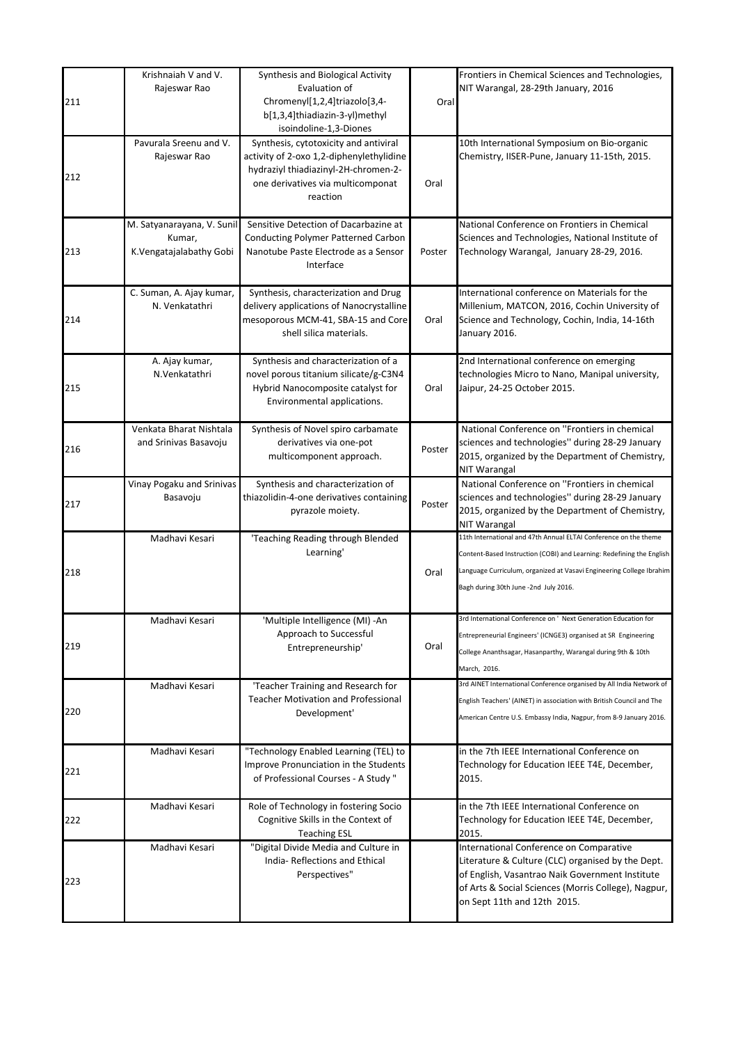| | | | | |
|---|---|---|---|---|
| 211 | Krishnaiah V and V. Rajeswar Rao | Synthesis and Biological Activity Evaluation of Chromenyl[1,2,4]triazolo[3,4-b[1,3,4]thiadiazin-3-yl)methyl isoindoline-1,3-Diones | Oral | Frontiers in Chemical Sciences and Technologies, NIT Warangal, 28-29th January, 2016 |
| 212 | Pavurala Sreenu and V. Rajeswar Rao | Synthesis, cytotoxicity and antiviral activity of 2-oxo 1,2-diphenylethylidine hydraziyl thiadiazinyl-2H-chromen-2-one derivatives via multicomponat reaction | Oral | 10th International Symposium on Bio-organic Chemistry, IISER-Pune, January 11-15th, 2015. |
| 213 | M. Satyanarayana, V. Sunil Kumar, K.Vengatajalabathy Gobi | Sensitive Detection of Dacarbazine at Conducting Polymer Patterned Carbon Nanotube Paste Electrode as a Sensor Interface | Poster | National Conference on Frontiers in Chemical Sciences and Technologies, National Institute of Technology Warangal, January 28-29, 2016. |
| 214 | C. Suman, A. Ajay kumar, N. Venkatathri | Synthesis, characterization and Drug delivery applications of Nanocrystalline mesoporous MCM-41, SBA-15 and Core shell silica materials. | Oral | International conference on Materials for the Millenium, MATCON, 2016, Cochin University of Science and Technology, Cochin, India, 14-16th January 2016. |
| 215 | A. Ajay kumar, N.Venkatathri | Synthesis and characterization of a novel porous titanium silicate/g-$C_3N_4$ Hybrid Nanocomposite catalyst for Environmental applications. | Oral | 2nd International conference on emerging technologies Micro to Nano, Manipal university, Jaipur, 24-25 October 2015. |
| 216 | Venkata Bharat Nishtala and Srinivas Basavoju | Synthesis of Novel spiro carbamate derivatives via one-pot multicomponent approach. | Poster | National Conference on ''Frontiers in chemical sciences and technologies'' during 28-29 January 2015, organized by the Department of Chemistry, NIT Warangal |
| 217 | Vinay Pogaku and Srinivas Basavoju | Synthesis and characterization of thiazolidin-4-one derivatives containing pyrazole moiety. | Poster | National Conference on ''Frontiers in chemical sciences and technologies'' during 28-29 January 2015, organized by the Department of Chemistry, NIT Warangal |
| 218 | Madhavi Kesari | 'Teaching Reading through Blended Learning' | Oral | 11th International and 47th Annual ELTAI Conference on the theme Content-Based Instruction (COBI) and Learning: Redefining the English Language Curriculum, organized at Vasavi Engineering College Ibrahim Bagh during 30th June -2nd July 2016. |
| 219 | Madhavi Kesari | 'Multiple Intelligence (MI) -An Approach to Successful Entrepreneurship' | Oral | 3rd International Conference on ' Next Generation Education for Entrepreneurial Engineers' (ICNGE3) organised at SR Engineering College Ananthsagar, Hasanparthy, Warangal during 9th & 10th March, 2016. |
| 220 | Madhavi Kesari | 'Teacher Training and Research for Teacher Motivation and Professional Development' | | 3rd AINET International Conference organised by All India Network of English Teachers' (AINET) in association with British Council and The American Centre U.S. Embassy India, Nagpur, from 8-9 January 2016. |
| 221 | Madhavi Kesari | "Technology Enabled Learning (TEL) to Improve Pronunciation in the Students of Professional Courses - A Study " | | in the 7th IEEE International Conference on Technology for Education IEEE T4E, December, 2015. |
| 222 | Madhavi Kesari | Role of Technology in fostering Socio Cognitive Skills in the Context of Teaching ESL | | in the 7th IEEE International Conference on Technology for Education IEEE T4E, December, 2015. |
| 223 | Madhavi Kesari | "Digital Divide Media and Culture in India- Reflections and Ethical Perspectives" | | International Conference on Comparative Literature & Culture (CLC) organised by the Dept. of English, Vasantrao Naik Government Institute of Arts & Social Sciences (Morris College), Nagpur, on Sept 11th and 12th 2015. |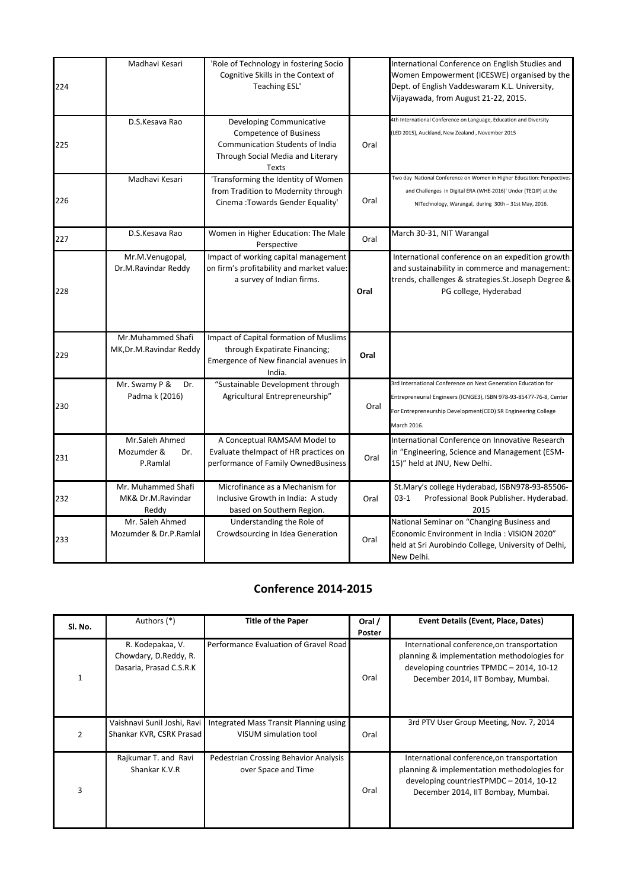| | | | | |
|---|---|---|---|---|
| 224 | Madhavi Kesari | 'Role of Technology in fostering Socio Cognitive Skills in the Context of Teaching ESL' | | International Conference on English Studies and Women Empowerment (ICESWE) organised by the Dept. of English Vaddeswaram K.L. University, Vijayawada, from August 21-22, 2015. |
| 225 | D.S.Kesava Rao | Developing Communicative Competence of Business Communication Students of India Through Social Media and Literary Texts | Oral | 4th International Conference on Language, Education and Diversity (LED 2015), Auckland, New Zealand , November 2015 |
| 226 | Madhavi Kesari | 'Transforming the Identity of Women from Tradition to Modernity through Cinema :Towards Gender Equality' | Oral | Two day National Conference on Women in Higher Education: Perspectives and Challenges in Digital ERA (WHE-2016)' Under (TEQIP) at the NITechnology, Warangal, during 30th – 31st May, 2016. |
| 227 | D.S.Kesava Rao | Women in Higher Education: The Male Perspective | Oral | March 30-31, NIT Warangal |
| 228 | Mr.M.Venugopal, Dr.M.Ravindar Reddy | Impact of working capital management on firm's profitability and market value: a survey of Indian firms. | **Oral** | International conference on an expedition growth and sustainability in commerce and management: trends, challenges & strategies.St.Joseph Degree & PG college, Hyderabad |
| 229 | Mr.Muhammed Shafi MK,Dr.M.Ravindar Reddy | Impact of Capital formation of Muslims through Expatirate Financing; Emergence of New financial avenues in India. | **Oral** | |
| 230 | Mr. Swamy P & Dr. Padma k (2016) | "Sustainable Development through Agricultural Entrepreneurship" | Oral | 3rd International Conference on Next Generation Education for Entrepreneurial Engineers (ICNGE3), ISBN 978-93-85477-76-8, Center For Entrepreneurship Development(CED) SR Engineering College March 2016. |
| 231 | Mr.Saleh Ahmed Mozumder & Dr. P.Ramlal | A Conceptual RAMSAM Model to Evaluate theImpact of HR practices on performance of Family OwnedBusiness | Oral | International Conference on Innovative Research in "Engineering, Science and Management (ESM-15)" held at JNU, New Delhi. |
| 232 | Mr. Muhammed Shafi MK& Dr.M.Ravindar Reddy | Microfinance as a Mechanism for Inclusive Growth in India: A study based on Southern Region. | Oral | St.Mary's college Hyderabad, ISBN978-93-85506-03-1 Professional Book Publisher. Hyderabad. 2015 |
| 233 | Mr. Saleh Ahmed Mozumder & Dr.P.Ramlal | Understanding the Role of Crowdsourcing in Idea Generation | Oral | National Seminar on "Changing Business and Economic Environment in India : VISION 2020" held at Sri Aurobindo College, University of Delhi, New Delhi. |

## Conference 2014-2015

| Sl. No. | Authors (*) | Title of the Paper | Oral / Poster | Event Details (Event, Place, Dates) |
|---|---|---|---|---|
| 1 | R. Kodepakaa, V. Chowdary, D.Reddy, R. Dasaria, Prasad C.S.R.K | Performance Evaluation of Gravel Road | Oral | International conference,on transportation planning & implementation methodologies for developing countries TPMDC – 2014, 10-12 December 2014, IIT Bombay, Mumbai. |
| 2 | Vaishnavi Sunil Joshi, Ravi Shankar KVR, CSRK Prasad | Integrated Mass Transit Planning using VISUM simulation tool | Oral | 3rd PTV User Group Meeting, Nov. 7, 2014 |
| 3 | Rajkumar T. and Ravi Shankar K.V.R | Pedestrian Crossing Behavior Analysis over Space and Time | Oral | International conference,on transportation planning & implementation methodologies for developing countriesTPMDC – 2014, 10-12 December 2014, IIT Bombay, Mumbai. |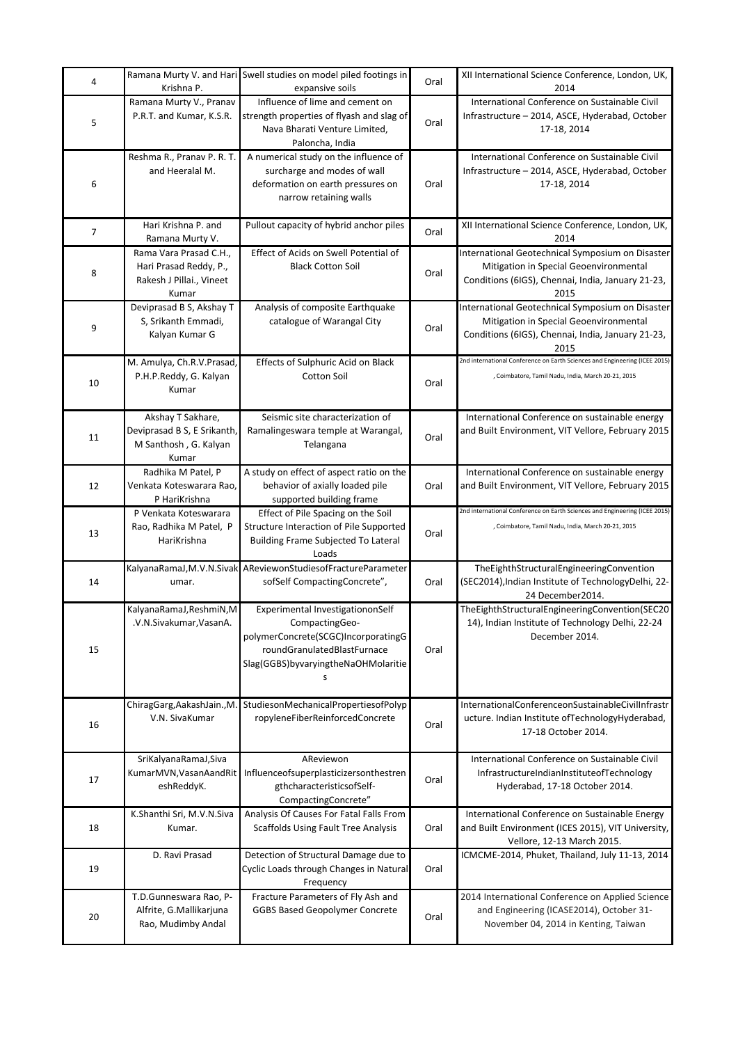| 4 | Ramana Murty V. and Hari Krishna P. | Swell studies on model piled footings in expansive soils | Oral | XII International Science Conference, London, UK, 2014 |
|---|---|---|---|---|
| 5 | Ramana Murty V., Pranav P.R.T. and Kumar, K.S.R. | Influence of lime and cement on strength properties of flyash and slag of Nava Bharati Venture Limited, Paloncha, India | Oral | International Conference on Sustainable Civil Infrastructure – 2014, ASCE, Hyderabad, October 17-18, 2014 |
| 6 | Reshma R., Pranav P. R. T. and Heeralal M. | A numerical study on the influence of surcharge and modes of wall deformation on earth pressures on narrow retaining walls | Oral | International Conference on Sustainable Civil Infrastructure – 2014, ASCE, Hyderabad, October 17-18, 2014 |
| 7 | Hari Krishna P. and Ramana Murty V. | Pullout capacity of hybrid anchor piles | Oral | XII International Science Conference, London, UK, 2014 |
| 8 | Rama Vara Prasad C.H., Hari Prasad Reddy, P., Rakesh J Pillai., Vineet Kumar | Effect of Acids on Swell Potential of Black Cotton Soil | Oral | International Geotechnical Symposium on Disaster Mitigation in Special Geoenvironmental Conditions (6IGS), Chennai, India, January 21-23, 2015 |
| 9 | Deviprasad B S, Akshay T S, Srikanth Emmadi, Kalyan Kumar G | Analysis of composite Earthquake catalogue of Warangal City | Oral | International Geotechnical Symposium on Disaster Mitigation in Special Geoenvironmental Conditions (6IGS), Chennai, India, January 21-23, 2015 |
| 10 | M. Amulya, Ch.R.V.Prasad, P.H.P.Reddy, G. Kalyan Kumar | Effects of Sulphuric Acid on Black Cotton Soil | Oral | 2nd international Conference on Earth Sciences and Engineering (ICEE 2015), Coimbatore, Tamil Nadu, India, March 20-21, 2015 |
| 11 | Akshay T Sakhare, Deviprasad B S, E Srikanth, M Santhosh , G. Kalyan Kumar | Seismic site characterization of Ramalingeswara temple at Warangal, Telangana | Oral | International Conference on sustainable energy and Built Environment, VIT Vellore, February 2015 |
| 12 | Radhika M Patel, P Venkata Koteswarara Rao, P HariKrishna | A study on effect of aspect ratio on the behavior of axially loaded pile supported building frame | Oral | International Conference on sustainable energy and Built Environment, VIT Vellore, February 2015 |
| 13 | P Venkata Koteswarara Rao, Radhika M Patel, P HariKrishna | Effect of Pile Spacing on the Soil Structure Interaction of Pile Supported Building Frame Subjected To Lateral Loads | Oral | 2nd international Conference on Earth Sciences and Engineering (ICEE 2015), Coimbatore, Tamil Nadu, India, March 20-21, 2015 |
| 14 | KalyanaRamaJ,M.V.N.Sivakumar. | AReviewonStudiesofFractureParametersofSelf CompactingConcrete", | Oral | TheEighthStructuralEngineeringConvention (SEC2014),Indian Institute of TechnologyDelhi, 22-24 December2014. |
| 15 | KalyanaRamaJ,ReshmiN,M.V.N.Sivakumar,VasanA. | Experimental InvestigationonSelf CompactingGeo-polymerConcrete(SCGC)IncorporatingGroundGranulatedBlastFurnace Slag(GGBS)byvaryingtheNaOHMolarities | Oral | TheEighthStructuralEngineeringConvention(SEC2014), Indian Institute of Technology Delhi, 22-24 December 2014. |
| 16 | ChiragGarg,AakashJain.,M.V.N. SivaKumar | StudiesonMechanicalPropertiesofPolypropyleneFiberReinforcedConcrete | Oral | InternationalConferenceonSustainableCivilInfrastructure. Indian Institute ofTechnologyHyderabad, 17-18 October 2014. |
| 17 | SriKalyanaRamaJ,Siva KumarMVN,VasanAandRiteshReddyK. | AReviewon Influenceofsuperplasticizersonthestrengthcharacteristicsof Self-CompactingConcrete" | Oral | International Conference on Sustainable Civil InfrastructureIndianInstituteofTechnology Hyderabad, 17-18 October 2014. |
| 18 | K.Shanthi Sri, M.V.N.Siva Kumar. | Analysis Of Causes For Fatal Falls From Scaffolds Using Fault Tree Analysis | Oral | International Conference on Sustainable Energy and Built Environment (ICES 2015), VIT University, Vellore, 12-13 March 2015. |
| 19 | D. Ravi Prasad | Detection of Structural Damage due to Cyclic Loads through Changes in Natural Frequency | Oral | ICMCME-2014, Phuket, Thailand, July 11-13, 2014 |
| 20 | T.D.Gunneswara Rao, P-Alfrite, G.Mallikarjuna Rao, Mudimby Andal | Fracture Parameters of Fly Ash and GGBS Based Geopolymer Concrete | Oral | 2014 International Conference on Applied Science and Engineering (ICASE2014), October 31-November 04, 2014 in Kenting, Taiwan |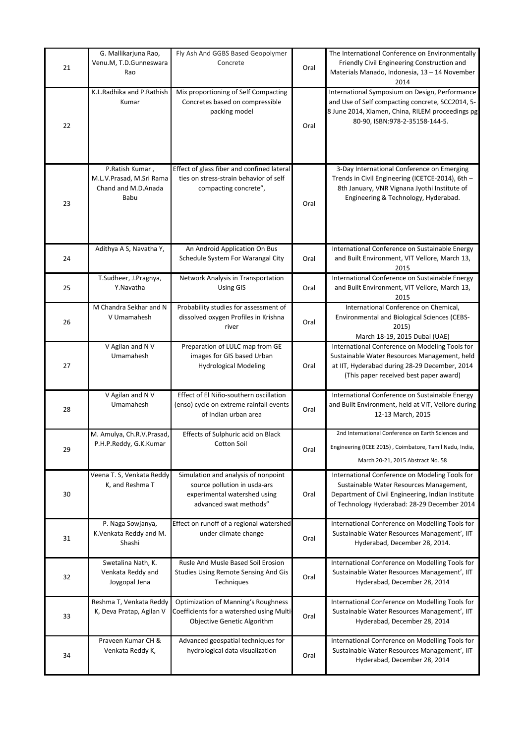| 21 | G. Mallikarjuna Rao, Venu.M, T.D.Gunneswara Rao | Fly Ash And GGBS Based Geopolymer Concrete | Oral | The International Conference on Environmentally Friendly Civil Engineering Construction and Materials Manado, Indonesia, 13 – 14 November 2014 |
|---|---|---|---|---|
| 22 | K.L.Radhika and P.Rathish Kumar | Mix proportioning of Self Compacting Concretes based on compressible packing model | Oral | International Symposium on Design, Performance and Use of Self compacting concrete, SCC2014, 5-8 June 2014, Xiamen, China, RILEM proceedings pg 80-90, ISBN:978-2-35158-144-5. |
| 23 | P.Ratish Kumar , M.L.V.Prasad, M.Sri Rama Chand and M.D.Anada Babu | Effect of glass fiber and confined lateral ties on stress-strain behavior of self compacting concrete", | Oral | 3-Day International Conference on Emerging Trends in Civil Engineering (ICETCE-2014), 6th – 8th January, VNR Vignana Jyothi Institute of Engineering & Technology, Hyderabad. |
| 24 | Adithya A S, Navatha Y, | An Android Application On Bus Schedule System For Warangal City | Oral | International Conference on Sustainable Energy and Built Environment, VIT Vellore, March 13, 2015 |
| 25 | T.Sudheer, J.Pragnya, Y.Navatha | Network Analysis in Transportation Using GIS | Oral | International Conference on Sustainable Energy and Built Environment, VIT Vellore, March 13, 2015 |
| 26 | M Chandra Sekhar and N V Umamahesh | Probability studies for assessment of dissolved oxygen Profiles in Krishna river | Oral | International Conference on Chemical, Environmental and Biological Sciences (CEBS-2015) March 18-19, 2015 Dubai (UAE) |
| 27 | V Agilan and N V Umamahesh | Preparation of LULC map from GE images for GIS based Urban Hydrological Modeling | Oral | International Conference on Modeling Tools for Sustainable Water Resources Management, held at IIT, Hyderabad during 28-29 December, 2014 (This paper received best paper award) |
| 28 | V Agilan and N V Umamahesh | Effect of El Niño-southern oscillation (enso) cycle on extreme rainfall events of Indian urban area | Oral | International Conference on Sustainable Energy and Built Environment, held at VIT, Vellore during 12-13 March, 2015 |
| 29 | M. Amulya, Ch.R.V.Prasad, P.H.P.Reddy, G.K.Kumar | Effects of Sulphuric acid on Black Cotton Soil | Oral | 2nd International Conference on Earth Sciences and Engineering (ICEE 2015) , Coimbatore, Tamil Nadu, India, March 20-21, 2015 Abstract No. 58 |
| 30 | Veena T. S, Venkata Reddy K, and Reshma T | Simulation and analysis of nonpoint source pollution in usda-ars experimental watershed using advanced swat methods" | Oral | International Conference on Modeling Tools for Sustainable Water Resources Management, Department of Civil Engineering, Indian Institute of Technology Hyderabad: 28-29 December 2014 |
| 31 | P. Naga Sowjanya, K.Venkata Reddy and M. Shashi | Effect on runoff of a regional watershed under climate change | Oral | International Conference on Modelling Tools for Sustainable Water Resources Management', IIT Hyderabad, December 28, 2014. |
| 32 | Swetalina Nath, K. Venkata Reddy and Joygopal Jena | Rusle And Musle Based Soil Erosion Studies Using Remote Sensing And Gis Techniques | Oral | International Conference on Modelling Tools for Sustainable Water Resources Management', IIT Hyderabad, December 28, 2014 |
| 33 | Reshma T, Venkata Reddy K, Deva Pratap, Agilan V | Optimization of Manning's Roughness Coefficients for a watershed using Multi-Objective Genetic Algorithm | Oral | International Conference on Modelling Tools for Sustainable Water Resources Management', IIT Hyderabad, December 28, 2014 |
| 34 | Praveen Kumar CH & Venkata Reddy K, | Advanced geospatial techniques for hydrological data visualization | Oral | International Conference on Modelling Tools for Sustainable Water Resources Management', IIT Hyderabad, December 28, 2014 |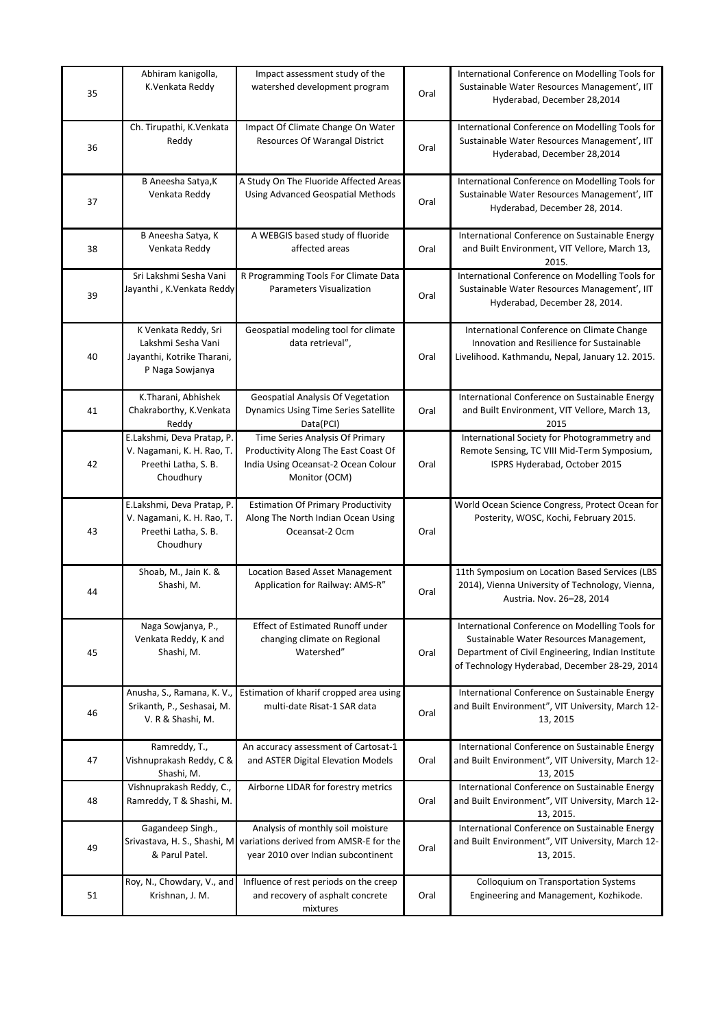| | | | | |
|---|---|---|---|---|
| 35 | Abhiram kanigolla, K.Venkata Reddy | Impact assessment study of the watershed development program | Oral | International Conference on Modelling Tools for Sustainable Water Resources Management', IIT Hyderabad, December 28,2014 |
| 36 | Ch. Tirupathi, K.Venkata Reddy | Impact Of Climate Change On Water Resources Of Warangal District | Oral | International Conference on Modelling Tools for Sustainable Water Resources Management', IIT Hyderabad, December 28,2014 |
| 37 | B Aneesha Satya,K Venkata Reddy | A Study On The Fluoride Affected Areas Using Advanced Geospatial Methods | Oral | International Conference on Modelling Tools for Sustainable Water Resources Management', IIT Hyderabad, December 28, 2014. |
| 38 | B Aneesha Satya, K Venkata Reddy | A WEBGIS based study of fluoride affected areas | Oral | International Conference on Sustainable Energy and Built Environment, VIT Vellore, March 13, 2015. |
| 39 | Sri Lakshmi Sesha Vani Jayanthi , K.Venkata Reddy | R Programming Tools For Climate Data Parameters Visualization | Oral | International Conference on Modelling Tools for Sustainable Water Resources Management', IIT Hyderabad, December 28, 2014. |
| 40 | K Venkata Reddy, Sri Lakshmi Sesha Vani Jayanthi, Kotrike Tharani, P Naga Sowjanya | Geospatial modeling tool for climate data retrieval", | Oral | International Conference on Climate Change Innovation and Resilience for Sustainable Livelihood. Kathmandu, Nepal, January 12. 2015. |
| 41 | K.Tharani, Abhishek Chakraborthy, K.Venkata Reddy | Geospatial Analysis Of Vegetation Dynamics Using Time Series Satellite Data(PCI) | Oral | International Conference on Sustainable Energy and Built Environment, VIT Vellore, March 13, 2015 |
| 42 | E.Lakshmi, Deva Pratap, P. V. Nagamani, K. H. Rao, T. Preethi Latha, S. B. Choudhury | Time Series Analysis Of Primary Productivity Along The East Coast Of India Using Oceansat-2 Ocean Colour Monitor (OCM) | Oral | International Society for Photogrammetry and Remote Sensing, TC VIII Mid-Term Symposium, ISPRS Hyderabad, October 2015 |
| 43 | E.Lakshmi, Deva Pratap, P. V. Nagamani, K. H. Rao, T. Preethi Latha, S. B. Choudhury | Estimation Of Primary Productivity Along The North Indian Ocean Using Oceansat-2 Ocm | Oral | World Ocean Science Congress, Protect Ocean for Posterity, WOSC, Kochi, February 2015. |
| 44 | Shoab, M., Jain K. & Shashi, M. | Location Based Asset Management Application for Railway: AMS-R" | Oral | 11th Symposium on Location Based Services (LBS 2014), Vienna University of Technology, Vienna, Austria. Nov. 26–28, 2014 |
| 45 | Naga Sowjanya, P., Venkata Reddy, K and Shashi, M. | Effect of Estimated Runoff under changing climate on Regional Watershed" | Oral | International Conference on Modelling Tools for Sustainable Water Resources Management, Department of Civil Engineering, Indian Institute of Technology Hyderabad, December 28-29, 2014 |
| 46 | Anusha, S., Ramana, K. V., Srikanth, P., Seshasai, M. V. R & Shashi, M. | Estimation of kharif cropped area using multi-date Risat-1 SAR data | Oral | International Conference on Sustainable Energy and Built Environment", VIT University, March 12-13, 2015 |
| 47 | Ramreddy, T., Vishnuprakash Reddy, C & Shashi, M. | An accuracy assessment of Cartosat-1 and ASTER Digital Elevation Models | Oral | International Conference on Sustainable Energy and Built Environment", VIT University, March 12-13, 2015 |
| 48 | Vishnuprakash Reddy, C., Ramreddy, T & Shashi, M. | Airborne LIDAR for forestry metrics | Oral | International Conference on Sustainable Energy and Built Environment", VIT University, March 12-13, 2015. |
| 49 | Gagandeep Singh., Srivastava, H. S., Shashi, M & Parul Patel. | Analysis of monthly soil moisture variations derived from AMSR-E for the year 2010 over Indian subcontinent | Oral | International Conference on Sustainable Energy and Built Environment", VIT University, March 12-13, 2015. |
| 51 | Roy, N., Chowdary, V., and Krishnan, J. M. | Influence of rest periods on the creep and recovery of asphalt concrete mixtures | Oral | Colloquium on Transportation Systems Engineering and Management, Kozhikode. |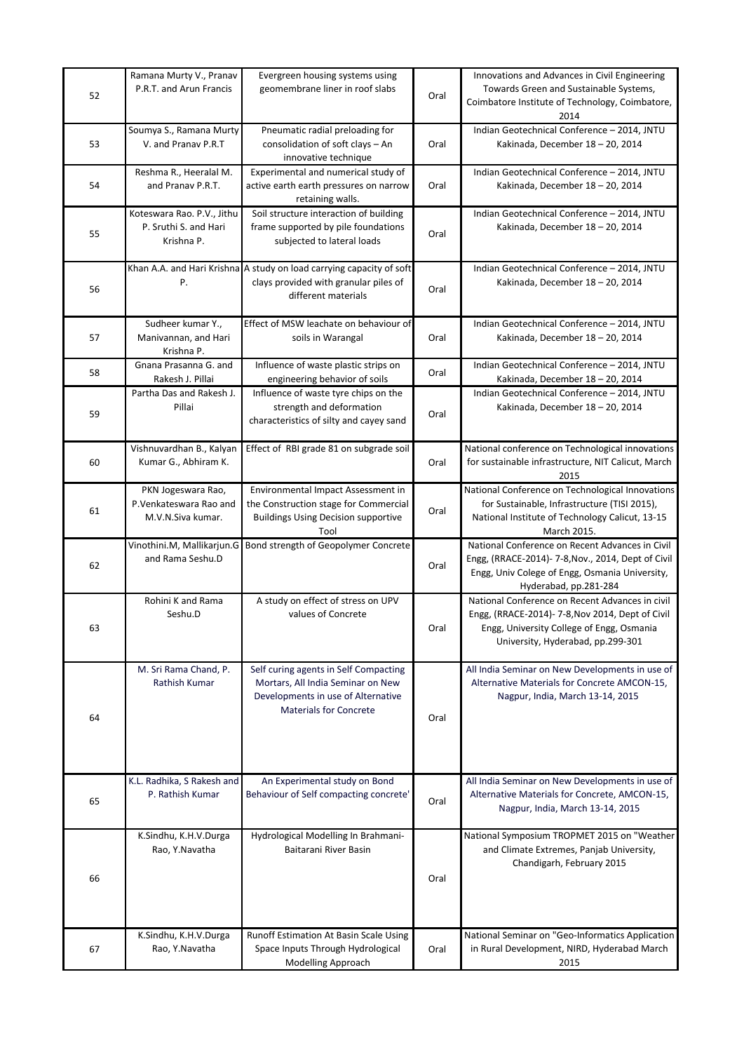| | | | | |
|---|---|---|---|---|
| 52 | Ramana Murty V., Pranav P.R.T. and Arun Francis | Evergreen housing systems using geomembrane liner in roof slabs | Oral | Innovations and Advances in Civil Engineering Towards Green and Sustainable Systems, Coimbatore Institute of Technology, Coimbatore, 2014 |
| 53 | Soumya S., Ramana Murty V. and Pranav P.R.T | Pneumatic radial preloading for consolidation of soft clays – An innovative technique | Oral | Indian Geotechnical Conference – 2014, JNTU Kakinada, December 18 – 20, 2014 |
| 54 | Reshma R., Heeralal M. and Pranav P.R.T. | Experimental and numerical study of active earth earth pressures on narrow retaining walls. | Oral | Indian Geotechnical Conference – 2014, JNTU Kakinada, December 18 – 20, 2014 |
| 55 | Koteswara Rao. P.V., Jithu P. Sruthi S. and Hari Krishna P. | Soil structure interaction of building frame supported by pile foundations subjected to lateral loads | Oral | Indian Geotechnical Conference – 2014, JNTU Kakinada, December 18 – 20, 2014 |
| 56 | Khan A.A. and Hari Krishna P. | A study on load carrying capacity of soft clays provided with granular piles of different materials | Oral | Indian Geotechnical Conference – 2014, JNTU Kakinada, December 18 – 20, 2014 |
| 57 | Sudheer kumar Y., Manivannan, and Hari Krishna P. | Effect of MSW leachate on behaviour of soils in Warangal | Oral | Indian Geotechnical Conference – 2014, JNTU Kakinada, December 18 – 20, 2014 |
| 58 | Gnana Prasanna G. and Rakesh J. Pillai | Influence of waste plastic strips on engineering behavior of soils | Oral | Indian Geotechnical Conference – 2014, JNTU Kakinada, December 18 – 20, 2014 |
| 59 | Partha Das and Rakesh J. Pillai | Influence of waste tyre chips on the strength and deformation characteristics of silty and cayey sand | Oral | Indian Geotechnical Conference – 2014, JNTU Kakinada, December 18 – 20, 2014 |
| 60 | Vishnuvardhan B., Kalyan Kumar G., Abhiram K. | Effect of RBI grade 81 on subgrade soil | Oral | National conference on Technological innovations for sustainable infrastructure, NIT Calicut, March 2015 |
| 61 | PKN Jogeswara Rao, P.Venkateswara Rao and M.V.N.Siva kumar. | Environmental Impact Assessment in the Construction stage for Commercial Buildings Using Decision supportive Tool | Oral | National Conference on Technological Innovations for Sustainable, Infrastructure (TISI 2015), National Institute of Technology Calicut, 13-15 March 2015. |
| 62 | Vinothini.M, Mallikarjun.G and Rama Seshu.D | Bond strength of Geopolymer Concrete | Oral | National Conference on Recent Advances in Civil Engg, (RRACE-2014)- 7-8,Nov., 2014, Dept of Civil Engg, Univ Colege of Engg, Osmania University, Hyderabad, pp.281-284 |
| 63 | Rohini K and Rama Seshu.D | A study on effect of stress on UPV values of Concrete | Oral | National Conference on Recent Advances in civil Engg, (RRACE-2014)- 7-8,Nov 2014, Dept of Civil Engg, University College of Engg, Osmania University, Hyderabad, pp.299-301 |
| 64 | M. Sri Rama Chand, P. Rathish Kumar | Self curing agents in Self Compacting Mortars, All India Seminar on New Developments in use of Alternative Materials for Concrete | Oral | All India Seminar on New Developments in use of Alternative Materials for Concrete AMCON-15, Nagpur, India, March 13-14, 2015 |
| 65 | K.L. Radhika, S Rakesh and P. Rathish Kumar | An Experimental study on Bond Behaviour of Self compacting concrete' | Oral | All India Seminar on New Developments in use of Alternative Materials for Concrete, AMCON-15, Nagpur, India, March 13-14, 2015 |
| 66 | K.Sindhu, K.H.V.Durga Rao, Y.Navatha | Hydrological Modelling In Brahmani-Baitarani River Basin | Oral | National Symposium TROPMET 2015 on "Weather and Climate Extremes, Panjab University, Chandigarh, February 2015 |
| 67 | K.Sindhu, K.H.V.Durga Rao, Y.Navatha | Runoff Estimation At Basin Scale Using Space Inputs Through Hydrological Modelling Approach | Oral | National Seminar on "Geo-Informatics Application in Rural Development, NIRD, Hyderabad March 2015 |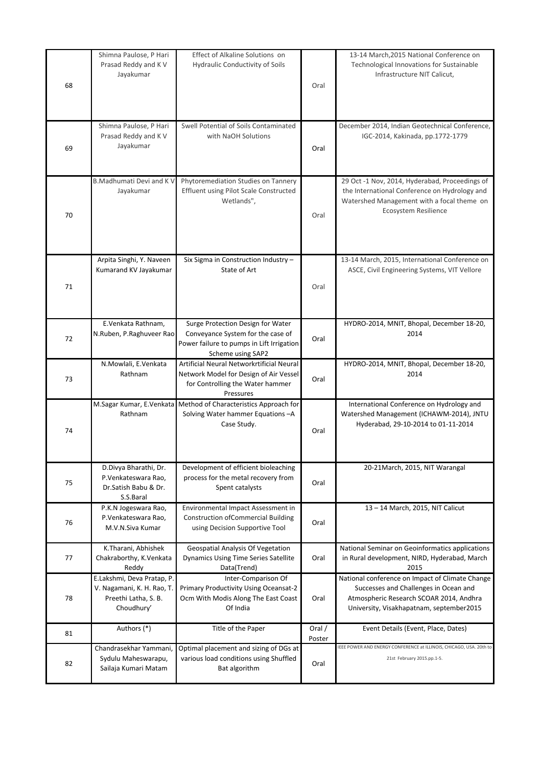| 68 | Shimna Paulose, P Hari Prasad Reddy and K V Jayakumar | Effect of Alkaline Solutions on Hydraulic Conductivity of Soils | Oral | 13-14 March,2015 National Conference on Technological Innovations for Sustainable Infrastructure NIT Calicut, |
|---|---|---|---|---|
| 69 | Shimna Paulose, P Hari Prasad Reddy and K V Jayakumar | Swell Potential of Soils Contaminated with NaOH Solutions | Oral | December 2014, Indian Geotechnical Conference, IGC-2014, Kakinada, pp.1772-1779 |
| 70 | B.Madhumati Devi and K V Jayakumar | Phytoremediation Studies on Tannery Effluent using Pilot Scale Constructed Wetlands", | Oral | 29 Oct -1 Nov, 2014, Hyderabad, Proceedings of the International Conference on Hydrology and Watershed Management with a focal theme on Ecosystem Resilience |
| 71 | Arpita Singhi, Y. Naveen Kumarand KV Jayakumar | Six Sigma in Construction Industry – State of Art | Oral | 13-14 March, 2015, International Conference on ASCE, Civil Engineering Systems, VIT Vellore |
| 72 | E.Venkata Rathnam, N.Ruben, P.Raghuveer Rao | Surge Protection Design for Water Conveyance System for the case of Power failure to pumps in Lift Irrigation Scheme using SAP2 | Oral | HYDRO-2014, MNIT, Bhopal, December 18-20, 2014 |
| 73 | N.Mowlali, E.Venkata Rathnam | Artificial Neural Networkrtificial Neural Network Model for Design of Air Vessel for Controlling the Water hammer Pressures | Oral | HYDRO-2014, MNIT, Bhopal, December 18-20, 2014 |
| 74 | M.Sagar Kumar, E.Venkata Rathnam | Method of Characteristics Approach for Solving Water hammer Equations –A Case Study. | Oral | International Conference on Hydrology and Watershed Management (ICHAWM-2014), JNTU Hyderabad, 29-10-2014 to 01-11-2014 |
| 75 | D.Divya Bharathi, Dr. P.Venkateswara Rao, Dr.Satish Babu & Dr. S.S.Baral | Development of efficient bioleaching process for the metal recovery from Spent catalysts | Oral | 20-21March, 2015, NIT Warangal |
| 76 | P.K.N Jogeswara Rao, P.Venkateswara Rao, M.V.N.Siva Kumar | Environmental Impact Assessment in Construction ofCommercial Building using Decision Supportive Tool | Oral | 13 – 14 March, 2015, NIT Calicut |
| 77 | K.Tharani, Abhishek Chakraborthy, K.Venkata Reddy | Geospatial Analysis Of Vegetation Dynamics Using Time Series Satellite Data(Trend) | Oral | National Seminar on Geoinformatics applications in Rural development, NIRD, Hyderabad, March 2015 |
| 78 | E.Lakshmi, Deva Pratap, P. V. Nagamani, K. H. Rao, T. Preethi Latha, S. B. Choudhury' | Inter-Comparison Of Primary Productivity Using Oceansat-2 Ocm With Modis Along The East Coast Of India | Oral | National conference on Impact of Climate Change Successes and Challenges in Ocean and Atmospheric Research SCOAR 2014, Andhra University, Visakhapatnam, september2015 |
| 81 | Authors (*) | Title of the Paper | Oral / Poster | Event Details (Event, Place, Dates) |
| 82 | Chandrasekhar Yammani, Sydulu Maheswarapu, Sailaja Kumari Matam | Optimal placement and sizing of DGs at various load conditions using Shuffled Bat algorithm | Oral | IEEE POWER AND ENERGY CONFERENCE at ILLINOIS, CHICAGO, USA. 20th to 21st February 2015.pp.1-5. |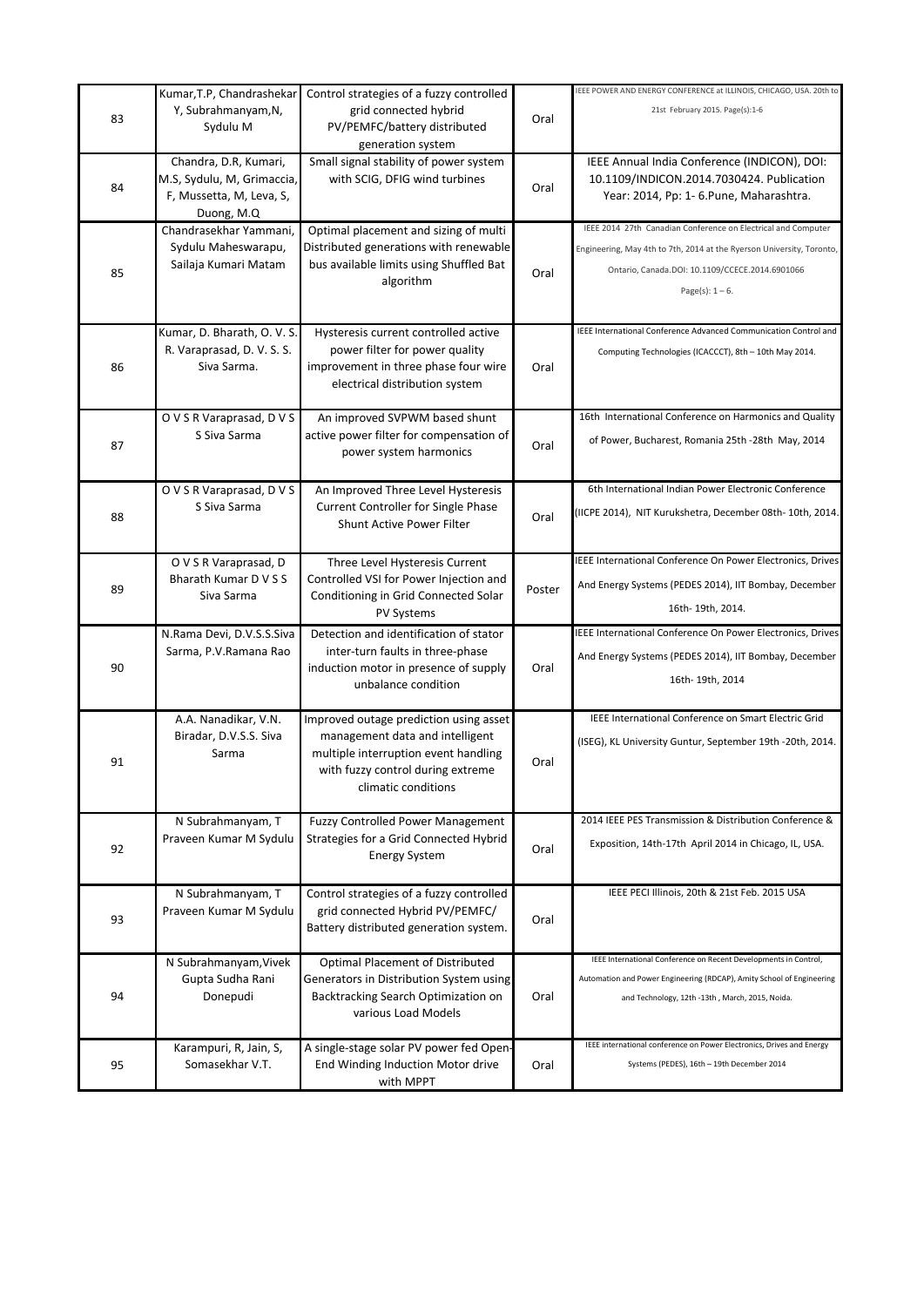| | | | | |
|---|---|---|---|---|
| 83 | Kumar,T.P, Chandrashekar Y, Subrahmanyam,N, Sydulu M | Control strategies of a fuzzy controlled grid connected hybrid PV/PEMFC/battery distributed generation system | Oral | IEEE POWER AND ENERGY CONFERENCE at ILLINOIS, CHICAGO, USA. 20th to 21st February 2015. Page(s):1-6 |
| 84 | Chandra, D.R, Kumari, M.S, Sydulu, M, Grimaccia, F, Mussetta, M, Leva, S, Duong, M.Q | Small signal stability of power system with SCIG, DFIG wind turbines | Oral | IEEE Annual India Conference (INDICON), DOI: 10.1109/INDICON.2014.7030424. Publication Year: 2014, Pp: 1- 6.Pune, Maharashtra. |
| 85 | Chandrasekhar Yammani, Sydulu Maheswarapu, Sailaja Kumari Matam | Optimal placement and sizing of multi Distributed generations with renewable bus available limits using Shuffled Bat algorithm | Oral | IEEE 2014 27th Canadian Conference on Electrical and Computer Engineering, May 4th to 7th, 2014 at the Ryerson University, Toronto, Ontario, Canada.DOI: 10.1109/CCECE.2014.6901066 Page(s): 1 – 6. |
| 86 | Kumar, D. Bharath, O. V. S. R. Varaprasad, D. V. S. S. Siva Sarma. | Hysteresis current controlled active power filter for power quality improvement in three phase four wire electrical distribution system | Oral | IEEE International Conference Advanced Communication Control and Computing Technologies (ICACCCT), 8th – 10th May 2014. |
| 87 | O V S R Varaprasad, D V S S Siva Sarma | An improved SVPWM based shunt active power filter for compensation of power system harmonics | Oral | 16th International Conference on Harmonics and Quality of Power, Bucharest, Romania 25th -28th May, 2014 |
| 88 | O V S R Varaprasad, D V S S Siva Sarma | An Improved Three Level Hysteresis Current Controller for Single Phase Shunt Active Power Filter | Oral | 6th International Indian Power Electronic Conference (IICPE 2014), NIT Kurukshetra, December 08th- 10th, 2014. |
| 89 | O V S R Varaprasad, D Bharath Kumar D V S S Siva Sarma | Three Level Hysteresis Current Controlled VSI for Power Injection and Conditioning in Grid Connected Solar PV Systems | Poster | IEEE International Conference On Power Electronics, Drives And Energy Systems (PEDES 2014), IIT Bombay, December 16th- 19th, 2014. |
| 90 | N.Rama Devi, D.V.S.S.Siva Sarma, P.V.Ramana Rao | Detection and identification of stator inter-turn faults in three-phase induction motor in presence of supply unbalance condition | Oral | IEEE International Conference On Power Electronics, Drives And Energy Systems (PEDES 2014), IIT Bombay, December 16th- 19th, 2014 |
| 91 | A.A. Nanadikar, V.N. Biradar, D.V.S.S. Siva Sarma | Improved outage prediction using asset management data and intelligent multiple interruption event handling with fuzzy control during extreme climatic conditions | Oral | IEEE International Conference on Smart Electric Grid (ISEG), KL University Guntur, September 19th -20th, 2014. |
| 92 | N Subrahmanyam, T Praveen Kumar M Sydulu | Fuzzy Controlled Power Management Strategies for a Grid Connected Hybrid Energy System | Oral | 2014 IEEE PES Transmission & Distribution Conference & Exposition, 14th-17th April 2014 in Chicago, IL, USA. |
| 93 | N Subrahmanyam, T Praveen Kumar M Sydulu | Control strategies of a fuzzy controlled grid connected Hybrid PV/PEMFC/ Battery distributed generation system. | Oral | IEEE PECI Illinois, 20th & 21st Feb. 2015 USA |
| 94 | N Subrahmanyam,Vivek Gupta Sudha Rani Donepudi | Optimal Placement of Distributed Generators in Distribution System using Backtracking Search Optimization on various Load Models | Oral | IEEE International Conference on Recent Developments in Control, Automation and Power Engineering (RDCAP), Amity School of Engineering and Technology, 12th -13th , March, 2015, Noida. |
| 95 | Karampuri, R, Jain, S, Somasekhar V.T. | A single-stage solar PV power fed Open-End Winding Induction Motor drive with MPPT | Oral | IEEE international conference on Power Electronics, Drives and Energy Systems (PEDES), 16th – 19th December 2014 |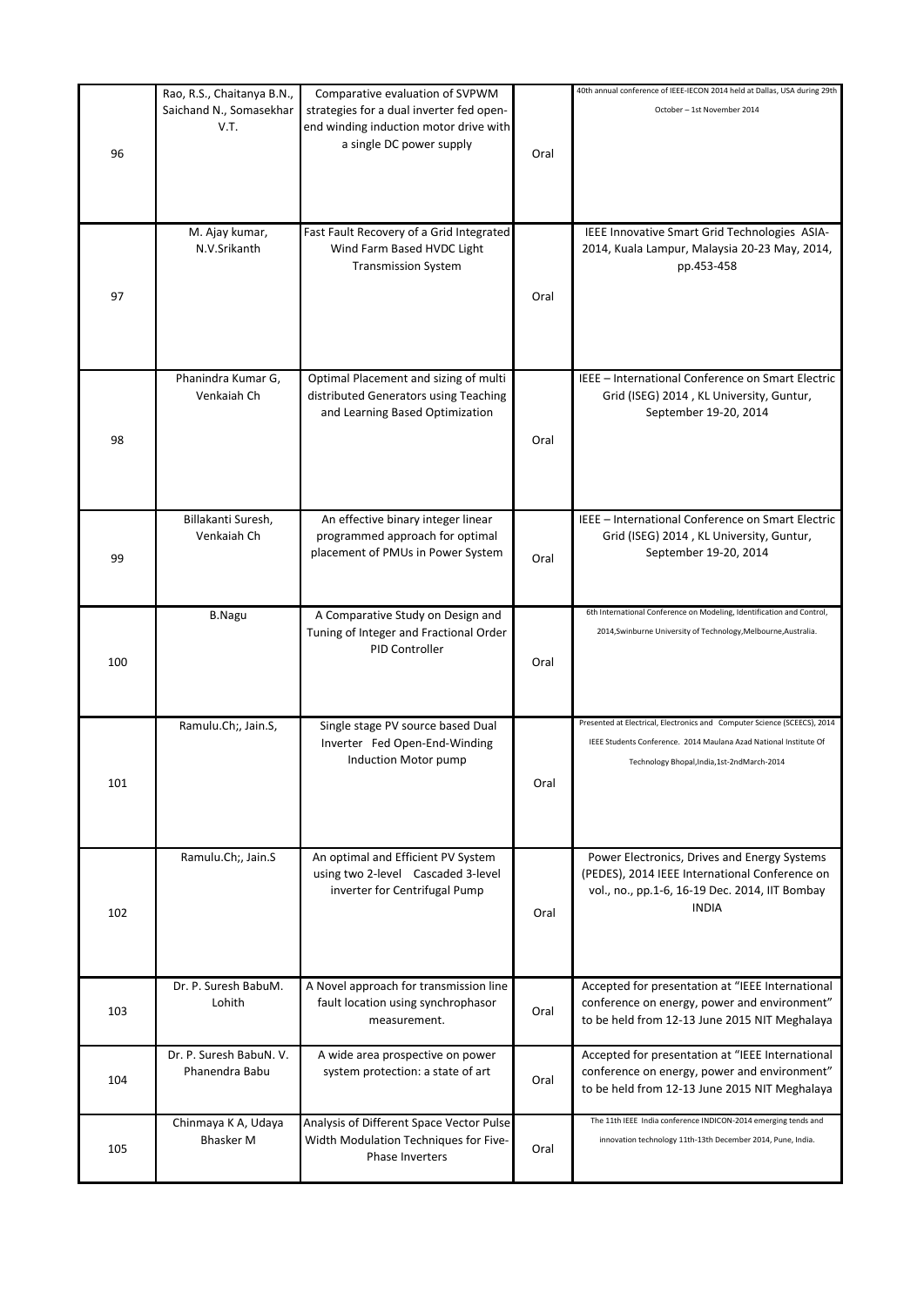| | | | | |
|---|---|---|---|---|
| 96 | Rao, R.S., Chaitanya B.N., Saichand N., Somasekhar V.T. | Comparative evaluation of SVPWM strategies for a dual inverter fed open-end winding induction motor drive with a single DC power supply | Oral | 40th annual conference of IEEE-IECON 2014 held at Dallas, USA during 29th October – 1st November 2014 |
| 97 | M. Ajay kumar, N.V.Srikanth | Fast Fault Recovery of a Grid Integrated Wind Farm Based HVDC Light Transmission System | Oral | IEEE Innovative Smart Grid Technologies ASIA-2014, Kuala Lampur, Malaysia 20-23 May, 2014, pp.453-458 |
| 98 | Phanindra Kumar G, Venkaiah Ch | Optimal Placement and sizing of multi distributed Generators using Teaching and Learning Based Optimization | Oral | IEEE – International Conference on Smart Electric Grid (ISEG) 2014 , KL University, Guntur, September 19-20, 2014 |
| 99 | Billakanti Suresh, Venkaiah Ch | An effective binary integer linear programmed approach for optimal placement of PMUs in Power System | Oral | IEEE – International Conference on Smart Electric Grid (ISEG) 2014 , KL University, Guntur, September 19-20, 2014 |
| 100 | B.Nagu | A Comparative Study on Design and Tuning of Integer and Fractional Order PID Controller | Oral | 6th International Conference on Modeling, Identification and Control, 2014,Swinburne University of Technology,Melbourne,Australia. |
| 101 | Ramulu.Ch;, Jain.S, | Single stage PV source based Dual Inverter Fed Open-End-Winding Induction Motor pump | Oral | Presented at Electrical, Electronics and Computer Science (SCEECS), 2014 IEEE Students Conference. 2014 Maulana Azad National Institute Of Technology Bhopal,India,1st-2ndMarch-2014 |
| 102 | Ramulu.Ch;, Jain.S | An optimal and Efficient PV System using two 2-level Cascaded 3-level inverter for Centrifugal Pump | Oral | Power Electronics, Drives and Energy Systems (PEDES), 2014 IEEE International Conference on vol., no., pp.1-6, 16-19 Dec. 2014, IIT Bombay INDIA |
| 103 | Dr. P. Suresh BabuM. Lohith | A Novel approach for transmission line fault location using synchrophasor measurement. | Oral | Accepted for presentation at "IEEE International conference on energy, power and environment" to be held from 12-13 June 2015 NIT Meghalaya |
| 104 | Dr. P. Suresh BabuN. V. Phanendra Babu | A wide area prospective on power system protection: a state of art | Oral | Accepted for presentation at "IEEE International conference on energy, power and environment" to be held from 12-13 June 2015 NIT Meghalaya |
| 105 | Chinmaya K A, Udaya Bhasker M | Analysis of Different Space Vector Pulse Width Modulation Techniques for Five-Phase Inverters | Oral | The 11th IEEE India conference INDICON-2014 emerging tends and innovation technology 11th-13th December 2014, Pune, India. |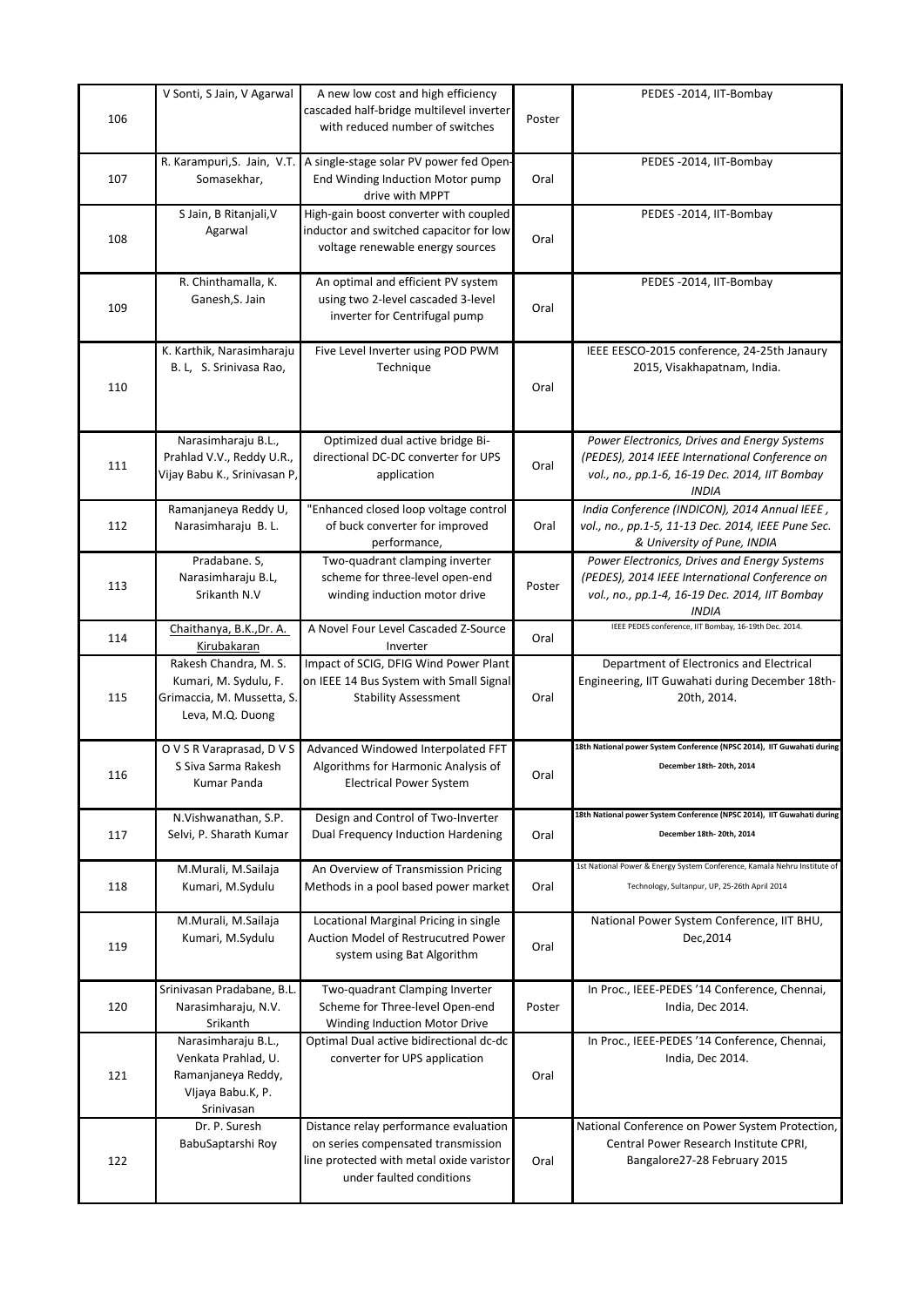| | | | | |
|---|---|---|---|---|
| 106 | V Sonti, S Jain, V Agarwal | A new low cost and high efficiency cascaded half-bridge multilevel inverter with reduced number of switches | Poster | PEDES -2014, IIT-Bombay |
| 107 | R. Karampuri,S. Jain, V.T. Somasekhar, | A single-stage solar PV power fed Open-End Winding Induction Motor pump drive with MPPT | Oral | PEDES -2014, IIT-Bombay |
| 108 | S Jain, B Ritanjali,V Agarwal | High-gain boost converter with coupled inductor and switched capacitor for low voltage renewable energy sources | Oral | PEDES -2014, IIT-Bombay |
| 109 | R. Chinthamalla, K. Ganesh,S. Jain | An optimal and efficient PV system using two 2-level cascaded 3-level inverter for Centrifugal pump | Oral | PEDES -2014, IIT-Bombay |
| 110 | K. Karthik, Narasimharaju B. L, S. Srinivasa Rao, | Five Level Inverter using POD PWM Technique | Oral | IEEE EESCO-2015 conference, 24-25th Janaury 2015, Visakhapatnam, India. |
| 111 | Narasimharaju B.L., Prahlad V.V., Reddy U.R., Vijay Babu K., Srinivasan P, | Optimized dual active bridge Bi-directional DC-DC converter for UPS application | Oral | *Power Electronics, Drives and Energy Systems (PEDES), 2014 IEEE International Conference on vol., no., pp.1-6, 16-19 Dec. 2014, IIT Bombay INDIA* |
| 112 | Ramanjaneya Reddy U, Narasimharaju B. L. | "Enhanced closed loop voltage control of buck converter for improved performance, | Oral | *India Conference (INDICON), 2014 Annual IEEE , vol., no., pp.1-5, 11-13 Dec. 2014, IEEE Pune Sec. & University of Pune, INDIA* |
| 113 | Pradabane. S, Narasimharaju B.L, Srikanth N.V | Two-quadrant clamping inverter scheme for three-level open-end winding induction motor drive | Poster | *Power Electronics, Drives and Energy Systems (PEDES), 2014 IEEE International Conference on vol., no., pp.1-4, 16-19 Dec. 2014, IIT Bombay INDIA* |
| 114 | Chaithanya, B.K.,Dr. A. Kirubakaran | A Novel Four Level Cascaded Z-Source Inverter | Oral | IEEE PEDES conference, IIT Bombay, 16-19th Dec. 2014. |
| 115 | Rakesh Chandra, M. S. Kumari, M. Sydulu, F. Grimaccia, M. Mussetta, S. Leva, M.Q. Duong | Impact of SCIG, DFIG Wind Power Plant on IEEE 14 Bus System with Small Signal Stability Assessment | Oral | Department of Electronics and Electrical Engineering, IIT Guwahati during December 18th-20th, 2014. |
| 116 | O V S R Varaprasad, D V S S Siva Sarma Rakesh Kumar Panda | Advanced Windowed Interpolated FFT Algorithms for Harmonic Analysis of Electrical Power System | Oral | 18th National power System Conference (NPSC 2014), IIT Guwahati during December 18th- 20th, 2014 |
| 117 | N.Vishwanathan, S.P. Selvi, P. Sharath Kumar | Design and Control of Two-Inverter Dual Frequency Induction Hardening | Oral | 18th National power System Conference (NPSC 2014), IIT Guwahati during December 18th- 20th, 2014 |
| 118 | M.Murali, M.Sailaja Kumari, M.Sydulu | An Overview of Transmission Pricing Methods in a pool based power market | Oral | 1st National Power & Energy System Conference, Kamala Nehru Institute of Technology, Sultanpur, UP, 25-26th April 2014 |
| 119 | M.Murali, M.Sailaja Kumari, M.Sydulu | Locational Marginal Pricing in single Auction Model of Restrucutred Power system using Bat Algorithm | Oral | National Power System Conference, IIT BHU, Dec,2014 |
| 120 | Srinivasan Pradabane, B.L. Narasimharaju, N.V. Srikanth | Two-quadrant Clamping Inverter Scheme for Three-level Open-end Winding Induction Motor Drive | Poster | In Proc., IEEE-PEDES '14 Conference, Chennai, India, Dec 2014. |
| 121 | Narasimharaju B.L., Venkata Prahlad, U. Ramanjaneya Reddy, VIjaya Babu.K, P. Srinivasan | Optimal Dual active bidirectional dc-dc converter for UPS application | Oral | In Proc., IEEE-PEDES '14 Conference, Chennai, India, Dec 2014. |
| 122 | Dr. P. Suresh BabuSaptarshi Roy | Distance relay performance evaluation on series compensated transmission line protected with metal oxide varistor under faulted conditions | Oral | National Conference on Power System Protection, Central Power Research Institute CPRI, Bangalore27-28 February 2015 |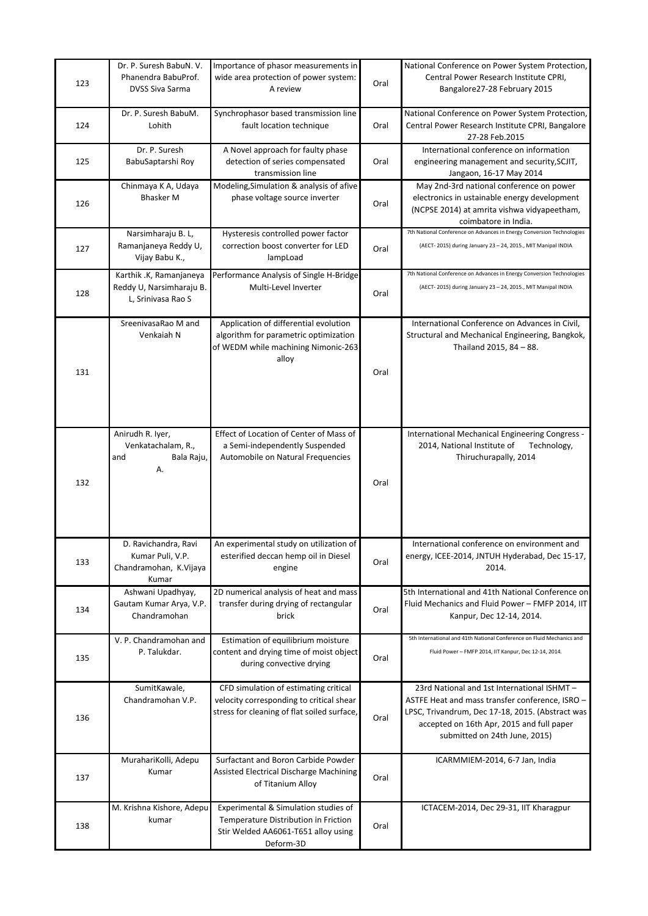| 123 | Dr. P. Suresh BabuN. V. Phanendra BabuProf. DVSS Siva Sarma | Importance of phasor measurements in wide area protection of power system: A review | Oral | National Conference on Power System Protection, Central Power Research Institute CPRI, Bangalore27-28 February 2015 |
|---|---|---|---|---|
| 124 | Dr. P. Suresh BabuM. Lohith | Synchrophasor based transmission line fault location technique | Oral | National Conference on Power System Protection, Central Power Research Institute CPRI, Bangalore 27-28 Feb.2015 |
| 125 | Dr. P. Suresh BabuSaptarshi Roy | A Novel approach for faulty phase detection of series compensated transmission line | Oral | International conference on information engineering management and security,SCJIT, Jangaon, 16-17 May 2014 |
| 126 | Chinmaya K A, Udaya Bhasker M | Modeling,Simulation & analysis of afive phase voltage source inverter | Oral | May 2nd-3rd national conference on power electronics in ustainable energy development (NCPSE 2014) at amrita vishwa vidyapeetham, coimbatore in India. |
| 127 | Narsimharaju B. L, Ramanjaneya Reddy U, Vijay Babu K., | Hysteresis controlled power factor correction boost converter for LED lampLoad | Oral | 7th National Conference on Advances in Energy Conversion Technologies (AECT- 2015) during January 23 – 24, 2015., MIT Manipal INDIA |
| 128 | Karthik .K, Ramanjaneya Reddy U, Narsimharaju B. L, Srinivasa Rao S | Performance Analysis of Single H-Bridge Multi-Level Inverter | Oral | 7th National Conference on Advances in Energy Conversion Technologies (AECT- 2015) during January 23 – 24, 2015., MIT Manipal INDIA |
| 131 | SreenivasaRao M and Venkaiah N | Application of differential evolution algorithm for parametric optimization of WEDM while machining Nimonic-263 alloy | Oral | International Conference on Advances in Civil, Structural and Mechanical Engineering, Bangkok, Thailand 2015, 84 – 88. |
| 132 | Anirudh R. Iyer, Venkatachalam, R., and Bala Raju, A. | Effect of Location of Center of Mass of a Semi-independently Suspended Automobile on Natural Frequencies | Oral | International Mechanical Engineering Congress - 2014, National Institute of Technology, Thiruchurapally, 2014 |
| 133 | D. Ravichandra, Ravi Kumar Puli, V.P. Chandramohan, K.Vijaya Kumar | An experimental study on utilization of esterified deccan hemp oil in Diesel engine | Oral | International conference on environment and energy, ICEE-2014, JNTUH Hyderabad, Dec 15-17, 2014. |
| 134 | Ashwani Upadhyay, Gautam Kumar Arya, V.P. Chandramohan | 2D numerical analysis of heat and mass transfer during drying of rectangular brick | Oral | 5th International and 41th National Conference on Fluid Mechanics and Fluid Power – FMFP 2014, IIT Kanpur, Dec 12-14, 2014. |
| 135 | V. P. Chandramohan and P. Talukdar. | Estimation of equilibrium moisture content and drying time of moist object during convective drying | Oral | 5th International and 41th National Conference on Fluid Mechanics and Fluid Power – FMFP 2014, IIT Kanpur, Dec 12-14, 2014. |
| 136 | SumitKawale, Chandramohan V.P. | CFD simulation of estimating critical velocity corresponding to critical shear stress for cleaning of flat soiled surface, | Oral | 23rd National and 1st International ISHMT – ASTFE Heat and mass transfer conference, ISRO – LPSC, Trivandrum, Dec 17-18, 2015. (Abstract was accepted on 16th Apr, 2015 and full paper submitted on 24th June, 2015) |
| 137 | MurahariKolli, Adepu Kumar | Surfactant and Boron Carbide Powder Assisted Electrical Discharge Machining of Titanium Alloy | Oral | ICARMMIEM-2014, 6-7 Jan, India |
| 138 | M. Krishna Kishore, Adepu kumar | Experimental & Simulation studies of Temperature Distribution in Friction Stir Welded AA6061-T651 alloy using Deform-3D | Oral | ICTACEM-2014, Dec 29-31, IIT Kharagpur |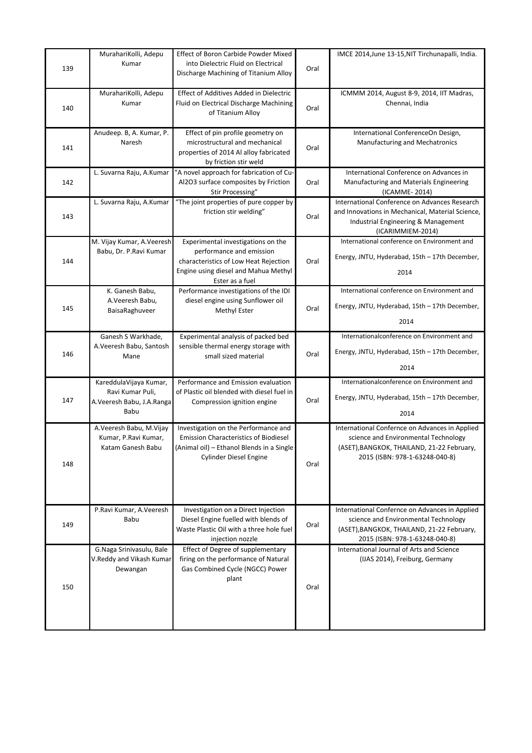| 139 | MurahariKolli, Adepu Kumar | Effect of Boron Carbide Powder Mixed into Dielectric Fluid on Electrical Discharge Machining of Titanium Alloy | Oral | IMCE 2014,June 13-15,NIT Tirchunapalli, India. |
|---|---|---|---|---|
| 140 | MurahariKolli, Adepu Kumar | Effect of Additives Added in Dielectric Fluid on Electrical Discharge Machining of Titanium Alloy | Oral | ICMMM 2014, August 8-9, 2014, IIT Madras, Chennai, India |
| 141 | Anudeep. B, A. Kumar, P. Naresh | Effect of pin profile geometry on microstructural and mechanical properties of 2014 Al alloy fabricated by friction stir weld | Oral | International ConferenceOn Design, Manufacturing and Mechatronics |
| 142 | L. Suvarna Raju, A.Kumar | "A novel approach for fabrication of Cu-Al2O3 surface composites by Friction Stir Processing" | Oral | International Conference on Advances in Manufacturing and Materials Engineering (ICAMME- 2014) |
| 143 | L. Suvarna Raju, A.Kumar | "The joint properties of pure copper by friction stir welding" | Oral | International Conference on Advances Research and Innovations in Mechanical, Material Science, Industrial Engineering & Management (ICARIMMIEM-2014) |
| 144 | M. Vijay Kumar, A.Veeresh Babu, Dr. P.Ravi Kumar | Experimental investigations on the performance and emission characteristics of Low Heat Rejection Engine using diesel and Mahua Methyl Ester as a fuel | Oral | International conference on Environment and Energy, JNTU, Hyderabad, 15th – 17th December, 2014 |
| 145 | K. Ganesh Babu, A.Veeresh Babu, BaisaRaghuveer | Performance investigations of the IDI diesel engine using Sunflower oil Methyl Ester | Oral | International conference on Environment and Energy, JNTU, Hyderabad, 15th – 17th December, 2014 |
| 146 | Ganesh S Warkhade, A.Veeresh Babu, Santosh Mane | Experimental analysis of packed bed sensible thermal energy storage with small sized material | Oral | Internationalconference on Environment and Energy, JNTU, Hyderabad, 15th – 17th December, 2014 |
| 147 | KareddulaVijaya Kumar, Ravi Kumar Puli, A.Veeresh Babu, J.A.Ranga Babu | Performance and Emission evaluation of Plastic oil blended with diesel fuel in Compression ignition engine | Oral | Internationalconference on Environment and Energy, JNTU, Hyderabad, 15th – 17th December, 2014 |
| 148 | A.Veeresh Babu, M.Vijay Kumar, P.Ravi Kumar, Katam Ganesh Babu | Investigation on the Performance and Emission Characteristics of Biodiesel (Animal oil) – Ethanol Blends in a Single Cylinder Diesel Engine | Oral | International Confernce on Advances in Applied science and Environmental Technology (ASET),BANGKOK, THAILAND, 21-22 February, 2015 (ISBN: 978-1-63248-040-8) |
| 149 | P.Ravi Kumar, A.Veeresh Babu | Investigation on a Direct Injection Diesel Engine fuelled with blends of Waste Plastic Oil with a three hole fuel injection nozzle | Oral | International Confernce on Advances in Applied science and Environmental Technology (ASET),BANGKOK, THAILAND, 21-22 February, 2015 (ISBN: 978-1-63248-040-8) |
| 150 | G.Naga Srinivasulu, Bale V.Reddy and Vikash Kumar Dewangan | Effect of Degree of supplementary firing on the performance of Natural Gas Combined Cycle (NGCC) Power plant | Oral | International Journal of Arts and Science (IJAS 2014), Freiburg, Germany |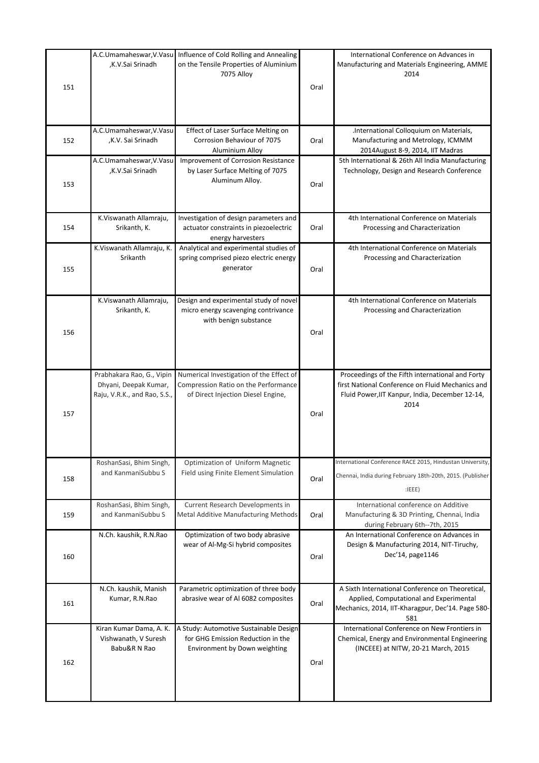| 151 | A.C.Umamaheswar,V.Vasu ,K.V.Sai Srinadh | Influence of Cold Rolling and Annealing on the Tensile Properties of Aluminium 7075 Alloy | Oral | International Conference on Advances in Manufacturing and Materials Engineering, AMME 2014 |
|---|---|---|---|---|
| 152 | A.C.Umamaheswar,V.Vasu ,K.V. Sai Srinadh | Effect of Laser Surface Melting on Corrosion Behaviour of 7075 Aluminium Alloy | Oral | .International Colloquium on Materials, Manufacturing and Metrology, ICMMM 2014August 8-9, 2014, IIT Madras |
| 153 | A.C.Umamaheswar,V.Vasu ,K.V.Sai Srinadh | Improvement of Corrosion Resistance by Laser Surface Melting of 7075 Aluminum Alloy. | Oral | 5th International & 26th All India Manufacturing Technology, Design and Research Conference |
| 154 | K.Viswanath Allamraju, Srikanth, K. | Investigation of design parameters and actuator constraints in piezoelectric energy harvesters | Oral | 4th International Conference on Materials Processing and Characterization |
| 155 | K.Viswanath Allamraju, K. Srikanth | Analytical and experimental studies of spring comprised piezo electric energy generator | Oral | 4th International Conference on Materials Processing and Characterization |
| 156 | K.Viswanath Allamraju, Srikanth, K. | Design and experimental study of novel micro energy scavenging contrivance with benign substance | Oral | 4th International Conference on Materials Processing and Characterization |
| 157 | Prabhakara Rao, G., Vipin Dhyani, Deepak Kumar, Raju, V.R.K., and Rao, S.S., | Numerical Investigation of the Effect of Compression Ratio on the Performance of Direct Injection Diesel Engine, | Oral | Proceedings of the Fifth international and Forty first National Conference on Fluid Mechanics and Fluid Power,IIT Kanpur, India, December 12-14, 2014 |
| 158 | RoshanSasi, Bhim Singh, and KanmaniSubbu S | Optimization of Uniform Magnetic Field using Finite Element Simulation | Oral | International Conference RACE 2015, Hindustan University, Chennai, India during February 18th-20th, 2015. (Publisher :IEEE) |
| 159 | RoshanSasi, Bhim Singh, and KanmaniSubbu S | Current Research Developments in Metal Additive Manufacturing Methods | Oral | International conference on Additive Manufacturing & 3D Printing, Chennai, India during February 6th--7th, 2015 |
| 160 | N.Ch. kaushik, R.N.Rao | Optimization of two body abrasive wear of Al-Mg-Si hybrid composites | Oral | An International Conference on Advances in Design & Manufacturing 2014, NIT-Tiruchy, Dec'14, page1146 |
| 161 | N.Ch. kaushik, Manish Kumar, R.N.Rao | Parametric optimization of three body abrasive wear of Al 6082 composites | Oral | A Sixth International Conference on Theoretical, Applied, Computational and Experimental Mechanics, 2014, IIT-Kharagpur, Dec'14. Page 580-581 |
| 162 | Kiran Kumar Dama, A. K. Vishwanath, V Suresh Babu&R N Rao | A Study: Automotive Sustainable Design for GHG Emission Reduction in the Environment by Down weighting | Oral | International Conference on New Frontiers in Chemical, Energy and Environmental Engineering (INCEEE) at NITW, 20-21 March, 2015 |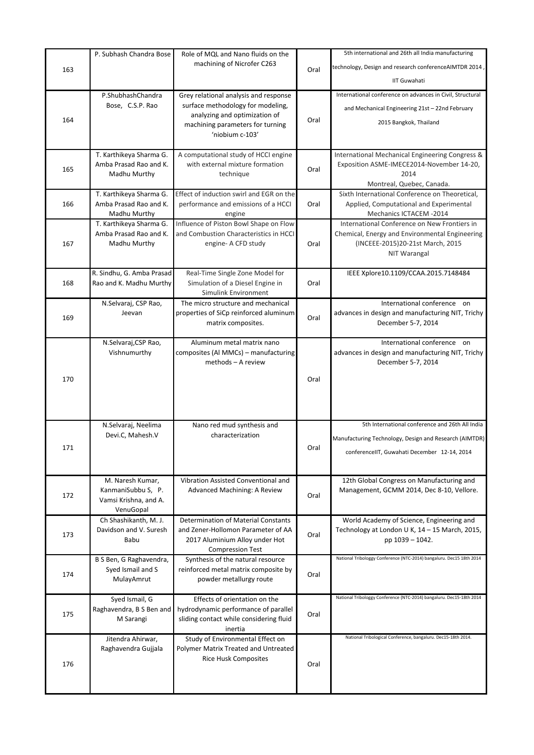| | | | | |
|---|---|---|---|---|
| 163 | P. Subhash Chandra Bose | Role of MQL and Nano fluids on the machining of Nicrofer C263 | Oral | 5th international and 26th all India manufacturing technology, Design and research conferenceAIMTDR 2014 , IIT Guwahati |
| 164 | P.ShubhashChandra Bose, C.S.P. Rao | Grey relational analysis and response surface methodology for modeling, analyzing and optimization of machining parameters for turning 'niobium c-103' | Oral | International conference on advances in Civil, Structural and Mechanical Engineering 21st – 22nd February 2015 Bangkok, Thailand |
| 165 | T. Karthikeya Sharma G. Amba Prasad Rao and K. Madhu Murthy | A computational study of HCCI engine with external mixture formation technique | Oral | International Mechanical Engineering Congress & Exposition ASME-IMECE2014-November 14-20, 2014 Montreal, Quebec, Canada. |
| 166 | T. Karthikeya Sharma G. Amba Prasad Rao and K. Madhu Murthy | Effect of induction swirl and EGR on the performance and emissions of a HCCI engine | Oral | Sixth International Conference on Theoretical, Applied, Computational and Experimental Mechanics ICTACEM -2014 |
| 167 | T. Karthikeya Sharma G. Amba Prasad Rao and K. Madhu Murthy | Influence of Piston Bowl Shape on Flow and Combustion Characteristics in HCCI engine- A CFD study | Oral | International Conference on New Frontiers in Chemical, Energy and Environmental Engineering (INCEEE-2015)20-21st March, 2015 NIT Warangal |
| 168 | R. Sindhu, G. Amba Prasad Rao and K. Madhu Murthy | Real-Time Single Zone Model for Simulation of a Diesel Engine in Simulink Environment | Oral | IEEE Xplore10.1109/CCAA.2015.7148484 |
| 169 | N.Selvaraj, CSP Rao, Jeevan | The micro structure and mechanical properties of SiCp reinforced aluminum matrix composites. | Oral | International conference on advances in design and manufacturing NIT, Trichy December 5-7, 2014 |
| 170 | N.Selvaraj,CSP Rao, Vishnumurthy | Aluminum metal matrix nano composites (Al MMCs) – manufacturing methods – A review | Oral | International conference on advances in design and manufacturing NIT, Trichy December 5-7, 2014 |
| 171 | N.Selvaraj, Neelima Devi.C, Mahesh.V | Nano red mud synthesis and characterization | Oral | 5th International conference and 26th All India Manufacturing Technology, Design and Research (AIMTDR) conferenceIIT, Guwahati December 12-14, 2014 |
| 172 | M. Naresh Kumar, KanmaniSubbu S, P. Vamsi Krishna, and A. VenuGopal | Vibration Assisted Conventional and Advanced Machining: A Review | Oral | 12th Global Congress on Manufacturing and Management, GCMM 2014, Dec 8-10, Vellore. |
| 173 | Ch Shashikanth, M. J. Davidson and V. Suresh Babu | Determination of Material Constants and Zener-Hollomon Parameter of AA 2017 Aluminium Alloy under Hot Compression Test | Oral | World Academy of Science, Engineering and Technology at London U K, 14 – 15 March, 2015, pp 1039 – 1042. |
| 174 | B S Ben, G Raghavendra, Syed Ismail and S MulayAmrut | Synthesis of the natural resource reinforced metal matrix composite by powder metallurgy route | Oral | National Tribologgy Conference (NTC-2014) bangaluru. Dec15 18th 2014 |
| 175 | Syed Ismail, G Raghavendra, B S Ben and M Sarangi | Effects of orientation on the hydrodynamic performance of parallel sliding contact while considering fluid inertia | Oral | National Tribologgy Conference (NTC-2014) bangaluru. Dec15-18th 2014 |
| 176 | Jitendra Ahirwar, Raghavendra Gujjala | Study of Environmental Effect on Polymer Matrix Treated and Untreated Rice Husk Composites | Oral | National Tribological Conference, bangaluru. Dec15-18th 2014. |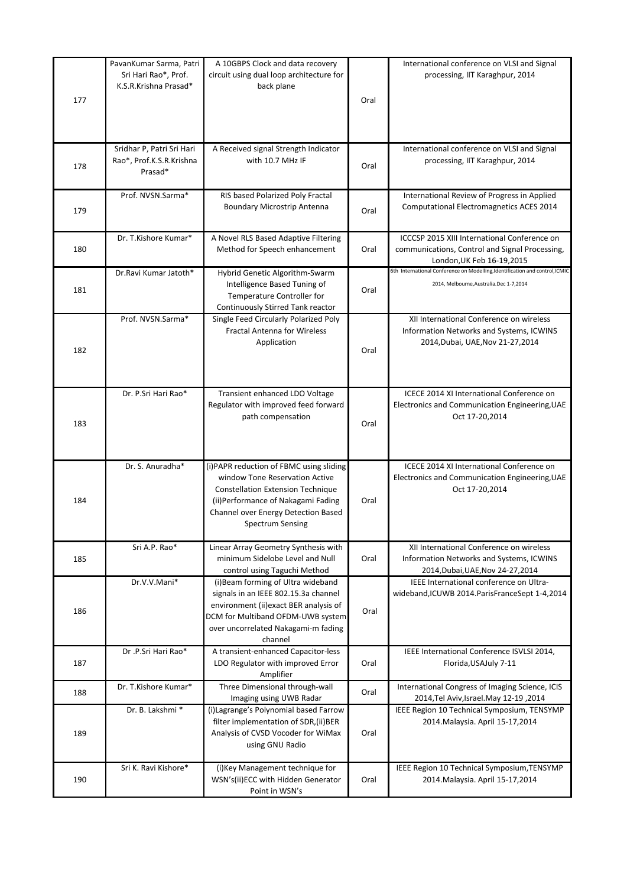| | | | | |
|---|---|---|---|---|
| 177 | PavanKumar Sarma, Patri Sri Hari Rao*, Prof. K.S.R.Krishna Prasad* | A 10GBPS Clock and data recovery circuit using dual loop architecture for back plane | Oral | International conference on VLSI and Signal processing, IIT Karaghpur, 2014 |
| 178 | Sridhar P, Patri Sri Hari Rao*, Prof.K.S.R.Krishna Prasad* | A Received signal Strength Indicator with 10.7 MHz IF | Oral | International conference on VLSI and Signal processing, IIT Karaghpur, 2014 |
| 179 | Prof. NVSN.Sarma* | RIS based Polarized Poly Fractal Boundary Microstrip Antenna | Oral | International Review of Progress in Applied Computational Electromagnetics ACES 2014 |
| 180 | Dr. T.Kishore Kumar* | A Novel RLS Based Adaptive Filtering Method for Speech enhancement | Oral | ICCCSP 2015 XIII International Conference on communications, Control and Signal Processing, London,UK Feb 16-19,2015 |
| 181 | Dr.Ravi Kumar Jatoth* | Hybrid Genetic Algorithm-Swarm Intelligence Based Tuning of Temperature Controller for Continuously Stirred Tank reactor | Oral | 6th International Conference on Modelling,Identification and control,ICMIC 2014, Melbourne,Australia.Dec 1-7,2014 |
| 182 | Prof. NVSN.Sarma* | Single Feed Circularly Polarized Poly Fractal Antenna for Wireless Application | Oral | XII International Conference on wireless Information Networks and Systems, ICWINS 2014,Dubai, UAE,Nov 21-27,2014 |
| 183 | Dr. P.Sri Hari Rao* | Transient enhanced LDO Voltage Regulator with improved feed forward path compensation | Oral | ICECE 2014 XI International Conference on Electronics and Communication Engineering,UAE Oct 17-20,2014 |
| 184 | Dr. S. Anuradha* | (i)PAPR reduction of FBMC using sliding window Tone Reservation Active Constellation Extension Technique (ii)Performance of Nakagami Fading Channel over Energy Detection Based Spectrum Sensing | Oral | ICECE 2014 XI International Conference on Electronics and Communication Engineering,UAE Oct 17-20,2014 |
| 185 | Sri A.P. Rao* | Linear Array Geometry Synthesis with minimum Sidelobe Level and Null control using Taguchi Method | Oral | XII International Conference on wireless Information Networks and Systems, ICWINS 2014,Dubai,UAE,Nov 24-27,2014 |
| 186 | Dr.V.V.Mani* | (i)Beam forming of Ultra wideband signals in an IEEE 802.15.3a channel environment (ii)exact BER analysis of DCM for Multiband OFDM-UWB system over uncorrelated Nakagami-m fading channel | Oral | IEEE International conference on Ultra-wideband,ICUWB 2014.ParisFranceSept 1-4,2014 |
| 187 | Dr .P.Sri Hari Rao* | A transient-enhanced Capacitor-less LDO Regulator with improved Error Amplifier | Oral | IEEE International Conference ISVLSI 2014, Florida,USAJuly 7-11 |
| 188 | Dr. T.Kishore Kumar* | Three Dimensional through-wall Imaging using UWB Radar | Oral | International Congress of Imaging Science, ICIS 2014,Tel Aviv,Israel.May 12-19 ,2014 |
| 189 | Dr. B. Lakshmi * | (i)Lagrange's Polynomial based Farrow filter implementation of SDR,(ii)BER Analysis of CVSD Vocoder for WiMax using GNU Radio | Oral | IEEE Region 10 Technical Symposium, TENSYMP 2014.Malaysia. April 15-17,2014 |
| 190 | Sri K. Ravi Kishore* | (i)Key Management technique for WSN's(ii)ECC with Hidden Generator Point in WSN's | Oral | IEEE Region 10 Technical Symposium,TENSYMP 2014.Malaysia. April 15-17,2014 |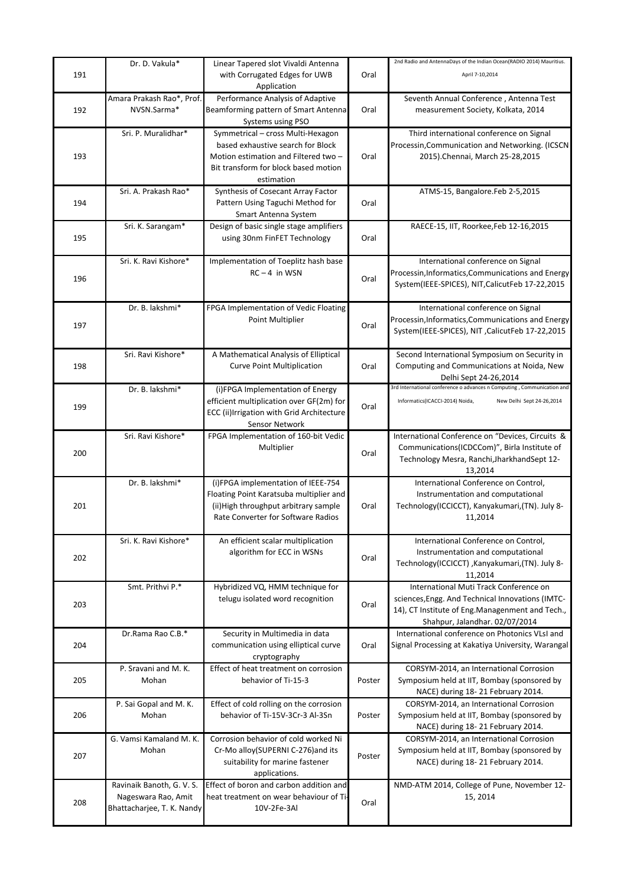| 191 | Dr. D. Vakula* | Linear Tapered slot Vivaldi Antenna with Corrugated Edges for UWB Application | Oral | 2nd Radio and AntennaDays of the Indian Ocean(RADIO 2014) Mauritius. April 7-10,2014 |
|---|---|---|---|---|
| 192 | Amara Prakash Rao*, Prof. NVSN.Sarma* | Performance Analysis of Adaptive Beamforming pattern of Smart Antenna Systems using PSO | Oral | Seventh Annual Conference , Antenna Test measurement Society, Kolkata, 2014 |
| 193 | Sri. P. Muralidhar* | Symmetrical – cross Multi-Hexagon based exhaustive search for Block Motion estimation and Filtered two – Bit transform for block based motion estimation | Oral | Third international conference on Signal Processin,Communication and Networking. (ICSCN 2015).Chennai, March 25-28,2015 |
| 194 | Sri. A. Prakash Rao* | Synthesis of Cosecant Array Factor Pattern Using Taguchi Method for Smart Antenna System | Oral | ATMS-15, Bangalore.Feb 2-5,2015 |
| 195 | Sri. K. Sarangam* | Design of basic single stage amplifiers using 30nm FinFET Technology | Oral | RAECE-15, IIT, Roorkee,Feb 12-16,2015 |
| 196 | Sri. K. Ravi Kishore* | Implementation of Toeplitz hash base RC – 4 in WSN | Oral | International conference on Signal Processin,Informatics,Communications and Energy System(IEEE-SPICES), NIT,CalicutFeb 17-22,2015 |
| 197 | Dr. B. lakshmi* | FPGA Implementation of Vedic Floating Point Multiplier | Oral | International conference on Signal Processin,Informatics,Communications and Energy System(IEEE-SPICES), NIT ,CalicutFeb 17-22,2015 |
| 198 | Sri. Ravi Kishore* | A Mathematical Analysis of Elliptical Curve Point Multiplication | Oral | Second International Symposium on Security in Computing and Communications at Noida, New Delhi Sept 24-26,2014 |
| 199 | Dr. B. lakshmi* | (i)FPGA Implementation of Energy efficient multiplication over GF(2m) for ECC (ii)Irrigation with Grid Architecture Sensor Network | Oral | 3rd International conference o advances n Computing , Communication and Informatics(ICACCI-2014) Noida, New Delhi Sept 24-26,2014 |
| 200 | Sri. Ravi Kishore* | FPGA Implementation of 160-bit Vedic Multiplier | Oral | International Conference on "Devices, Circuits & Communications(ICDCCom)", Birla Institute of Technology Mesra, Ranchi,JharkhandSept 12-13,2014 |
| 201 | Dr. B. lakshmi* | (i)FPGA implementation of IEEE-754 Floating Point Karatsuba multiplier and (ii)High throughput arbitrary sample Rate Converter for Software Radios | Oral | International Conference on Control, Instrumentation and computational Technology(ICCICCT), Kanyakumari,(TN). July 8-11,2014 |
| 202 | Sri. K. Ravi Kishore* | An efficient scalar multiplication algorithm for ECC in WSNs | Oral | International Conference on Control, Instrumentation and computational Technology(ICCICCT) ,Kanyakumari,(TN). July 8-11,2014 |
| 203 | Smt. Prithvi P.* | Hybridized VQ, HMM technique for telugu isolated word recognition | Oral | International Muti Track Conference on sciences,Engg. And Technical Innovations (IMTC-14), CT Institute of Eng.Managenment and Tech., Shahpur, Jalandhar. 02/07/2014 |
| 204 | Dr.Rama Rao C.B.* | Security in Multimedia in data communication using elliptical curve cryptography | Oral | International conference on Photonics VLsI and Signal Processing at Kakatiya University, Warangal |
| 205 | P. Sravani and M. K. Mohan | Effect of heat treatment on corrosion behavior of Ti-15-3 | Poster | CORSYM-2014, an International Corrosion Symposium held at IIT, Bombay (sponsored by NACE) during 18- 21 February 2014. |
| 206 | P. Sai Gopal and M. K. Mohan | Effect of cold rolling on the corrosion behavior of Ti-15V-3Cr-3 Al-3Sn | Poster | CORSYM-2014, an International Corrosion Symposium held at IIT, Bombay (sponsored by NACE) during 18- 21 February 2014. |
| 207 | G. Vamsi Kamaland M. K. Mohan | Corrosion behavior of cold worked Ni Cr-Mo alloy(SUPERNI C-276)and its suitability for marine fastener applications. | Poster | CORSYM-2014, an International Corrosion Symposium held at IIT, Bombay (sponsored by NACE) during 18- 21 February 2014. |
| 208 | Ravinaik Banoth, G. V. S. Nageswara Rao, Amit Bhattacharjee, T. K. Nandy | Effect of boron and carbon addition and heat treatment on wear behaviour of Ti-10V-2Fe-3Al | Oral | NMD-ATM 2014, College of Pune, November 12-15, 2014 |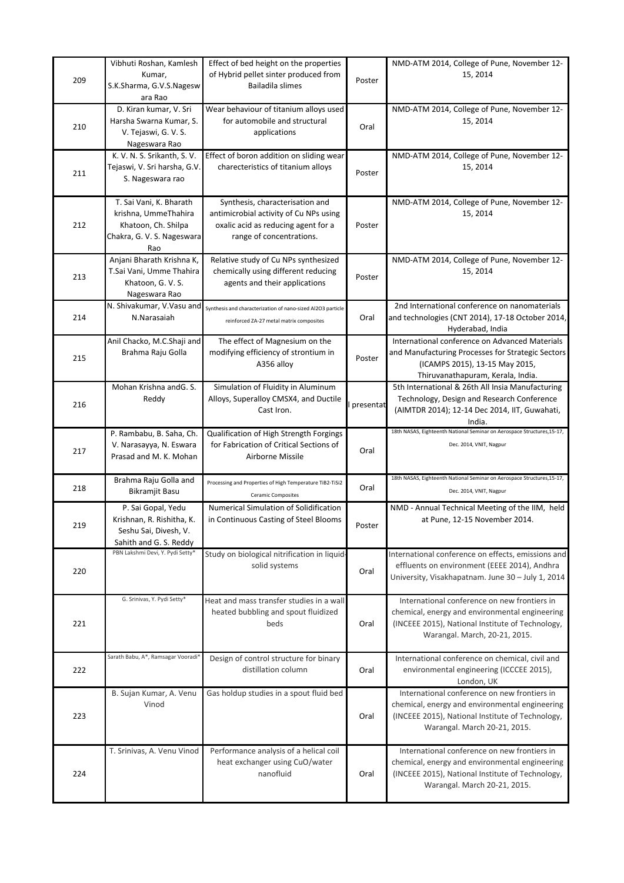| | | | | |
|---|---|---|---|---|
| 209 | Vibhuti Roshan, Kamlesh Kumar, S.K.Sharma, G.V.S.Nageswara Rao | Effect of bed height on the properties of Hybrid pellet sinter produced from Bailadila slimes | Poster | NMD-ATM 2014, College of Pune, November 12-15, 2014 |
| 210 | D. Kiran kumar, V. Sri Harsha Swarna Kumar, S. V. Tejaswi, G. V. S. Nageswara Rao | Wear behaviour of titanium alloys used for automobile and structural applications | Oral | NMD-ATM 2014, College of Pune, November 12-15, 2014 |
| 211 | K. V. N. S. Srikanth, S. V. Tejaswi, V. Sri harsha, G.V. S. Nageswara rao | Effect of boron addition on sliding wear charecteristics of titanium alloys | Poster | NMD-ATM 2014, College of Pune, November 12-15, 2014 |
| 212 | T. Sai Vani, K. Bharath krishna, UmmeThahira Khatoon, Ch. Shilpa Chakra, G. V. S. Nageswara Rao | Synthesis, characterisation and antimicrobial activity of Cu NPs using oxalic acid as reducing agent for a range of concentrations. | Poster | NMD-ATM 2014, College of Pune, November 12-15, 2014 |
| 213 | Anjani Bharath Krishna K, T.Sai Vani, Umme Thahira Khatoon, G. V. S. Nageswara Rao | Relative study of Cu NPs synthesized chemically using different reducing agents and their applications | Poster | NMD-ATM 2014, College of Pune, November 12-15, 2014 |
| 214 | N. Shivakumar, V.Vasu and N.Narasaiah | Synthesis and characterization of nano-sized Al2O3 particle reinforced ZA-27 metal matrix composites | Oral | 2nd International conference on nanomaterials and technologies (CNT 2014), 17-18 October 2014, Hyderabad, India |
| 215 | Anil Chacko, M.C.Shaji and Brahma Raju Golla | The effect of Magnesium on the modifying efficiency of strontium in A356 alloy | Poster | International conference on Advanced Materials and Manufacturing Processes for Strategic Sectors (ICAMPS 2015), 13-15 May 2015, Thiruvanathapuram, Kerala, India. |
| 216 | Mohan Krishna andG. S. Reddy | Simulation of Fluidity in Aluminum Alloys, Superalloy CMSX4, and Ductile Cast Iron. | l presentat | 5th International & 26th All Insia Manufacturing Technology, Design and Research Conference (AIMTDR 2014); 12-14 Dec 2014, IIT, Guwahati, India. |
| 217 | P. Rambabu, B. Saha, Ch. V. Narasayya, N. Eswara Prasad and M. K. Mohan | Qualification of High Strength Forgings for Fabrication of Critical Sections of Airborne Missile | Oral | 18th NASAS, Eighteenth National Seminar on Aerospace Structures,15-17, Dec. 2014, VNIT, Nagpur |
| 218 | Brahma Raju Golla and Bikramjit Basu | Processing and Properties of High Temperature TiB2-TiSi2 Ceramic Composites | Oral | 18th NASAS, Eighteenth National Seminar on Aerospace Structures,15-17, Dec. 2014, VNIT, Nagpur |
| 219 | P. Sai Gopal, Yedu Krishnan, R. Rishitha, K. Seshu Sai, Divesh, V. Sahith and G. S. Reddy | Numerical Simulation of Solidification in Continuous Casting of Steel Blooms | Poster | NMD - Annual Technical Meeting of the IIM, held at Pune, 12-15 November 2014. |
| 220 | PBN Lakshmi Devi, Y. Pydi Setty* | Study on biological nitrification in liquid-solid systems | Oral | International conference on effects, emissions and effluents on environment (EEEE 2014), Andhra University, Visakhapatnam. June 30 – July 1, 2014 |
| 221 | G. Srinivas, Y. Pydi Setty* | Heat and mass transfer studies in a wall heated bubbling and spout fluidized beds | Oral | International conference on new frontiers in chemical, energy and environmental engineering (INCEEE 2015), National Institute of Technology, Warangal. March, 20-21, 2015. |
| 222 | Sarath Babu, A*, Ramsagar Vooradi* | Design of control structure for binary distillation column | Oral | International conference on chemical, civil and environmental engineering (ICCCEE 2015), London, UK |
| 223 | B. Sujan Kumar, A. Venu Vinod | Gas holdup studies in a spout fluid bed | Oral | International conference on new frontiers in chemical, energy and environmental engineering (INCEEE 2015), National Institute of Technology, Warangal. March 20-21, 2015. |
| 224 | T. Srinivas, A. Venu Vinod | Performance analysis of a helical coil heat exchanger using CuO/water nanofluid | Oral | International conference on new frontiers in chemical, energy and environmental engineering (INCEEE 2015), National Institute of Technology, Warangal. March 20-21, 2015. |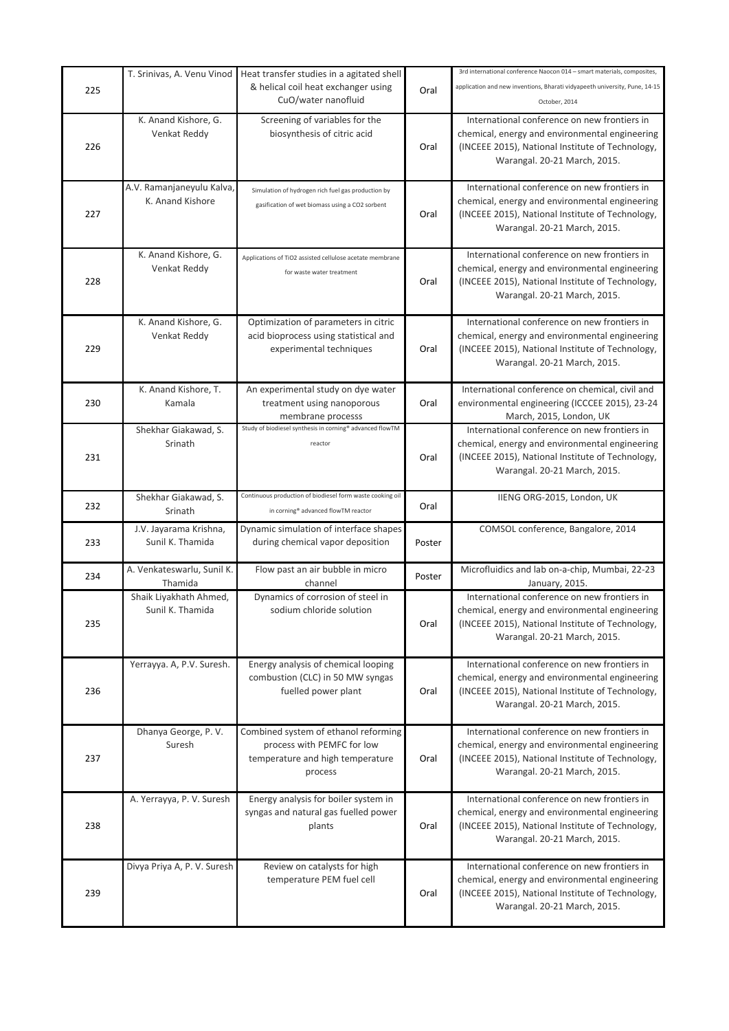| 225 | T. Srinivas, A. Venu Vinod | Heat transfer studies in a agitated shell & helical coil heat exchanger using CuO/water nanofluid | Oral | 3rd international conference Naocon 014 – smart materials, composites, application and new inventions, Bharati vidyapeeth university, Pune, 14-15 October, 2014 |
|---|---|---|---|---|
| 226 | K. Anand Kishore, G. Venkat Reddy | Screening of variables for the biosynthesis of citric acid | Oral | International conference on new frontiers in chemical, energy and environmental engineering (INCEEE 2015), National Institute of Technology, Warangal. 20-21 March, 2015. |
| 227 | A.V. Ramanjaneyulu Kalva, K. Anand Kishore | Simulation of hydrogen rich fuel gas production by gasification of wet biomass using a CO2 sorbent | Oral | International conference on new frontiers in chemical, energy and environmental engineering (INCEEE 2015), National Institute of Technology, Warangal. 20-21 March, 2015. |
| 228 | K. Anand Kishore, G. Venkat Reddy | Applications of TiO2 assisted cellulose acetate membrane for waste water treatment | Oral | International conference on new frontiers in chemical, energy and environmental engineering (INCEEE 2015), National Institute of Technology, Warangal. 20-21 March, 2015. |
| 229 | K. Anand Kishore, G. Venkat Reddy | Optimization of parameters in citric acid bioprocess using statistical and experimental techniques | Oral | International conference on new frontiers in chemical, energy and environmental engineering (INCEEE 2015), National Institute of Technology, Warangal. 20-21 March, 2015. |
| 230 | K. Anand Kishore, T. Kamala | An experimental study on dye water treatment using nanoporous membrane processs | Oral | International conference on chemical, civil and environmental engineering (ICCCEE 2015), 23-24 March, 2015, London, UK |
| 231 | Shekhar Giakawad, S. Srinath | Study of biodiesel synthesis in corning® advanced flowTM reactor | Oral | International conference on new frontiers in chemical, energy and environmental engineering (INCEEE 2015), National Institute of Technology, Warangal. 20-21 March, 2015. |
| 232 | Shekhar Giakawad, S. Srinath | Continuous production of biodiesel form waste cooking oil in corning® advanced flowTM reactor | Oral | IIENG ORG-2015, London, UK |
| 233 | J.V. Jayarama Krishna, Sunil K. Thamida | Dynamic simulation of interface shapes during chemical vapor deposition | Poster | COMSOL conference, Bangalore, 2014 |
| 234 | A. Venkateswarlu, Sunil K. Thamida | Flow past an air bubble in micro channel | Poster | Microfluidics and lab on-a-chip, Mumbai, 22-23 January, 2015. |
| 235 | Shaik Liyakhath Ahmed, Sunil K. Thamida | Dynamics of corrosion of steel in sodium chloride solution | Oral | International conference on new frontiers in chemical, energy and environmental engineering (INCEEE 2015), National Institute of Technology, Warangal. 20-21 March, 2015. |
| 236 | Yerrayya. A, P.V. Suresh. | Energy analysis of chemical looping combustion (CLC) in 50 MW syngas fuelled power plant | Oral | International conference on new frontiers in chemical, energy and environmental engineering (INCEEE 2015), National Institute of Technology, Warangal. 20-21 March, 2015. |
| 237 | Dhanya George, P. V. Suresh | Combined system of ethanol reforming process with PEMFC for low temperature and high temperature process | Oral | International conference on new frontiers in chemical, energy and environmental engineering (INCEEE 2015), National Institute of Technology, Warangal. 20-21 March, 2015. |
| 238 | A. Yerrayya, P. V. Suresh | Energy analysis for boiler system in syngas and natural gas fuelled power plants | Oral | International conference on new frontiers in chemical, energy and environmental engineering (INCEEE 2015), National Institute of Technology, Warangal. 20-21 March, 2015. |
| 239 | Divya Priya A, P. V. Suresh | Review on catalysts for high temperature PEM fuel cell | Oral | International conference on new frontiers in chemical, energy and environmental engineering (INCEEE 2015), National Institute of Technology, Warangal. 20-21 March, 2015. |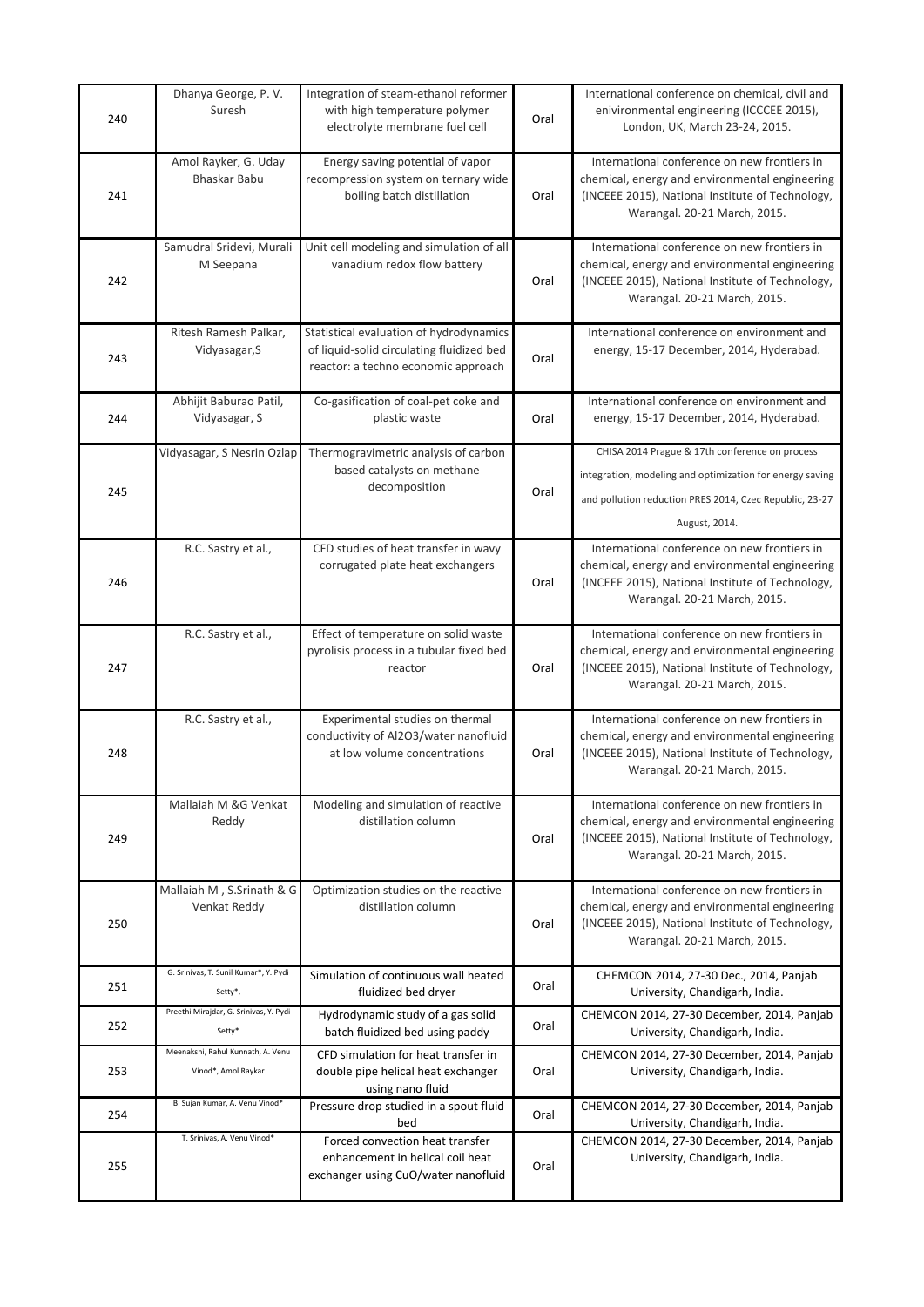| 240 | Dhanya George, P. V. Suresh | Integration of steam-ethanol reformer with high temperature polymer electrolyte membrane fuel cell | Oral | International conference on chemical, civil and enivironmental engineering (ICCCEE 2015), London, UK, March 23-24, 2015. |
|---|---|---|---|---|
| 241 | Amol Rayker, G. Uday Bhaskar Babu | Energy saving potential of vapor recompression system on ternary wide boiling batch distillation | Oral | International conference on new frontiers in chemical, energy and environmental engineering (INCEEE 2015), National Institute of Technology, Warangal. 20-21 March, 2015. |
| 242 | Samudral Sridevi, Murali M Seepana | Unit cell modeling and simulation of all vanadium redox flow battery | Oral | International conference on new frontiers in chemical, energy and environmental engineering (INCEEE 2015), National Institute of Technology, Warangal. 20-21 March, 2015. |
| 243 | Ritesh Ramesh Palkar, Vidyasagar,S | Statistical evaluation of hydrodynamics of liquid-solid circulating fluidized bed reactor: a techno economic approach | Oral | International conference on environment and energy, 15-17 December, 2014, Hyderabad. |
| 244 | Abhijit Baburao Patil, Vidyasagar, S | Co-gasification of coal-pet coke and plastic waste | Oral | International conference on environment and energy, 15-17 December, 2014, Hyderabad. |
| 245 | Vidyasagar, S Nesrin Ozlap | Thermogravimetric analysis of carbon based catalysts on methane decomposition | Oral | CHISA 2014 Prague & 17th conference on process integration, modeling and optimization for energy saving and pollution reduction PRES 2014, Czec Republic, 23-27 August, 2014. |
| 246 | R.C. Sastry et al., | CFD studies of heat transfer in wavy corrugated plate heat exchangers | Oral | International conference on new frontiers in chemical, energy and environmental engineering (INCEEE 2015), National Institute of Technology, Warangal. 20-21 March, 2015. |
| 247 | R.C. Sastry et al., | Effect of temperature on solid waste pyrolisis process in a tubular fixed bed reactor | Oral | International conference on new frontiers in chemical, energy and environmental engineering (INCEEE 2015), National Institute of Technology, Warangal. 20-21 March, 2015. |
| 248 | R.C. Sastry et al., | Experimental studies on thermal conductivity of $Al_2O_3$/water nanofluid at low volume concentrations | Oral | International conference on new frontiers in chemical, energy and environmental engineering (INCEEE 2015), National Institute of Technology, Warangal. 20-21 March, 2015. |
| 249 | Mallaiah M &G Venkat Reddy | Modeling and simulation of reactive distillation column | Oral | International conference on new frontiers in chemical, energy and environmental engineering (INCEEE 2015), National Institute of Technology, Warangal. 20-21 March, 2015. |
| 250 | Mallaiah M , S.Srinath & G Venkat Reddy | Optimization studies on the reactive distillation column | Oral | International conference on new frontiers in chemical, energy and environmental engineering (INCEEE 2015), National Institute of Technology, Warangal. 20-21 March, 2015. |
| 251 | G. Srinivas, T. Sunil Kumar*, Y. Pydi Setty*, | Simulation of continuous wall heated fluidized bed dryer | Oral | CHEMCON 2014, 27-30 Dec., 2014, Panjab University, Chandigarh, India. |
| 252 | Preethi Mirajdar, G. Srinivas, Y. Pydi Setty* | Hydrodynamic study of a gas solid batch fluidized bed using paddy | Oral | CHEMCON 2014, 27-30 December, 2014, Panjab University, Chandigarh, India. |
| 253 | Meenakshi, Rahul Kunnath, A. Venu Vinod*, Amol Raykar | CFD simulation for heat transfer in double pipe helical heat exchanger using nano fluid | Oral | CHEMCON 2014, 27-30 December, 2014, Panjab University, Chandigarh, India. |
| 254 | B. Sujan Kumar, A. Venu Vinod* | Pressure drop studied in a spout fluid bed | Oral | CHEMCON 2014, 27-30 December, 2014, Panjab University, Chandigarh, India. |
| 255 | T. Srinivas, A. Venu Vinod* | Forced convection heat transfer enhancement in helical coil heat exchanger using CuO/water nanofluid | Oral | CHEMCON 2014, 27-30 December, 2014, Panjab University, Chandigarh, India. |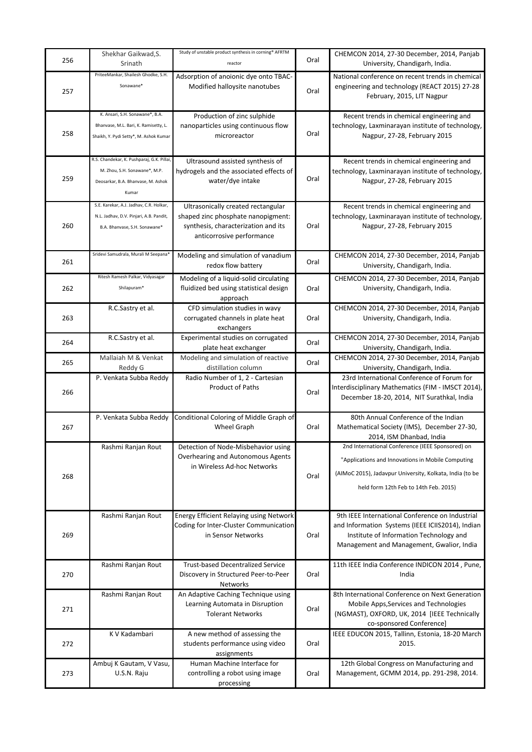| 256 | Shekhar Gaikwad,S. Srinath | Study of unstable product synthesis in corning* AFRTM reactor | Oral | CHEMCON 2014, 27-30 December, 2014, Panjab University, Chandigarh, India. |
|---|---|---|---|---|
| 257 | PriteeMankar, Shailesh Ghodke, S.H. Sonawane* | Adsorption of anoionic dye onto TBAC-Modified halloysite nanotubes | Oral | National conference on recent trends in chemical engineering and technology (REACT 2015) 27-28 February, 2015, LIT Nagpur |
| 258 | K. Ansari, S.H. Sonawane*, B.A. Bhanvase, M.L. Bari, K. Ramisetty, L. Shaikh, Y. Pydi Setty*, M. Ashok Kumar | Production of zinc sulphide nanoparticles using continuous flow microreactor | Oral | Recent trends in chemical engineering and technology, Laxminarayan institute of technology, Nagpur, 27-28, February 2015 |
| 259 | R.S. Chandekar, K. Pushparaj, G.K. Pillai, M. Zhou, S.H. Sonawane*, M.P. Deosarkar, B.A. Bhanvase, M. Ashok Kumar | Ultrasound assisted synthesis of hydrogels and the associated effects of water/dye intake | Oral | Recent trends in chemical engineering and technology, Laxminarayan institute of technology, Nagpur, 27-28, February 2015 |
| 260 | S.E. Karekar, A.J. Jadhav, C.R. Holkar, N.L. Jadhav, D.V. Pinjari, A.B. Pandit, B.A. Bhanvase, S.H. Sonawane* | Ultrasonically created rectangular shaped zinc phosphate nanopigment: synthesis, characterization and its anticorrosive performance | Oral | Recent trends in chemical engineering and technology, Laxminarayan institute of technology, Nagpur, 27-28, February 2015 |
| 261 | Sridevi Samudrala, Murali M Seepana* | Modeling and simulation of vanadium redox flow battery | Oral | CHEMCON 2014, 27-30 December, 2014, Panjab University, Chandigarh, India. |
| 262 | Ritesh Ramesh Palkar, Vidyasagar Shilapuram* | Modeling of a liquid-solid circulating fluidized bed using statistical design approach | Oral | CHEMCON 2014, 27-30 December, 2014, Panjab University, Chandigarh, India. |
| 263 | R.C.Sastry et al. | CFD simulation studies in wavy corrugated channels in plate heat exchangers | Oral | CHEMCON 2014, 27-30 December, 2014, Panjab University, Chandigarh, India. |
| 264 | R.C.Sastry et al. | Experimental studies on corrugated plate heat exchanger | Oral | CHEMCON 2014, 27-30 December, 2014, Panjab University, Chandigarh, India. |
| 265 | Mallaiah M & Venkat Reddy G | Modeling and simulation of reactive distillation column | Oral | CHEMCON 2014, 27-30 December, 2014, Panjab University, Chandigarh, India. |
| 266 | P. Venkata Subba Reddy | Radio Number of 1, 2 - Cartesian Product of Paths | Oral | 23rd International Conference of Forum for Interdisciplinary Mathematics (FIM - IMSCT 2014), December 18-20, 2014, NIT Surathkal, India |
| 267 | P. Venkata Subba Reddy | Conditional Coloring of Middle Graph of Wheel Graph | Oral | 80th Annual Conference of the Indian Mathematical Society (IMS), December 27-30, 2014, ISM Dhanbad, India |
| 268 | Rashmi Ranjan Rout | Detection of Node-Misbehavior using Overhearing and Autonomous Agents in Wireless Ad-hoc Networks | Oral | 2nd International Conference (IEEE Sponsored) on "Applications and Innovations in Mobile Computing (AIMoC 2015), Jadavpur University, Kolkata, India (to be held form 12th Feb to 14th Feb. 2015) |
| 269 | Rashmi Ranjan Rout | Energy Efficient Relaying using Network Coding for Inter-Cluster Communication in Sensor Networks | Oral | 9th IEEE International Conference on Industrial and Information Systems (IEEE ICIIS2014), Indian Institute of Information Technology and Management and Management, Gwalior, India |
| 270 | Rashmi Ranjan Rout | Trust-based Decentralized Service Discovery in Structured Peer-to-Peer Networks | Oral | 11th IEEE India Conference INDICON 2014 , Pune, India |
| 271 | Rashmi Ranjan Rout | An Adaptive Caching Technique using Learning Automata in Disruption Tolerant Networks | Oral | 8th International Conference on Next Generation Mobile Apps,Services and Technologies (NGMAST), OXFORD, UK, 2014 [IEEE Technically co-sponsored Conference] |
| 272 | K V Kadambari | A new method of assessing the students performance using video assignments | Oral | IEEE EDUCON 2015, Tallinn, Estonia, 18-20 March 2015. |
| 273 | Ambuj K Gautam, V Vasu, U.S.N. Raju | Human Machine Interface for controlling a robot using image processing | Oral | 12th Global Congress on Manufacturing and Management, GCMM 2014, pp. 291-298, 2014. |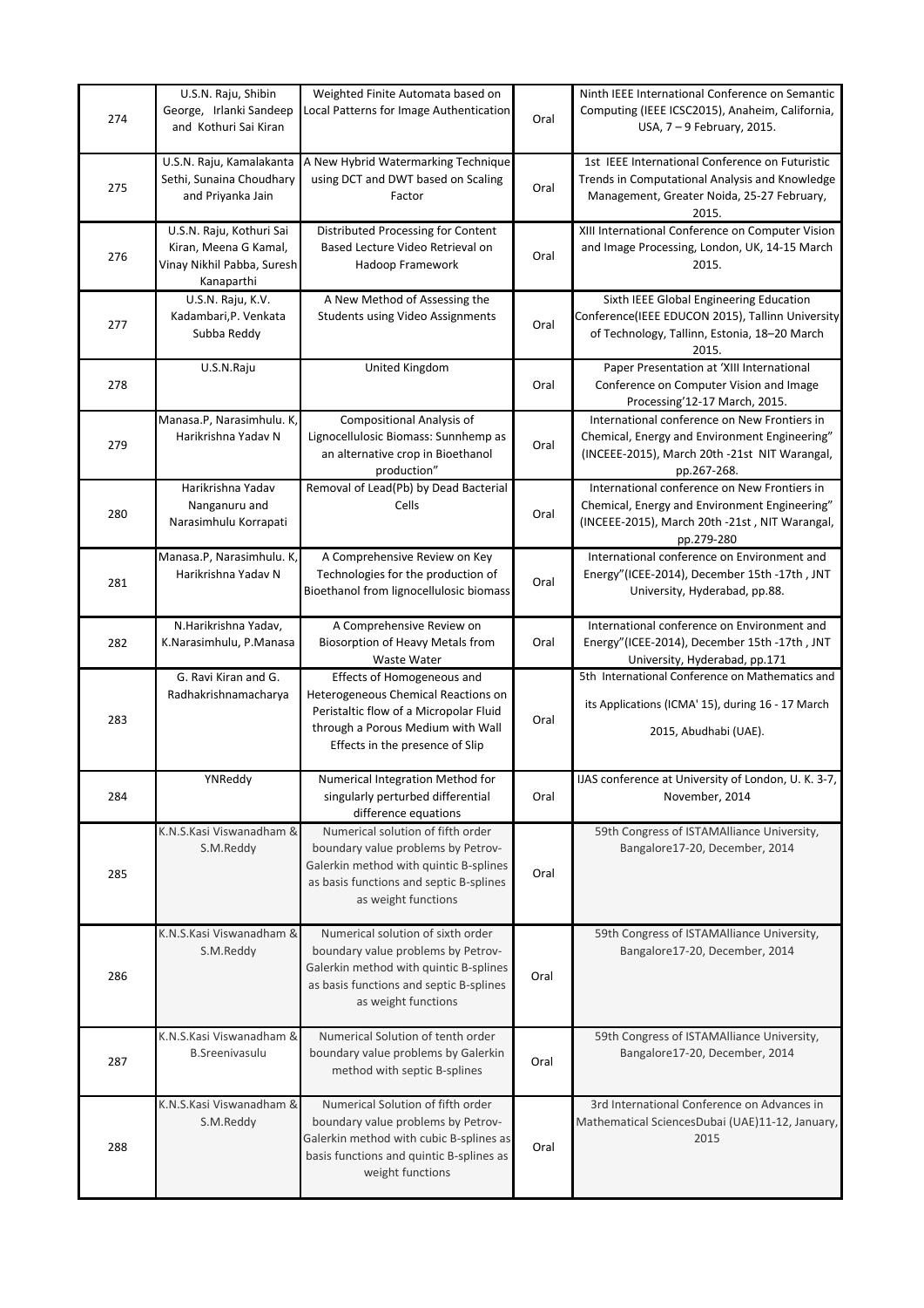| | | | | |
|---|---|---|---|---|
| 274 | U.S.N. Raju, Shibin George, Irlanki Sandeep and Kothuri Sai Kiran | Weighted Finite Automata based on Local Patterns for Image Authentication | Oral | Ninth IEEE International Conference on Semantic Computing (IEEE ICSC2015), Anaheim, California, USA, 7 – 9 February, 2015. |
| 275 | U.S.N. Raju, Kamalakanta Sethi, Sunaina Choudhary and Priyanka Jain | A New Hybrid Watermarking Technique using DCT and DWT based on Scaling Factor | Oral | 1st IEEE International Conference on Futuristic Trends in Computational Analysis and Knowledge Management, Greater Noida, 25-27 February, 2015. |
| 276 | U.S.N. Raju, Kothuri Sai Kiran, Meena G Kamal, Vinay Nikhil Pabba, Suresh Kanaparthi | Distributed Processing for Content Based Lecture Video Retrieval on Hadoop Framework | Oral | XIII International Conference on Computer Vision and Image Processing, London, UK, 14-15 March 2015. |
| 277 | U.S.N. Raju, K.V. Kadambari,P. Venkata Subba Reddy | A New Method of Assessing the Students using Video Assignments | Oral | Sixth IEEE Global Engineering Education Conference(IEEE EDUCON 2015), Tallinn University of Technology, Tallinn, Estonia, 18–20 March 2015. |
| 278 | U.S.N.Raju | United Kingdom | Oral | Paper Presentation at 'XIII International Conference on Computer Vision and Image Processing'12-17 March, 2015. |
| 279 | Manasa.P, Narasimhulu. K, Harikrishna Yadav N | Compositional Analysis of Lignocellulosic Biomass: Sunnhemp as an alternative crop in Bioethanol production" | Oral | International conference on New Frontiers in Chemical, Energy and Environment Engineering" (INCEEE-2015), March 20th -21st NIT Warangal, pp.267-268. |
| 280 | Harikrishna Yadav Nanganuru and Narasimhulu Korrapati | Removal of Lead(Pb) by Dead Bacterial Cells | Oral | International conference on New Frontiers in Chemical, Energy and Environment Engineering" (INCEEE-2015), March 20th -21st , NIT Warangal, pp.279-280 |
| 281 | Manasa.P, Narasimhulu. K, Harikrishna Yadav N | A Comprehensive Review on Key Technologies for the production of Bioethanol from lignocellulosic biomass | Oral | International conference on Environment and Energy"(ICEE-2014), December 15th -17th , JNT University, Hyderabad, pp.88. |
| 282 | N.Harikrishna Yadav, K.Narasimhulu, P.Manasa | A Comprehensive Review on Biosorption of Heavy Metals from Waste Water | Oral | International conference on Environment and Energy"(ICEE-2014), December 15th -17th , JNT University, Hyderabad, pp.171 |
| 283 | G. Ravi Kiran and G. Radhakrishnamacharya | Effects of Homogeneous and Heterogeneous Chemical Reactions on Peristaltic flow of a Micropolar Fluid through a Porous Medium with Wall Effects in the presence of Slip | Oral | 5th International Conference on Mathematics and its Applications (ICMA' 15), during 16 - 17 March 2015, Abudhabi (UAE). |
| 284 | YNReddy | Numerical Integration Method for singularly perturbed differential difference equations | Oral | IJAS conference at University of London, U. K. 3-7, November, 2014 |
| 285 | K.N.S.Kasi Viswanadham & S.M.Reddy | Numerical solution of fifth order boundary value problems by Petrov-Galerkin method with quintic B-splines as basis functions and septic B-splines as weight functions | Oral | 59th Congress of ISTAMAlliance University, Bangalore17-20, December, 2014 |
| 286 | K.N.S.Kasi Viswanadham & S.M.Reddy | Numerical solution of sixth order boundary value problems by Petrov-Galerkin method with quintic B-splines as basis functions and septic B-splines as weight functions | Oral | 59th Congress of ISTAMAlliance University, Bangalore17-20, December, 2014 |
| 287 | K.N.S.Kasi Viswanadham & B.Sreenivasulu | Numerical Solution of tenth order boundary value problems by Galerkin method with septic B-splines | Oral | 59th Congress of ISTAMAlliance University, Bangalore17-20, December, 2014 |
| 288 | K.N.S.Kasi Viswanadham & S.M.Reddy | Numerical Solution of fifth order boundary value problems by Petrov-Galerkin method with cubic B-splines as basis functions and quintic B-splines as weight functions | Oral | 3rd International Conference on Advances in Mathematical SciencesDubai (UAE)11-12, January, 2015 |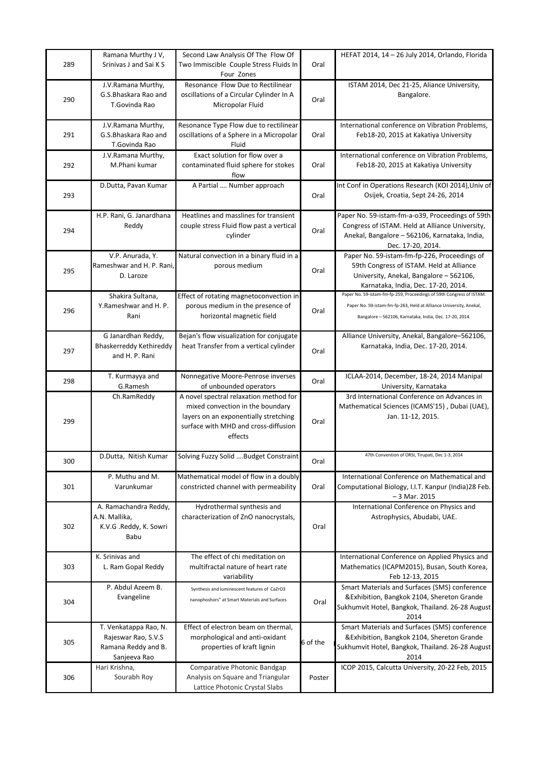| | | | | |
|---|---|---|---|---|
| 289 | Ramana Murthy J V, Srinivas J and Sai K S | Second Law Analysis Of The Flow Of Two Immiscible Couple Stress Fluids In Four Zones | Oral | HEFAT 2014, 14 – 26 July 2014, Orlando, Florida |
| 290 | J.V.Ramana Murthy, G.S.Bhaskara Rao and T.Govinda Rao | Resonance Flow Due to Rectilinear oscillations of a Circular Cylinder In A Micropolar Fluid | Oral | ISTAM 2014, Dec 21-25, Aliance University, Bangalore. |
| 291 | J.V.Ramana Murthy, G.S.Bhaskara Rao and T.Govinda Rao | Resonance Type Flow due to rectilinear oscillations of a Sphere in a Micropolar Fluid | Oral | International conference on Vibration Problems, Feb18-20, 2015 at Kakatiya University |
| 292 | J.V.Ramana Murthy, M.Phani kumar | Exact solution for flow over a contaminated fluid sphere for stokes flow | Oral | International conference on Vibration Problems, Feb18-20, 2015 at Kakatiya University |
| 293 | D.Dutta, Pavan Kumar | A Partial .... Number approach | Oral | Int Conf in Operations Research (KOI 2014),Univ of Osijek, Croatia, Sept 24-26, 2014 |
| 294 | H.P. Rani, G. Janardhana Reddy | Heatlines and masslines for transient couple stress Fluid flow past a vertical cylinder | Oral | Paper No. 59-istam-fm-a-o39, Proceedings of 59th Congress of ISTAM. Held at Alliance University, Anekal, Bangalore – 562106, Karnataka, India, Dec. 17-20, 2014. |
| 295 | V.P. Anurada, Y. Rameshwar and H. P. Rani, D. Laroze | Natural convection in a binary fluid in a porous medium | Oral | Paper No. 59-istam-fm-fp-226, Proceedings of 59th Congress of ISTAM. Held at Alliance University, Anekal, Bangalore – 562106, Karnataka, India, Dec. 17-20, 2014. |
| 296 | Shakira Sultana, Y.Rameshwar and H. P. Rani | Effect of rotating magnetoconvection in porous medium in the presence of horizontal magnetic field | Oral | Paper No. 59-istam-fm-fp-259, Proceedings of 59th Congress of ISTAM. Paper No. 59-istam-fm-fp-263, Held at Alliance University, Anekal, Bangalore – 562106, Karnataka, India, Dec. 17-20, 2014. |
| 297 | G Janardhan Reddy, Bhaskerreddy Kethireddy and H. P. Rani | Bejan's flow visualization for conjugate heat Transfer from a vertical cylinder | Oral | Alliance University, Anekal, Bangalore–562106, Karnataka, India, Dec. 17-20, 2014. |
| 298 | T. Kurmayya and G.Ramesh | Nonnegative Moore-Penrose inverses of unbounded operators | Oral | ICLAA-2014, December, 18-24, 2014 Manipal University, Karnataka |
| 299 | Ch.RamReddy | A novel spectral relaxation method for mixed convection in the boundary layers on an exponentially stretching surface with MHD and cross-diffusion effects | Oral | 3rd International Conference on Advances in Mathematical Sciences (ICAMS'15) , Dubai (UAE), Jan. 11-12, 2015. |
| 300 | D.Dutta, Nitish Kumar | Solving Fuzzy Solid ....Budget Constraint | Oral | 47th Convention of ORSI, Tirupati, Dec 1-3, 2014 |
| 301 | P. Muthu and M. Varunkumar | Mathematical model of flow in a doubly constricted channel with permeability | Oral | International Conference on Mathematical and Computational Biology, I.I.T. Kanpur (India)28 Feb. – 3 Mar. 2015 |
| 302 | A. Ramachandra Reddy, A.N. Mallika, K.V.G .Reddy, K. Sowri Babu | Hydrothermal synthesis and characterization of ZnO nanocrystals, | Oral | International Conference on Physics and Astrophysics, Abudabi, UAE. |
| 303 | K. Srinivas and L. Ram Gopal Reddy | The effect of chi meditation on multifractal nature of heart rate variability | | International Conference on Applied Physics and Mathematics (ICAPM2015), Busan, South Korea, Feb 12-13, 2015 |
| 304 | P. Abdul Azeem B. Evangeline | Synthesis and luminescent features of $CaZrO_3$ nanophoshors" at Smart Materials and Surfaces | Oral | Smart Materials and Surfaces (SMS) conference &Exhibition, Bangkok 2104, Shereton Grande Sukhumvit Hotel, Bangkok, Thailand. 26-28 August 2014 |
| 305 | T. Venkatappa Rao, N. Rajeswar Rao, S.V.S Ramana Reddy and B. Sanjeeva Rao | Effect of electron beam on thermal, morphological and anti-oxidant properties of kraft lignin | 6 of the | Smart Materials and Surfaces (SMS) conference &Exhibition, Bangkok 2104, Shereton Grande Sukhumvit Hotel, Bangkok, Thailand. 26-28 August 2014 |
| 306 | Hari Krishna, Sourabh Roy | Comparative Photonic Bandgap Analysis on Square and Triangular Lattice Photonic Crystal Slabs | Poster | ICOP 2015, Calcutta University, 20-22 Feb, 2015 |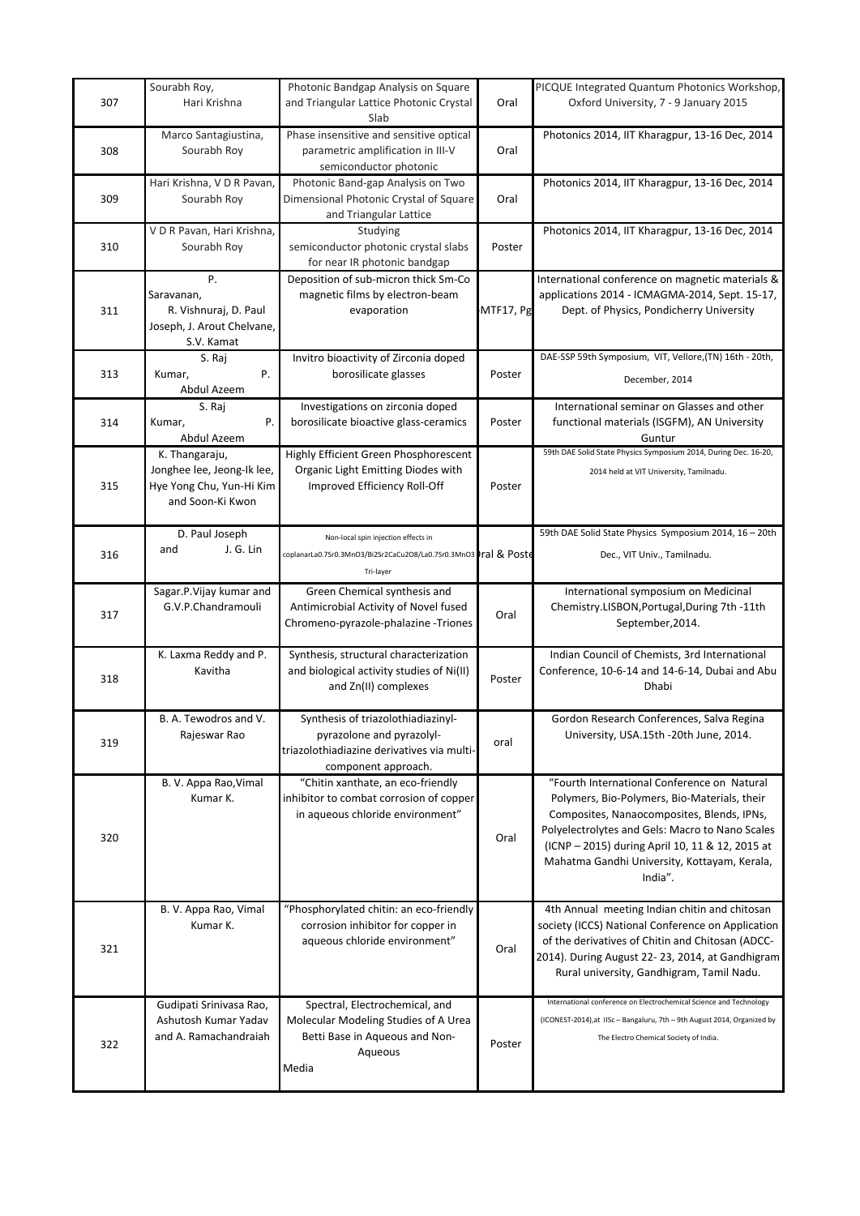| 307 | Sourabh Roy, Hari Krishna | Photonic Bandgap Analysis on Square and Triangular Lattice Photonic Crystal Slab | Oral | PICQUE Integrated Quantum Photonics Workshop, Oxford University, 7 - 9 January 2015 |
|---|---|---|---|---|
| 308 | Marco Santagiustina, Sourabh Roy | Phase insensitive and sensitive optical parametric amplification in III-V semiconductor photonic | Oral | Photonics 2014, IIT Kharagpur, 13-16 Dec, 2014 |
| 309 | Hari Krishna, V D R Pavan, Sourabh Roy | Photonic Band-gap Analysis on Two Dimensional Photonic Crystal of Square and Triangular Lattice | Oral | Photonics 2014, IIT Kharagpur, 13-16 Dec, 2014 |
| 310 | V D R Pavan, Hari Krishna, Sourabh Roy | Studying semiconductor photonic crystal slabs for near IR photonic bandgap | Poster | Photonics 2014, IIT Kharagpur, 13-16 Dec, 2014 |
| 311 | P. Saravanan, R. Vishnuraj, D. Paul Joseph, J. Arout Chelvane, S.V. Kamat | Deposition of sub-micron thick Sm-Co magnetic films by electron-beam evaporation | MTF17, Pg | International conference on magnetic materials & applications 2014 - ICMAGMA-2014, Sept. 15-17, Dept. of Physics, Pondicherry University |
| 313 | S. Raj Kumar, P. Abdul Azeem | Invitro bioactivity of Zirconia doped borosilicate glasses | Poster | DAE-SSP 59th Symposium, VIT, Vellore,(TN) 16th - 20th, December, 2014 |
| 314 | S. Raj Kumar, P. Abdul Azeem | Investigations on zirconia doped borosilicate bioactive glass-ceramics | Poster | International seminar on Glasses and other functional materials (ISGFM), AN University Guntur |
| 315 | K. Thangaraju, Jonghee lee, Jeong-Ik lee, Hye Yong Chu, Yun-Hi Kim and Soon-Ki Kwon | Highly Efficient Green Phosphorescent Organic Light Emitting Diodes with Improved Efficiency Roll-Off | Poster | 59th DAE Solid State Physics Symposium 2014, During Dec. 16-20, 2014 held at VIT University, Tamilnadu. |
| 316 | D. Paul Joseph and J. G. Lin | Non-local spin injection effects in coplanarLa0.7Sr0.3MnO3/Bi2Sr2CaCu2O8/La0.7Sr0.3MnO3 Tri-layer | ral & Poste | 59th DAE Solid State Physics Symposium 2014, 16 – 20th Dec., VIT Univ., Tamilnadu. |
| 317 | Sagar.P.Vijay kumar and G.V.P.Chandramouli | Green Chemical synthesis and Antimicrobial Activity of Novel fused Chromeno-pyrazole-phalazine -Triones | Oral | International symposium on Medicinal Chemistry.LISBON,Portugal,During 7th -11th September,2014. |
| 318 | K. Laxma Reddy and P. Kavitha | Synthesis, structural characterization and biological activity studies of Ni(II) and Zn(II) complexes | Poster | Indian Council of Chemists, 3rd International Conference, 10-6-14 and 14-6-14, Dubai and Abu Dhabi |
| 319 | B. A. Tewodros and V. Rajeswar Rao | Synthesis of triazolothiadiazinyl-pyrazolone and pyrazolyl-triazolothiadiazine derivatives via multi-component approach. | oral | Gordon Research Conferences, Salva Regina University, USA.15th -20th June, 2014. |
| 320 | B. V. Appa Rao,Vimal Kumar K. | "Chitin xanthate, an eco-friendly inhibitor to combat corrosion of copper in aqueous chloride environment" | Oral | "Fourth International Conference on Natural Polymers, Bio-Polymers, Bio-Materials, their Composites, Nanaocomposites, Blends, IPNs, Polyelectrolytes and Gels: Macro to Nano Scales (ICNP – 2015) during April 10, 11 & 12, 2015 at Mahatma Gandhi University, Kottayam, Kerala, India". |
| 321 | B. V. Appa Rao, Vimal Kumar K. | "Phosphorylated chitin: an eco-friendly corrosion inhibitor for copper in aqueous chloride environment" | Oral | 4th Annual meeting Indian chitin and chitosan society (ICCS) National Conference on Application of the derivatives of Chitin and Chitosan (ADCC-2014). During August 22- 23, 2014, at Gandhigram Rural university, Gandhigram, Tamil Nadu. |
| 322 | Gudipati Srinivasa Rao, Ashutosh Kumar Yadav and A. Ramachandraiah | Spectral, Electrochemical, and Molecular Modeling Studies of A Urea Betti Base in Aqueous and Non-Aqueous Media | Poster | International conference on Electrochemical Science and Technology (ICONEST-2014),at IISc – Bangaluru, 7th – 9th August 2014, Organized by The Electro Chemical Society of India. |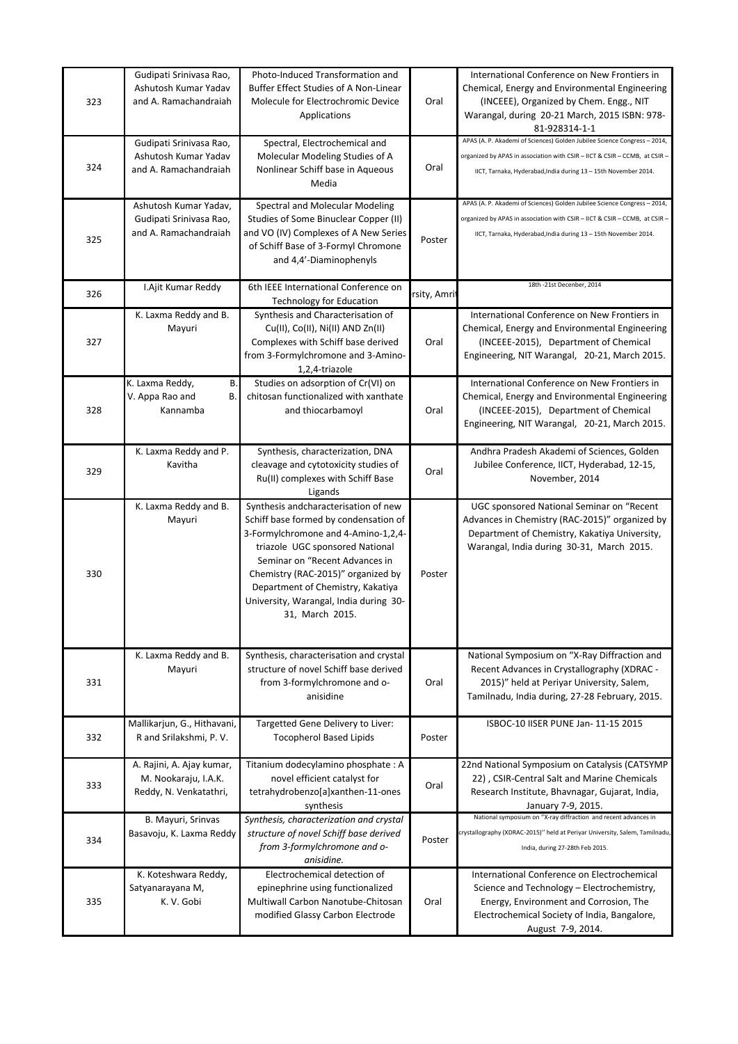| 323 | Gudipati Srinivasa Rao, Ashutosh Kumar Yadav and A. Ramachandraiah | Photo-Induced Transformation and Buffer Effect Studies of A Non-Linear Molecule for Electrochromic Device Applications | Oral | International Conference on New Frontiers in Chemical, Energy and Environmental Engineering (INCEEE), Organized by Chem. Engg., NIT Warangal, during 20-21 March, 2015 ISBN: 978-81-928314-1-1 |
|---|---|---|---|---|
| 324 | Gudipati Srinivasa Rao, Ashutosh Kumar Yadav and A. Ramachandraiah | Spectral, Electrochemical and Molecular Modeling Studies of A Nonlinear Schiff base in Aqueous Media | Oral | APAS (A. P. Akademi of Sciences) Golden Jubilee Science Congress – 2014, organized by APAS in association with CSIR – IICT & CSIR – CCMB, at CSIR – IICT, Tarnaka, Hyderabad,India during 13 – 15th November 2014. |
| 325 | Ashutosh Kumar Yadav, Gudipati Srinivasa Rao, and A. Ramachandraiah | Spectral and Molecular Modeling Studies of Some Binuclear Copper (II) and VO (IV) Complexes of A New Series of Schiff Base of 3-Formyl Chromone and 4,4'-Diaminophenyls | Poster | APAS (A. P. Akademi of Sciences) Golden Jubilee Science Congress – 2014, organized by APAS in association with CSIR – IICT & CSIR – CCMB, at CSIR – IICT, Tarnaka, Hyderabad,India during 13 – 15th November 2014. |
| 326 | I.Ajit Kumar Reddy | 6th IEEE International Conference on Technology for Education | rsity, Amri | 18th -21st Decenber, 2014 |
| 327 | K. Laxma Reddy and B. Mayuri | Synthesis and Characterisation of Cu(II), Co(II), Ni(II) AND Zn(II) Complexes with Schiff base derived from 3-Formylchromone and 3-Amino-1,2,4-triazole | Oral | International Conference on New Frontiers in Chemical, Energy and Environmental Engineering (INCEEE-2015), Department of Chemical Engineering, NIT Warangal, 20-21, March 2015. |
| 328 | K. Laxma Reddy, B. V. Appa Rao and B. Kannamba | Studies on adsorption of Cr(VI) on chitosan functionalized with xanthate and thiocarbamoyl | Oral | International Conference on New Frontiers in Chemical, Energy and Environmental Engineering (INCEEE-2015), Department of Chemical Engineering, NIT Warangal, 20-21, March 2015. |
| 329 | K. Laxma Reddy and P. Kavitha | Synthesis, characterization, DNA cleavage and cytotoxicity studies of Ru(II) complexes with Schiff Base Ligands | Oral | Andhra Pradesh Akademi of Sciences, Golden Jubilee Conference, IICT, Hyderabad, 12-15, November, 2014 |
| 330 | K. Laxma Reddy and B. Mayuri | Synthesis andcharacterisation of new Schiff base formed by condensation of 3-Formylchromone and 4-Amino-1,2,4-triazole UGC sponsored National Seminar on "Recent Advances in Chemistry (RAC-2015)" organized by Department of Chemistry, Kakatiya University, Warangal, India during 30-31, March 2015. | Poster | UGC sponsored National Seminar on "Recent Advances in Chemistry (RAC-2015)" organized by Department of Chemistry, Kakatiya University, Warangal, India during 30-31, March 2015. |
| 331 | K. Laxma Reddy and B. Mayuri | Synthesis, characterisation and crystal structure of novel Schiff base derived from 3-formylchromone and o-anisidine | Oral | National Symposium on "X-Ray Diffraction and Recent Advances in Crystallography (XDRAC - 2015)" held at Periyar University, Salem, Tamilnadu, India during, 27-28 February, 2015. |
| 332 | Mallikarjun, G., Hithavani, R and Srilakshmi, P. V. | Targetted Gene Delivery to Liver: Tocopherol Based Lipids | Poster | ISBOC-10 IISER PUNE Jan- 11-15 2015 |
| 333 | A. Rajini, A. Ajay kumar, M. Nookaraju, I.A.K. Reddy, N. Venkatathri, | Titanium dodecylamino phosphate : A novel efficient catalyst for tetrahydrobenzo[a]xanthen-11-ones synthesis | Oral | 22nd National Symposium on Catalysis (CATSYMP 22) , CSIR-Central Salt and Marine Chemicals Research Institute, Bhavnagar, Gujarat, India, January 7-9, 2015. |
| 334 | B. Mayuri, Srinvas Basavoju, K. Laxma Reddy | *Synthesis, characterization and crystal structure of novel Schiff base derived from 3-formylchromone and o-anisidine.* | Poster | National symposium on "X-ray diffraction and recent advances in crystallography (XDRAC-2015)'' held at Periyar University, Salem, Tamilnadu, India, during 27-28th Feb 2015. |
| 335 | K. Koteshwara Reddy, Satyanarayana M, K. V. Gobi | Electrochemical detection of epinephrine using functionalized Multiwall Carbon Nanotube-Chitosan modified Glassy Carbon Electrode | Oral | International Conference on Electrochemical Science and Technology – Electrochemistry, Energy, Environment and Corrosion, The Electrochemical Society of India, Bangalore, August 7-9, 2014. |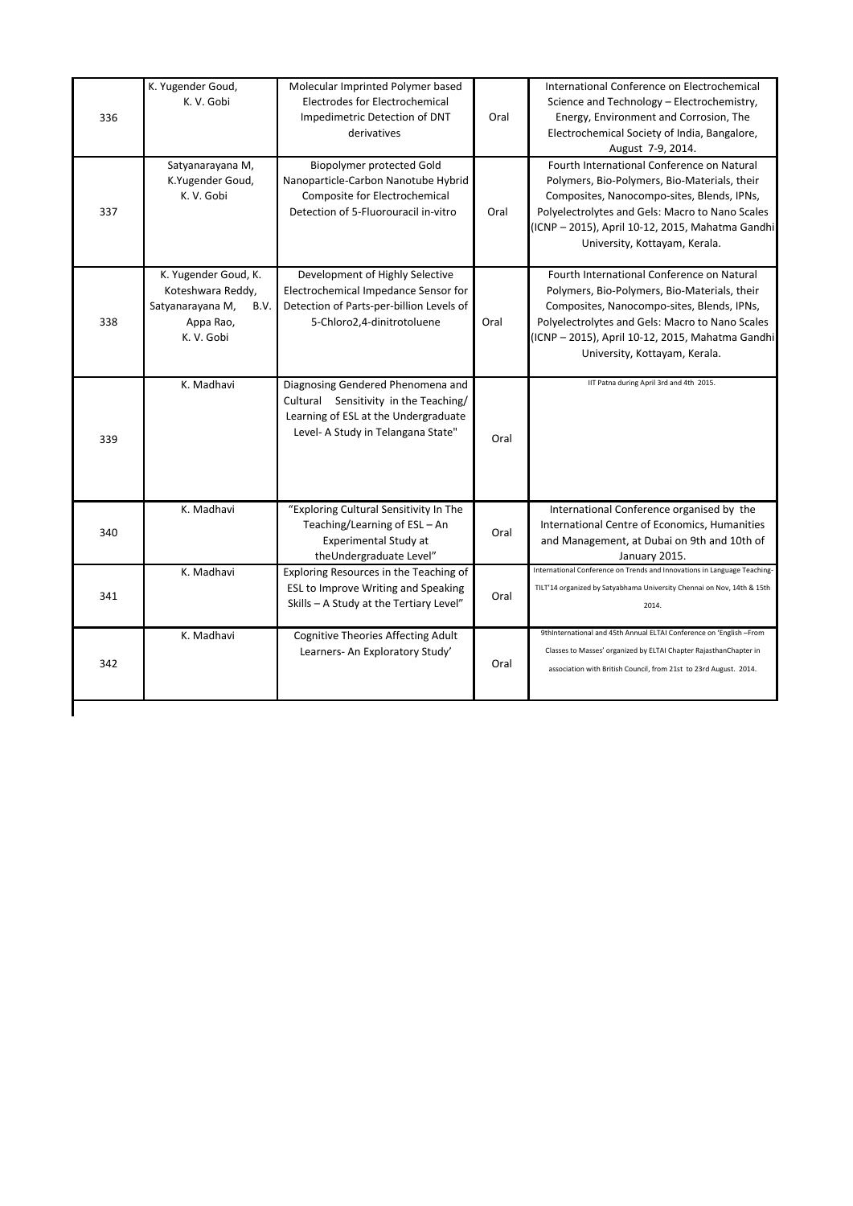| | | | | |
|---|---|---|---|---|
| 336 | K. Yugender Goud, K. V. Gobi | Molecular Imprinted Polymer based Electrodes for Electrochemical Impedimetric Detection of DNT derivatives | Oral | International Conference on Electrochemical Science and Technology – Electrochemistry, Energy, Environment and Corrosion, The Electrochemical Society of India, Bangalore, August 7-9, 2014. |
| 337 | Satyanarayana M, K.Yugender Goud, K. V. Gobi | Biopolymer protected Gold Nanoparticle-Carbon Nanotube Hybrid Composite for Electrochemical Detection of 5-Fluorouracil in-vitro | Oral | Fourth International Conference on Natural Polymers, Bio-Polymers, Bio-Materials, their Composites, Nanocompo-sites, Blends, IPNs, Polyelectrolytes and Gels: Macro to Nano Scales (ICNP – 2015), April 10-12, 2015, Mahatma Gandhi University, Kottayam, Kerala. |
| 338 | K. Yugender Goud, K. Koteshwara Reddy, Satyanarayana M, B.V. Appa Rao, K. V. Gobi | Development of Highly Selective Electrochemical Impedance Sensor for Detection of Parts-per-billion Levels of 5-Chloro2,4-dinitrotoluene | Oral | Fourth International Conference on Natural Polymers, Bio-Polymers, Bio-Materials, their Composites, Nanocompo-sites, Blends, IPNs, Polyelectrolytes and Gels: Macro to Nano Scales (ICNP – 2015), April 10-12, 2015, Mahatma Gandhi University, Kottayam, Kerala. |
| 339 | K. Madhavi | Diagnosing Gendered Phenomena and Cultural Sensitivity in the Teaching/ Learning of ESL at the Undergraduate Level- A Study in Telangana State" | Oral | IIT Patna during April 3rd and 4th 2015. |
| 340 | K. Madhavi | "Exploring Cultural Sensitivity In The Teaching/Learning of ESL – An Experimental Study at theUndergraduate Level" | Oral | International Conference organised by the International Centre of Economics, Humanities and Management, at Dubai on 9th and 10th of January 2015. |
| 341 | K. Madhavi | Exploring Resources in the Teaching of ESL to Improve Writing and Speaking Skills – A Study at the Tertiary Level" | Oral | International Conference on Trends and Innovations in Language Teaching-TILT'14 organized by Satyabhama University Chennai on Nov, 14th & 15th 2014. |
| 342 | K. Madhavi | Cognitive Theories Affecting Adult Learners- An Exploratory Study' | Oral | 9thInternational and 45th Annual ELTAI Conference on 'English –From Classes to Masses' organized by ELTAI Chapter RajasthanChapter in association with British Council, from 21st to 23rd August. 2014. |